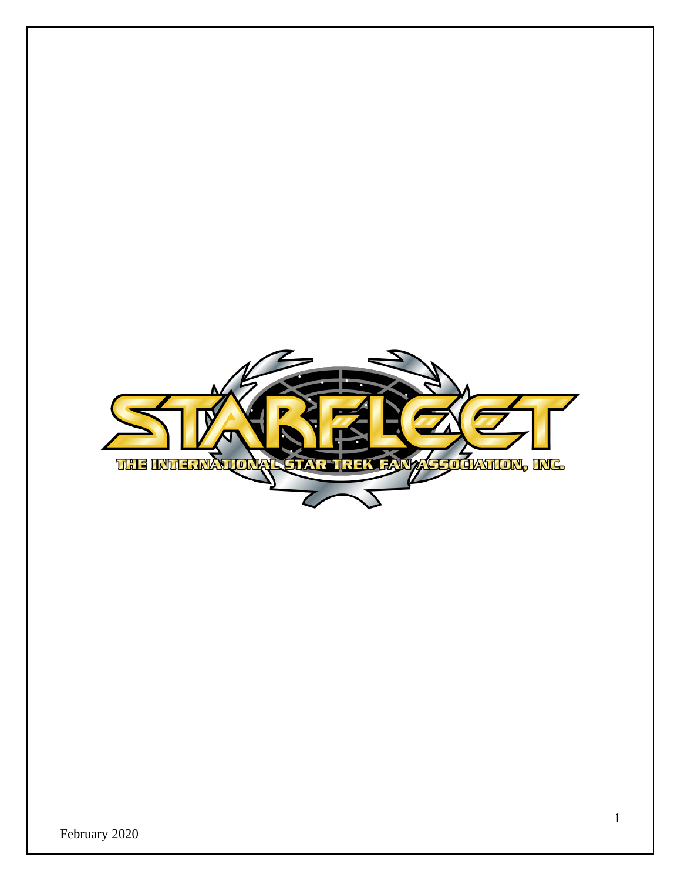STARFLEET

THE INTERNATIONAL STAR TREK FAN ASSOCIATION, INC.

February 2020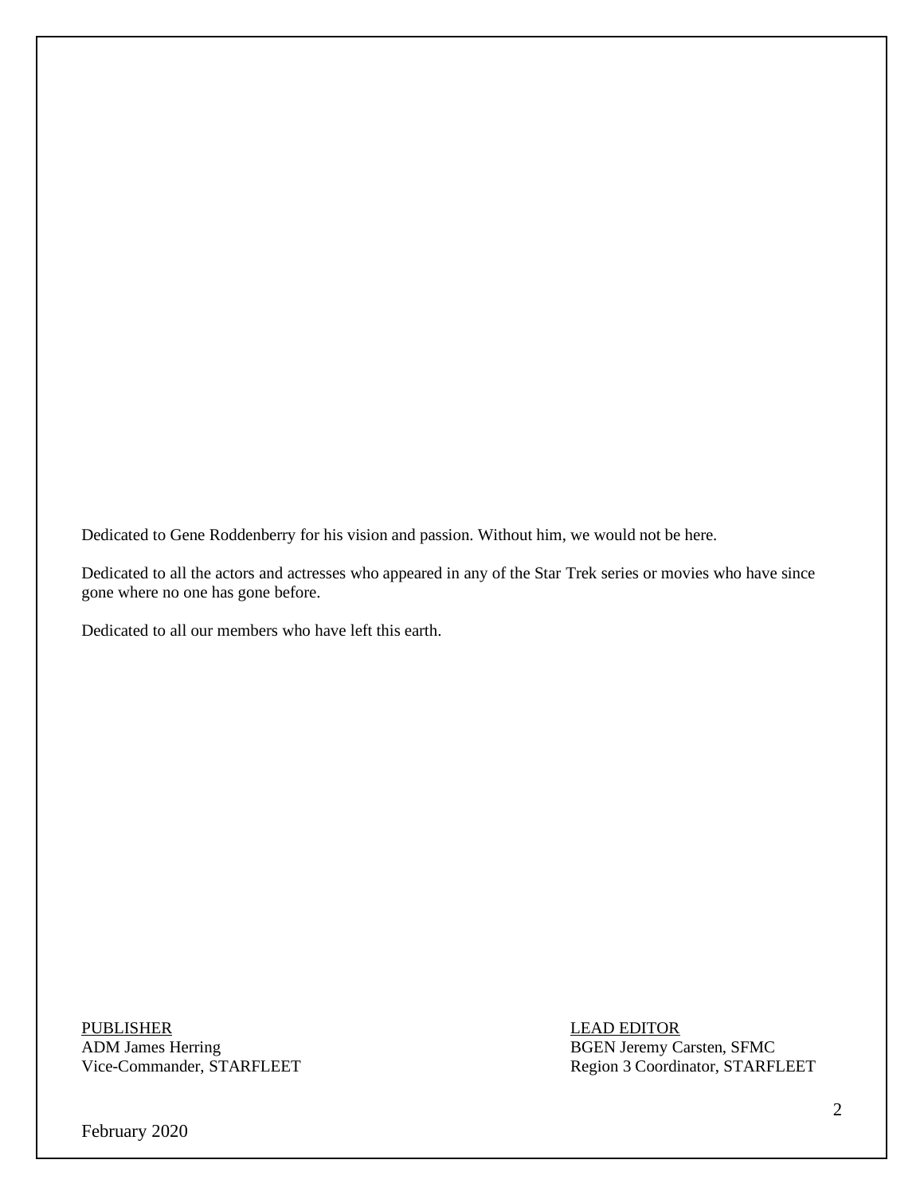Dedicated to Gene Roddenberry for his vision and passion. Without him, we would not be here.

Dedicated to all the actors and actresses who appeared in any of the Star Trek series or movies who have since gone where no one has gone before.

Dedicated to all our members who have left this earth.

<u>PUBLISHER</u>
ADM James Herring
Vice-Commander, STARFLEET

<u>LEAD EDITOR</u>
BGEN Jeremy Carsten, SFMC
Region 3 Coordinator, STARFLEET

February 2020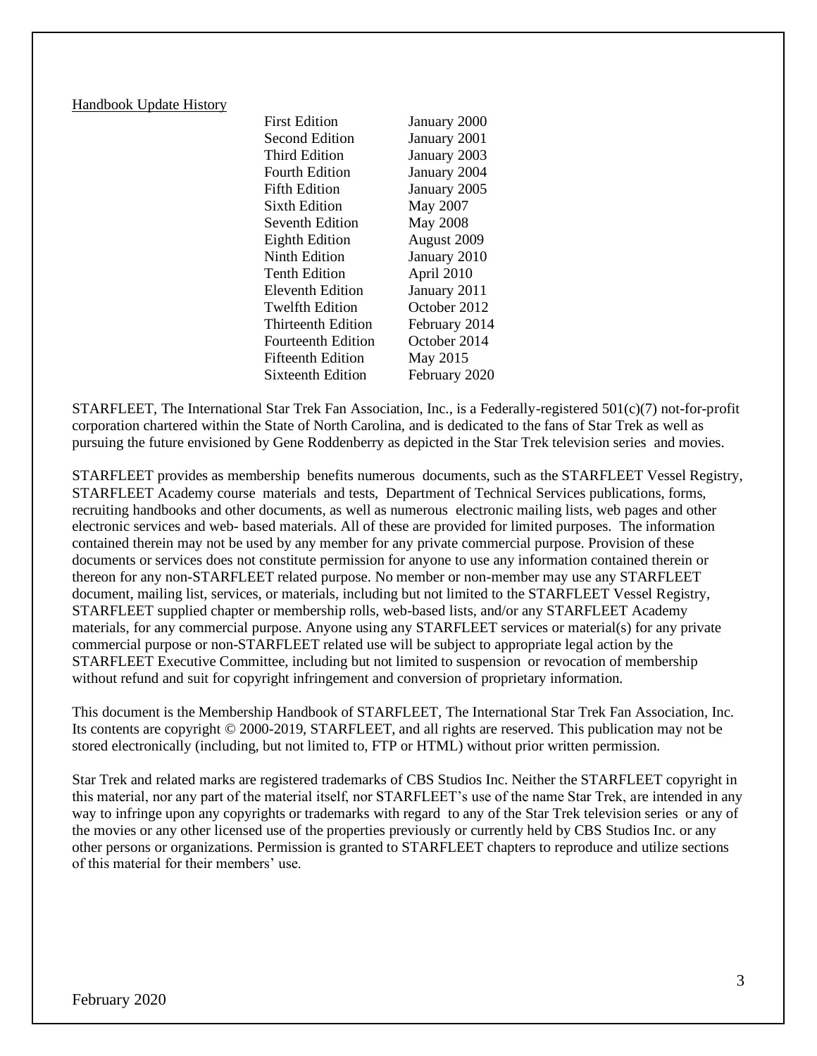Handbook Update History

| | |
|---|---|
| First Edition | January 2000 |
| Second Edition | January 2001 |
| Third Edition | January 2003 |
| Fourth Edition | January 2004 |
| Fifth Edition | January 2005 |
| Sixth Edition | May 2007 |
| Seventh Edition | May 2008 |
| Eighth Edition | August 2009 |
| Ninth Edition | January 2010 |
| Tenth Edition | April 2010 |
| Eleventh Edition | January 2011 |
| Twelfth Edition | October 2012 |
| Thirteenth Edition | February 2014 |
| Fourteenth Edition | October 2014 |
| Fifteenth Edition | May 2015 |
| Sixteenth Edition | February 2020 |

STARFLEET, The International Star Trek Fan Association, Inc., is a Federally-registered 501(c)(7) not-for-profit corporation chartered within the State of North Carolina, and is dedicated to the fans of Star Trek as well as pursuing the future envisioned by Gene Roddenberry as depicted in the Star Trek television series and movies.

STARFLEET provides as membership benefits numerous documents, such as the STARFLEET Vessel Registry, STARFLEET Academy course materials and tests, Department of Technical Services publications, forms, recruiting handbooks and other documents, as well as numerous electronic mailing lists, web pages and other electronic services and web- based materials. All of these are provided for limited purposes. The information contained therein may not be used by any member for any private commercial purpose. Provision of these documents or services does not constitute permission for anyone to use any information contained therein or thereon for any non-STARFLEET related purpose. No member or non-member may use any STARFLEET document, mailing list, services, or materials, including but not limited to the STARFLEET Vessel Registry, STARFLEET supplied chapter or membership rolls, web-based lists, and/or any STARFLEET Academy materials, for any commercial purpose. Anyone using any STARFLEET services or material(s) for any private commercial purpose or non-STARFLEET related use will be subject to appropriate legal action by the STARFLEET Executive Committee, including but not limited to suspension or revocation of membership without refund and suit for copyright infringement and conversion of proprietary information.

This document is the Membership Handbook of STARFLEET, The International Star Trek Fan Association, Inc. Its contents are copyright © 2000-2019, STARFLEET, and all rights are reserved. This publication may not be stored electronically (including, but not limited to, FTP or HTML) without prior written permission.

Star Trek and related marks are registered trademarks of CBS Studios Inc. Neither the STARFLEET copyright in this material, nor any part of the material itself, nor STARFLEET's use of the name Star Trek, are intended in any way to infringe upon any copyrights or trademarks with regard to any of the Star Trek television series or any of the movies or any other licensed use of the properties previously or currently held by CBS Studios Inc. or any other persons or organizations. Permission is granted to STARFLEET chapters to reproduce and utilize sections of this material for their members' use.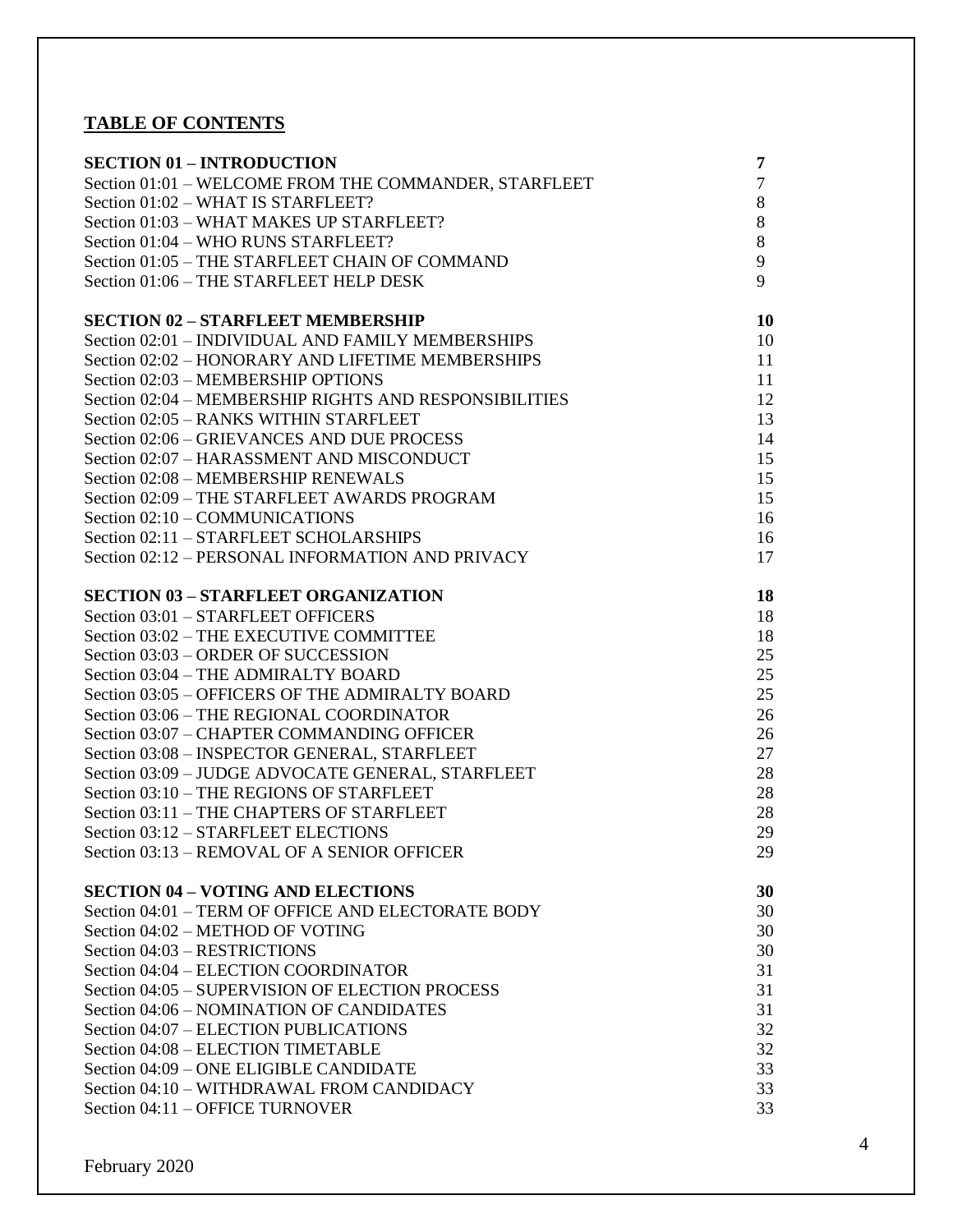## TABLE OF CONTENTS

| | |
|---|---|
| **SECTION 01 – INTRODUCTION** | **7** |
| Section 01:01 – WELCOME FROM THE COMMANDER, STARFLEET | 7 |
| Section 01:02 – WHAT IS STARFLEET? | 8 |
| Section 01:03 – WHAT MAKES UP STARFLEET? | 8 |
| Section 01:04 – WHO RUNS STARFLEET? | 8 |
| Section 01:05 – THE STARFLEET CHAIN OF COMMAND | 9 |
| Section 01:06 – THE STARFLEET HELP DESK | 9 |
| **SECTION 02 – STARFLEET MEMBERSHIP** | **10** |
| Section 02:01 – INDIVIDUAL AND FAMILY MEMBERSHIPS | 10 |
| Section 02:02 – HONORARY AND LIFETIME MEMBERSHIPS | 11 |
| Section 02:03 – MEMBERSHIP OPTIONS | 11 |
| Section 02:04 – MEMBERSHIP RIGHTS AND RESPONSIBILITIES | 12 |
| Section 02:05 – RANKS WITHIN STARFLEET | 13 |
| Section 02:06 – GRIEVANCES AND DUE PROCESS | 14 |
| Section 02:07 – HARASSMENT AND MISCONDUCT | 15 |
| Section 02:08 – MEMBERSHIP RENEWALS | 15 |
| Section 02:09 – THE STARFLEET AWARDS PROGRAM | 15 |
| Section 02:10 – COMMUNICATIONS | 16 |
| Section 02:11 – STARFLEET SCHOLARSHIPS | 16 |
| Section 02:12 – PERSONAL INFORMATION AND PRIVACY | 17 |
| **SECTION 03 – STARFLEET ORGANIZATION** | **18** |
| Section 03:01 – STARFLEET OFFICERS | 18 |
| Section 03:02 – THE EXECUTIVE COMMITTEE | 18 |
| Section 03:03 – ORDER OF SUCCESSION | 25 |
| Section 03:04 – THE ADMIRALTY BOARD | 25 |
| Section 03:05 – OFFICERS OF THE ADMIRALTY BOARD | 25 |
| Section 03:06 – THE REGIONAL COORDINATOR | 26 |
| Section 03:07 – CHAPTER COMMANDING OFFICER | 26 |
| Section 03:08 – INSPECTOR GENERAL, STARFLEET | 27 |
| Section 03:09 – JUDGE ADVOCATE GENERAL, STARFLEET | 28 |
| Section 03:10 – THE REGIONS OF STARFLEET | 28 |
| Section 03:11 – THE CHAPTERS OF STARFLEET | 28 |
| Section 03:12 – STARFLEET ELECTIONS | 29 |
| Section 03:13 – REMOVAL OF A SENIOR OFFICER | 29 |
| **SECTION 04 – VOTING AND ELECTIONS** | **30** |
| Section 04:01 – TERM OF OFFICE AND ELECTORATE BODY | 30 |
| Section 04:02 – METHOD OF VOTING | 30 |
| Section 04:03 – RESTRICTIONS | 30 |
| Section 04:04 – ELECTION COORDINATOR | 31 |
| Section 04:05 – SUPERVISION OF ELECTION PROCESS | 31 |
| Section 04:06 – NOMINATION OF CANDIDATES | 31 |
| Section 04:07 – ELECTION PUBLICATIONS | 32 |
| Section 04:08 – ELECTION TIMETABLE | 32 |
| Section 04:09 – ONE ELIGIBLE CANDIDATE | 33 |
| Section 04:10 – WITHDRAWAL FROM CANDIDACY | 33 |
| Section 04:11 – OFFICE TURNOVER | 33 |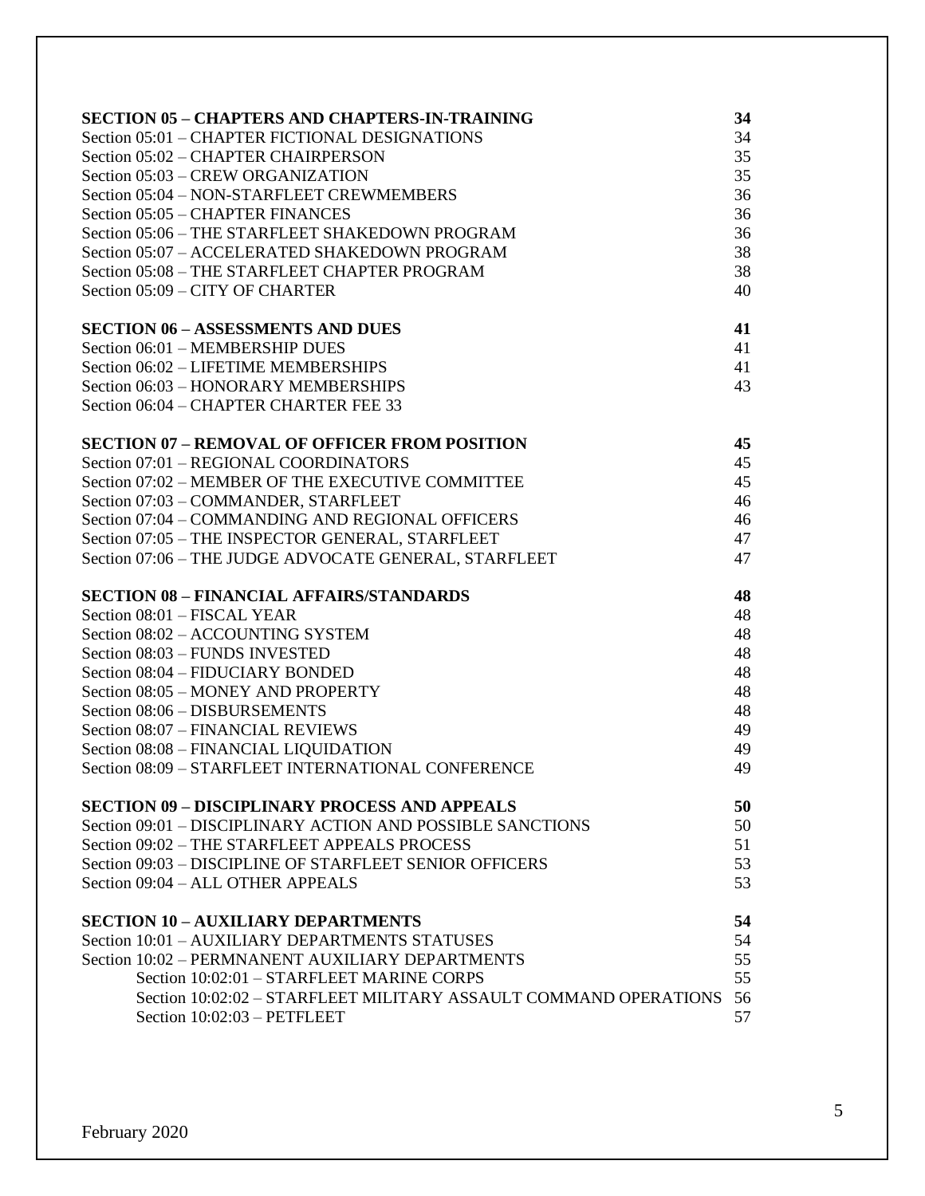| | |
|---|---|
| **SECTION 05 – CHAPTERS AND CHAPTERS-IN-TRAINING** | **34** |
| Section 05:01 – CHAPTER FICTIONAL DESIGNATIONS | 34 |
| Section 05:02 – CHAPTER CHAIRPERSON | 35 |
| Section 05:03 – CREW ORGANIZATION | 35 |
| Section 05:04 – NON-STARFLEET CREWMEMBERS | 36 |
| Section 05:05 – CHAPTER FINANCES | 36 |
| Section 05:06 – THE STARFLEET SHAKEDOWN PROGRAM | 36 |
| Section 05:07 – ACCELERATED SHAKEDOWN PROGRAM | 38 |
| Section 05:08 – THE STARFLEET CHAPTER PROGRAM | 38 |
| Section 05:09 – CITY OF CHARTER | 40 |
| | |
| **SECTION 06 – ASSESSMENTS AND DUES** | **41** |
| Section 06:01 – MEMBERSHIP DUES | 41 |
| Section 06:02 – LIFETIME MEMBERSHIPS | 41 |
| Section 06:03 – HONORARY MEMBERSHIPS | 43 |
| Section 06:04 – CHAPTER CHARTER FEE 33 | |
| | |
| **SECTION 07 – REMOVAL OF OFFICER FROM POSITION** | **45** |
| Section 07:01 – REGIONAL COORDINATORS | 45 |
| Section 07:02 – MEMBER OF THE EXECUTIVE COMMITTEE | 45 |
| Section 07:03 – COMMANDER, STARFLEET | 46 |
| Section 07:04 – COMMANDING AND REGIONAL OFFICERS | 46 |
| Section 07:05 – THE INSPECTOR GENERAL, STARFLEET | 47 |
| Section 07:06 – THE JUDGE ADVOCATE GENERAL, STARFLEET | 47 |
| | |
| **SECTION 08 – FINANCIAL AFFAIRS/STANDARDS** | **48** |
| Section 08:01 – FISCAL YEAR | 48 |
| Section 08:02 – ACCOUNTING SYSTEM | 48 |
| Section 08:03 – FUNDS INVESTED | 48 |
| Section 08:04 – FIDUCIARY BONDED | 48 |
| Section 08:05 – MONEY AND PROPERTY | 48 |
| Section 08:06 – DISBURSEMENTS | 48 |
| Section 08:07 – FINANCIAL REVIEWS | 49 |
| Section 08:08 – FINANCIAL LIQUIDATION | 49 |
| Section 08:09 – STARFLEET INTERNATIONAL CONFERENCE | 49 |
| | |
| **SECTION 09 – DISCIPLINARY PROCESS AND APPEALS** | **50** |
| Section 09:01 – DISCIPLINARY ACTION AND POSSIBLE SANCTIONS | 50 |
| Section 09:02 – THE STARFLEET APPEALS PROCESS | 51 |
| Section 09:03 – DISCIPLINE OF STARFLEET SENIOR OFFICERS | 53 |
| Section 09:04 – ALL OTHER APPEALS | 53 |
| | |
| **SECTION 10 – AUXILIARY DEPARTMENTS** | **54** |
| Section 10:01 – AUXILIARY DEPARTMENTS STATUSES | 54 |
| Section 10:02 – PERMNANENT AUXILIARY DEPARTMENTS | 55 |
| &nbsp;&nbsp;&nbsp;&nbsp;Section 10:02:01 – STARFLEET MARINE CORPS | 55 |
| &nbsp;&nbsp;&nbsp;&nbsp;Section 10:02:02 – STARFLEET MILITARY ASSAULT COMMAND OPERATIONS | 56 |
| &nbsp;&nbsp;&nbsp;&nbsp;Section 10:02:03 – PETFLEET | 57 |

February 2020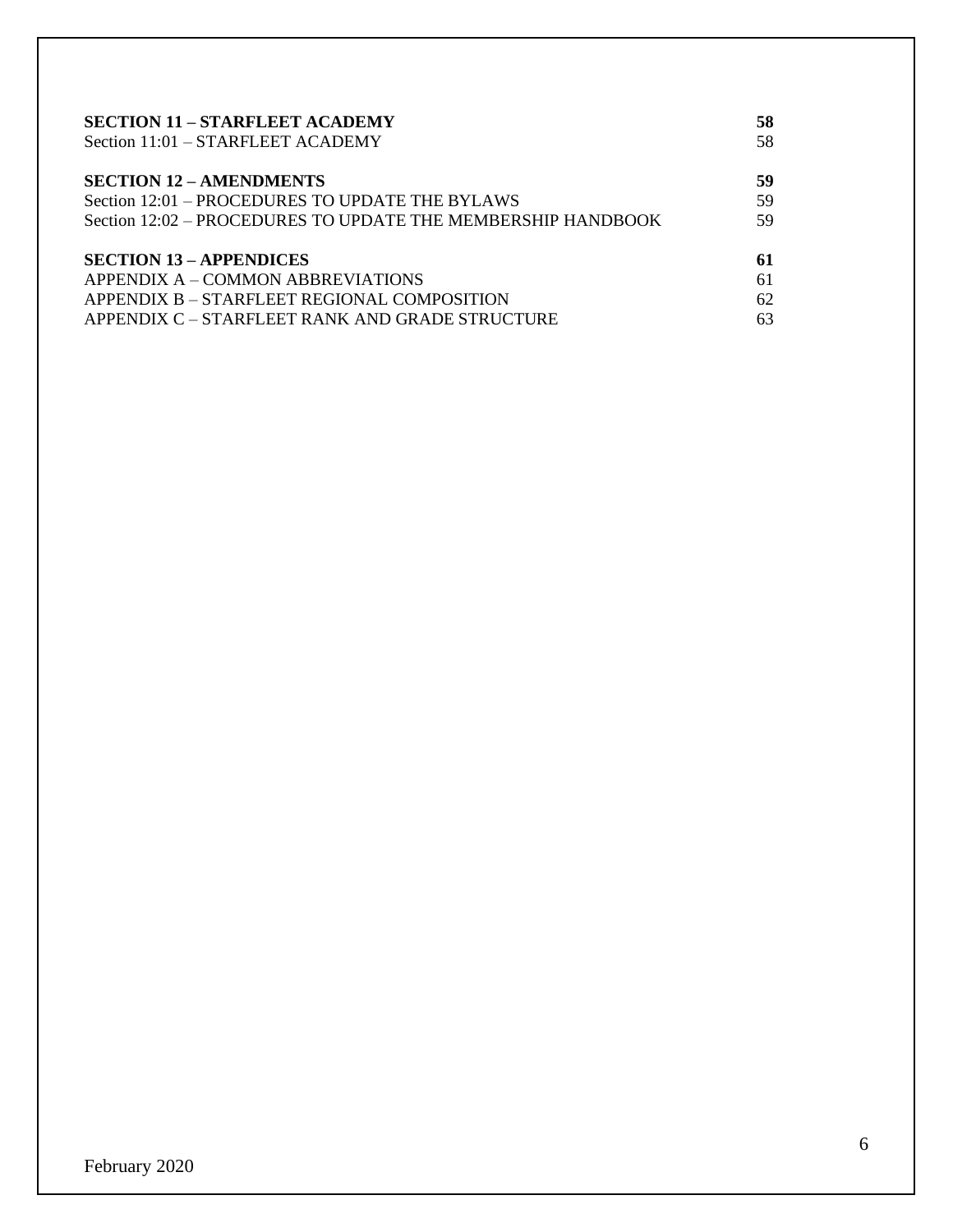| | |
|---|---|
| **SECTION 11 – STARFLEET ACADEMY** | **58** |
| Section 11:01 – STARFLEET ACADEMY | 58 |
| **SECTION 12 – AMENDMENTS** | **59** |
| Section 12:01 – PROCEDURES TO UPDATE THE BYLAWS | 59 |
| Section 12:02 – PROCEDURES TO UPDATE THE MEMBERSHIP HANDBOOK | 59 |
| **SECTION 13 – APPENDICES** | **61** |
| APPENDIX A – COMMON ABBREVIATIONS | 61 |
| APPENDIX B – STARFLEET REGIONAL COMPOSITION | 62 |
| APPENDIX C – STARFLEET RANK AND GRADE STRUCTURE | 63 |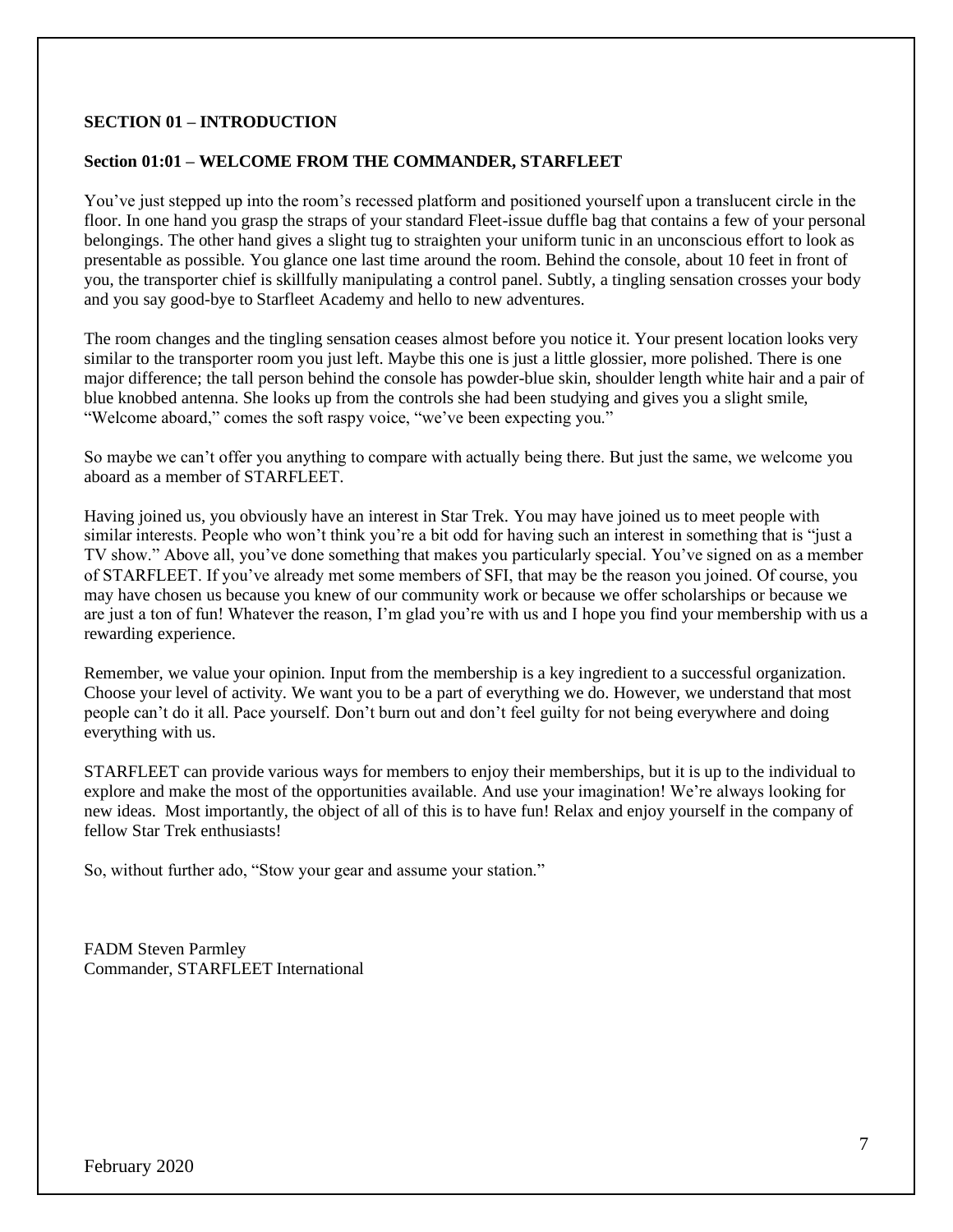## SECTION 01 – INTRODUCTION

### Section 01:01 – WELCOME FROM THE COMMANDER, STARFLEET

You've just stepped up into the room's recessed platform and positioned yourself upon a translucent circle in the floor. In one hand you grasp the straps of your standard Fleet-issue duffle bag that contains a few of your personal belongings. The other hand gives a slight tug to straighten your uniform tunic in an unconscious effort to look as presentable as possible. You glance one last time around the room. Behind the console, about 10 feet in front of you, the transporter chief is skillfully manipulating a control panel. Subtly, a tingling sensation crosses your body and you say good-bye to Starfleet Academy and hello to new adventures.

The room changes and the tingling sensation ceases almost before you notice it. Your present location looks very similar to the transporter room you just left. Maybe this one is just a little glossier, more polished. There is one major difference; the tall person behind the console has powder-blue skin, shoulder length white hair and a pair of blue knobbed antenna. She looks up from the controls she had been studying and gives you a slight smile, "Welcome aboard," comes the soft raspy voice, "we've been expecting you."

So maybe we can't offer you anything to compare with actually being there. But just the same, we welcome you aboard as a member of STARFLEET.

Having joined us, you obviously have an interest in Star Trek. You may have joined us to meet people with similar interests. People who won't think you're a bit odd for having such an interest in something that is "just a TV show." Above all, you've done something that makes you particularly special. You've signed on as a member of STARFLEET. If you've already met some members of SFI, that may be the reason you joined. Of course, you may have chosen us because you knew of our community work or because we offer scholarships or because we are just a ton of fun! Whatever the reason, I'm glad you're with us and I hope you find your membership with us a rewarding experience.

Remember, we value your opinion. Input from the membership is a key ingredient to a successful organization. Choose your level of activity. We want you to be a part of everything we do. However, we understand that most people can't do it all. Pace yourself. Don't burn out and don't feel guilty for not being everywhere and doing everything with us.

STARFLEET can provide various ways for members to enjoy their memberships, but it is up to the individual to explore and make the most of the opportunities available. And use your imagination! We're always looking for new ideas. Most importantly, the object of all of this is to have fun! Relax and enjoy yourself in the company of fellow Star Trek enthusiasts!

So, without further ado, "Stow your gear and assume your station."

FADM Steven Parmley
Commander, STARFLEET International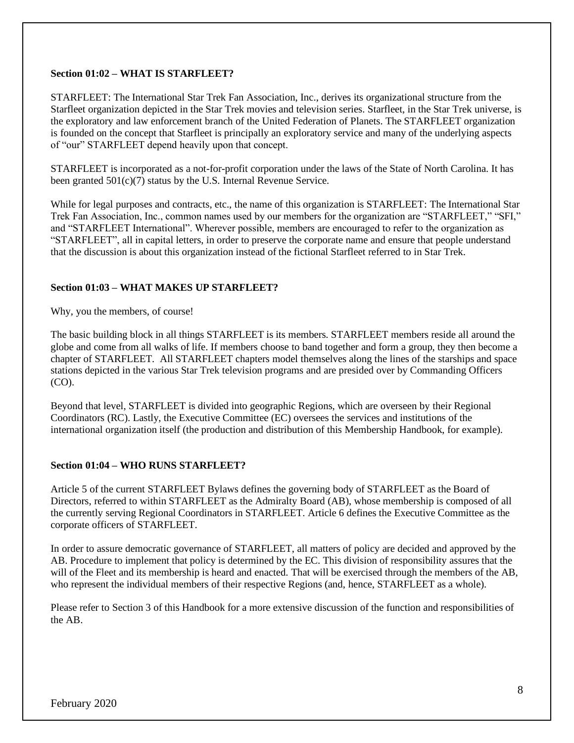**Section 01:02 – WHAT IS STARFLEET?**

STARFLEET: The International Star Trek Fan Association, Inc., derives its organizational structure from the Starfleet organization depicted in the Star Trek movies and television series. Starfleet, in the Star Trek universe, is the exploratory and law enforcement branch of the United Federation of Planets. The STARFLEET organization is founded on the concept that Starfleet is principally an exploratory service and many of the underlying aspects of "our" STARFLEET depend heavily upon that concept.

STARFLEET is incorporated as a not-for-profit corporation under the laws of the State of North Carolina. It has been granted 501(c)(7) status by the U.S. Internal Revenue Service.

While for legal purposes and contracts, etc., the name of this organization is STARFLEET: The International Star Trek Fan Association, Inc., common names used by our members for the organization are "STARFLEET," "SFI," and "STARFLEET International". Wherever possible, members are encouraged to refer to the organization as "STARFLEET", all in capital letters, in order to preserve the corporate name and ensure that people understand that the discussion is about this organization instead of the fictional Starfleet referred to in Star Trek.

**Section 01:03 – WHAT MAKES UP STARFLEET?**

Why, you the members, of course!

The basic building block in all things STARFLEET is its members. STARFLEET members reside all around the globe and come from all walks of life. If members choose to band together and form a group, they then become a chapter of STARFLEET. All STARFLEET chapters model themselves along the lines of the starships and space stations depicted in the various Star Trek television programs and are presided over by Commanding Officers (CO).

Beyond that level, STARFLEET is divided into geographic Regions, which are overseen by their Regional Coordinators (RC). Lastly, the Executive Committee (EC) oversees the services and institutions of the international organization itself (the production and distribution of this Membership Handbook, for example).

**Section 01:04 – WHO RUNS STARFLEET?**

Article 5 of the current STARFLEET Bylaws defines the governing body of STARFLEET as the Board of Directors, referred to within STARFLEET as the Admiralty Board (AB), whose membership is composed of all the currently serving Regional Coordinators in STARFLEET. Article 6 defines the Executive Committee as the corporate officers of STARFLEET.

In order to assure democratic governance of STARFLEET, all matters of policy are decided and approved by the AB. Procedure to implement that policy is determined by the EC. This division of responsibility assures that the will of the Fleet and its membership is heard and enacted. That will be exercised through the members of the AB, who represent the individual members of their respective Regions (and, hence, STARFLEET as a whole).

Please refer to Section 3 of this Handbook for a more extensive discussion of the function and responsibilities of the AB.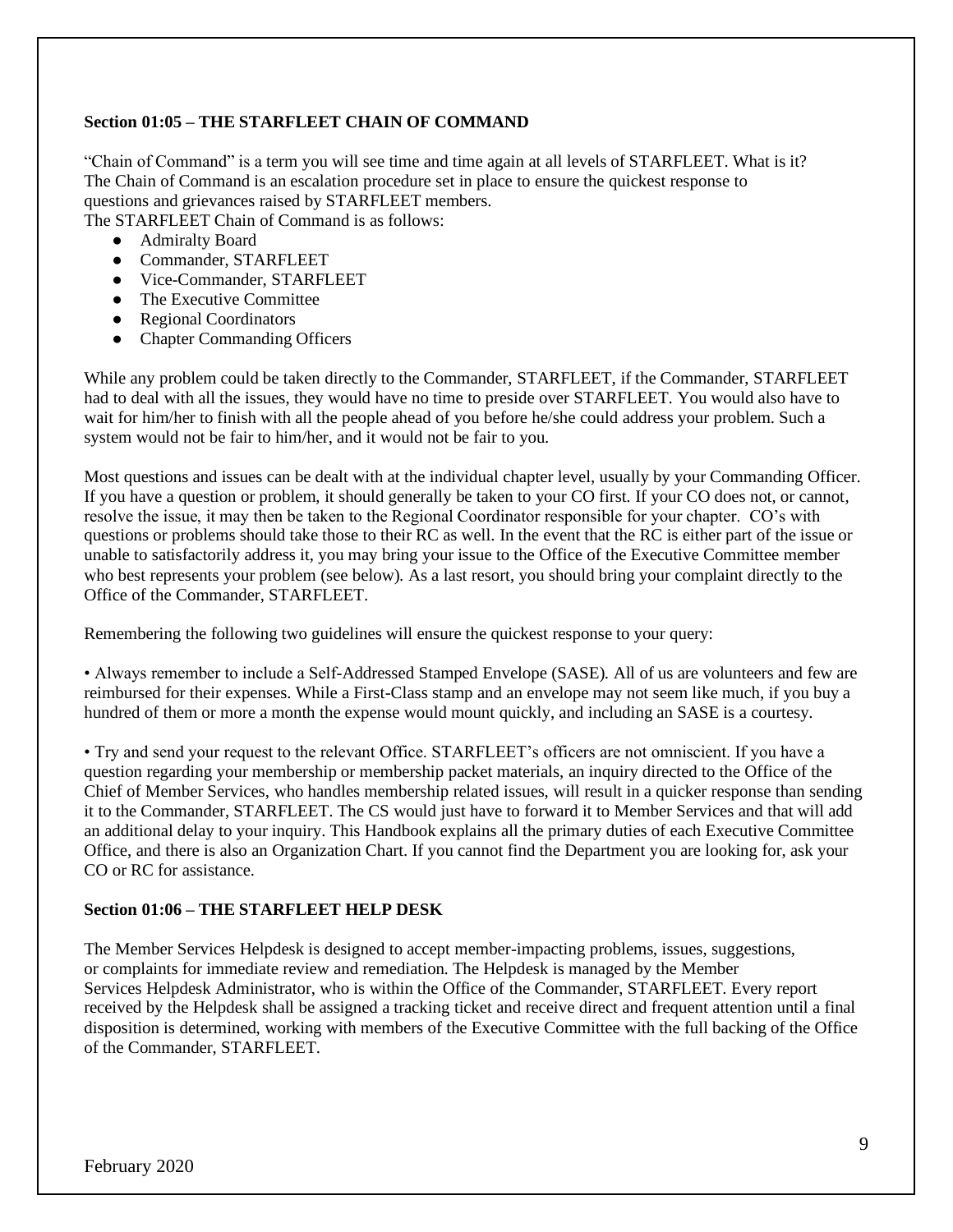### Section 01:05 – THE STARFLEET CHAIN OF COMMAND

"Chain of Command" is a term you will see time and time again at all levels of STARFLEET. What is it? The Chain of Command is an escalation procedure set in place to ensure the quickest response to questions and grievances raised by STARFLEET members.
The STARFLEET Chain of Command is as follows:

- Admiralty Board
- Commander, STARFLEET
- Vice-Commander, STARFLEET
- The Executive Committee
- Regional Coordinators
- Chapter Commanding Officers

While any problem could be taken directly to the Commander, STARFLEET, if the Commander, STARFLEET had to deal with all the issues, they would have no time to preside over STARFLEET. You would also have to wait for him/her to finish with all the people ahead of you before he/she could address your problem. Such a system would not be fair to him/her, and it would not be fair to you.

Most questions and issues can be dealt with at the individual chapter level, usually by your Commanding Officer. If you have a question or problem, it should generally be taken to your CO first. If your CO does not, or cannot, resolve the issue, it may then be taken to the Regional Coordinator responsible for your chapter. CO's with questions or problems should take those to their RC as well. In the event that the RC is either part of the issue or unable to satisfactorily address it, you may bring your issue to the Office of the Executive Committee member who best represents your problem (see below). As a last resort, you should bring your complaint directly to the Office of the Commander, STARFLEET.

Remembering the following two guidelines will ensure the quickest response to your query:

• Always remember to include a Self-Addressed Stamped Envelope (SASE). All of us are volunteers and few are reimbursed for their expenses. While a First-Class stamp and an envelope may not seem like much, if you buy a hundred of them or more a month the expense would mount quickly, and including an SASE is a courtesy.

• Try and send your request to the relevant Office. STARFLEET's officers are not omniscient. If you have a question regarding your membership or membership packet materials, an inquiry directed to the Office of the Chief of Member Services, who handles membership related issues, will result in a quicker response than sending it to the Commander, STARFLEET. The CS would just have to forward it to Member Services and that will add an additional delay to your inquiry. This Handbook explains all the primary duties of each Executive Committee Office, and there is also an Organization Chart. If you cannot find the Department you are looking for, ask your CO or RC for assistance.

### Section 01:06 – THE STARFLEET HELP DESK

The Member Services Helpdesk is designed to accept member-impacting problems, issues, suggestions, or complaints for immediate review and remediation. The Helpdesk is managed by the Member Services Helpdesk Administrator, who is within the Office of the Commander, STARFLEET. Every report received by the Helpdesk shall be assigned a tracking ticket and receive direct and frequent attention until a final disposition is determined, working with members of the Executive Committee with the full backing of the Office of the Commander, STARFLEET.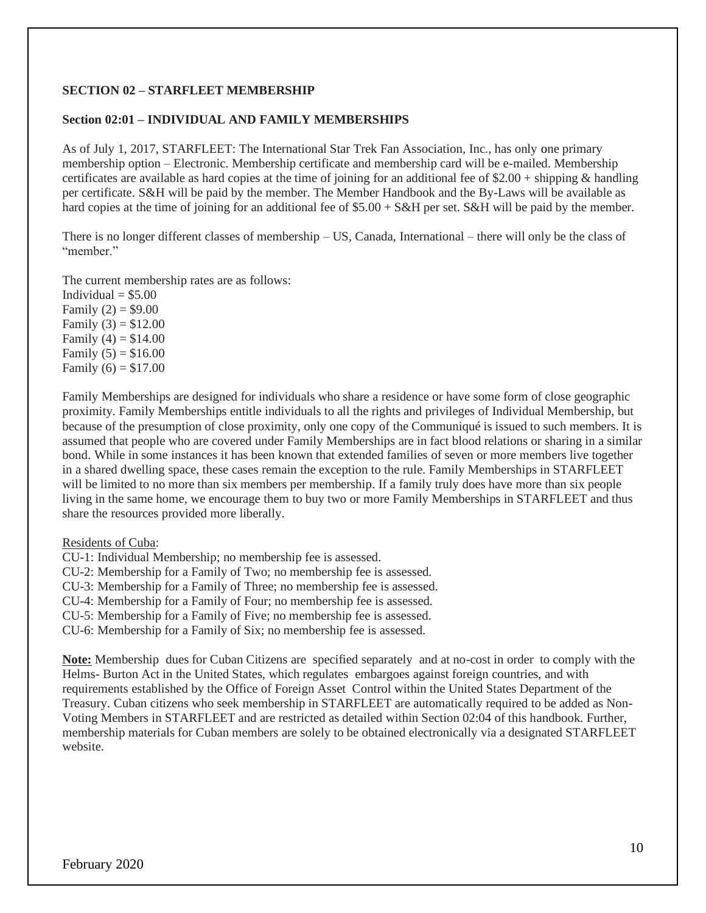## SECTION 02 – STARFLEET MEMBERSHIP

### Section 02:01 – INDIVIDUAL AND FAMILY MEMBERSHIPS

As of July 1, 2017, STARFLEET: The International Star Trek Fan Association, Inc., has only one primary membership option – Electronic. Membership certificate and membership card will be e-mailed. Membership certificates are available as hard copies at the time of joining for an additional fee of $2.00 + shipping & handling per certificate. S&H will be paid by the member. The Member Handbook and the By-Laws will be available as hard copies at the time of joining for an additional fee of $5.00 + S&H per set. S&H will be paid by the member.

There is no longer different classes of membership – US, Canada, International – there will only be the class of "member."

The current membership rates are as follows:
Individual = $5.00
Family (2) = $9.00
Family (3) = $12.00
Family (4) = $14.00
Family (5) = $16.00
Family (6) = $17.00

Family Memberships are designed for individuals who share a residence or have some form of close geographic proximity. Family Memberships entitle individuals to all the rights and privileges of Individual Membership, but because of the presumption of close proximity, only one copy of the Communiqué is issued to such members. It is assumed that people who are covered under Family Memberships are in fact blood relations or sharing in a similar bond. While in some instances it has been known that extended families of seven or more members live together in a shared dwelling space, these cases remain the exception to the rule. Family Memberships in STARFLEET will be limited to no more than six members per membership. If a family truly does have more than six people living in the same home, we encourage them to buy two or more Family Memberships in STARFLEET and thus share the resources provided more liberally.

Residents of Cuba:
CU-1: Individual Membership; no membership fee is assessed.
CU-2: Membership for a Family of Two; no membership fee is assessed.
CU-3: Membership for a Family of Three; no membership fee is assessed.
CU-4: Membership for a Family of Four; no membership fee is assessed.
CU-5: Membership for a Family of Five; no membership fee is assessed.
CU-6: Membership for a Family of Six; no membership fee is assessed.

**Note:** Membership dues for Cuban Citizens are specified separately and at no-cost in order to comply with the Helms- Burton Act in the United States, which regulates embargoes against foreign countries, and with requirements established by the Office of Foreign Asset Control within the United States Department of the Treasury. Cuban citizens who seek membership in STARFLEET are automatically required to be added as Non-Voting Members in STARFLEET and are restricted as detailed within Section 02:04 of this handbook. Further, membership materials for Cuban members are solely to be obtained electronically via a designated STARFLEET website.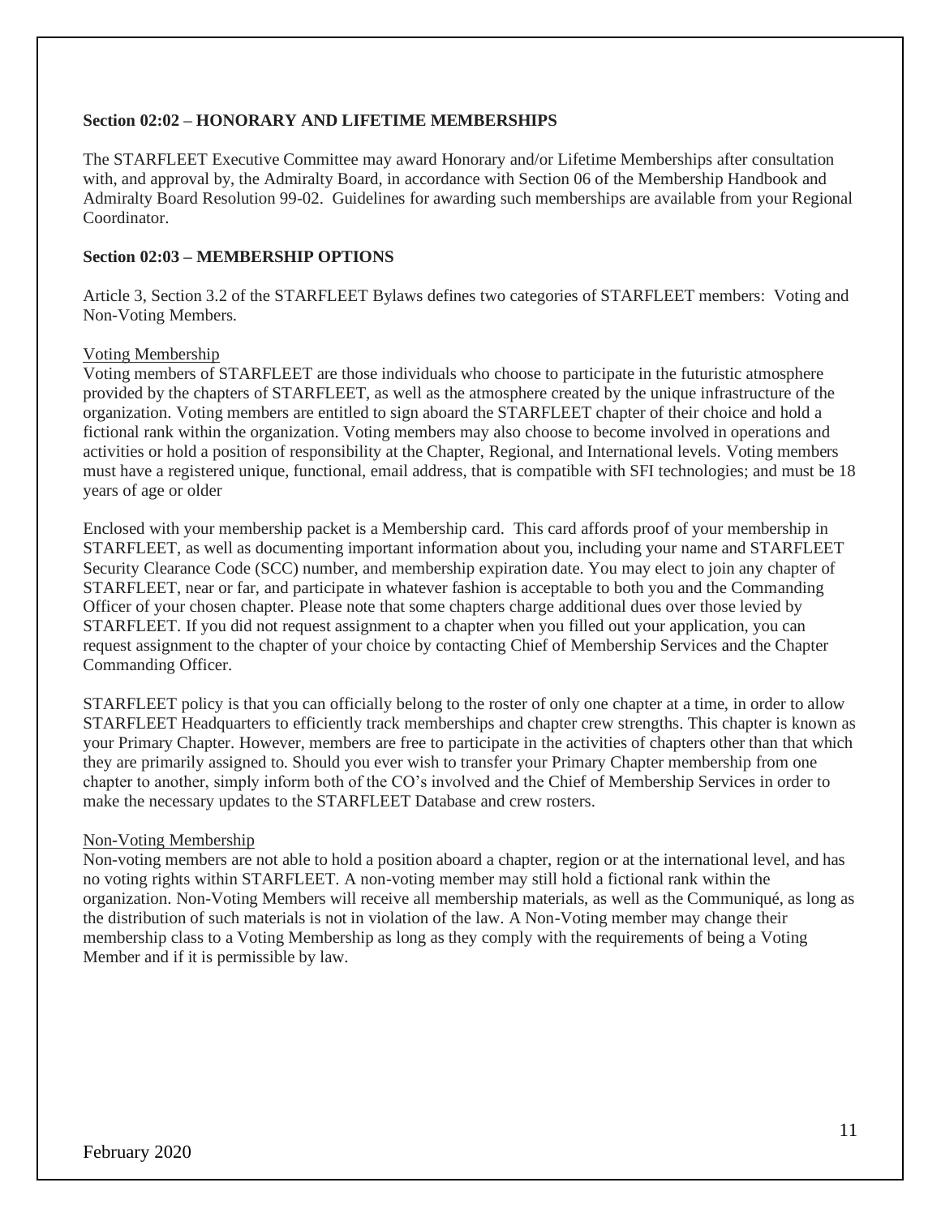**Section 02:02 – HONORARY AND LIFETIME MEMBERSHIPS**

The STARFLEET Executive Committee may award Honorary and/or Lifetime Memberships after consultation with, and approval by, the Admiralty Board, in accordance with Section 06 of the Membership Handbook and Admiralty Board Resolution 99-02. Guidelines for awarding such memberships are available from your Regional Coordinator.

**Section 02:03 – MEMBERSHIP OPTIONS**

Article 3, Section 3.2 of the STARFLEET Bylaws defines two categories of STARFLEET members: Voting and Non-Voting Members.

<u>Voting Membership</u>

Voting members of STARFLEET are those individuals who choose to participate in the futuristic atmosphere provided by the chapters of STARFLEET, as well as the atmosphere created by the unique infrastructure of the organization. Voting members are entitled to sign aboard the STARFLEET chapter of their choice and hold a fictional rank within the organization. Voting members may also choose to become involved in operations and activities or hold a position of responsibility at the Chapter, Regional, and International levels. Voting members must have a registered unique, functional, email address, that is compatible with SFI technologies; and must be 18 years of age or older

Enclosed with your membership packet is a Membership card. This card affords proof of your membership in STARFLEET, as well as documenting important information about you, including your name and STARFLEET Security Clearance Code (SCC) number, and membership expiration date. You may elect to join any chapter of STARFLEET, near or far, and participate in whatever fashion is acceptable to both you and the Commanding Officer of your chosen chapter. Please note that some chapters charge additional dues over those levied by STARFLEET. If you did not request assignment to a chapter when you filled out your application, you can request assignment to the chapter of your choice by contacting Chief of Membership Services and the Chapter Commanding Officer.

STARFLEET policy is that you can officially belong to the roster of only one chapter at a time, in order to allow STARFLEET Headquarters to efficiently track memberships and chapter crew strengths. This chapter is known as your Primary Chapter. However, members are free to participate in the activities of chapters other than that which they are primarily assigned to. Should you ever wish to transfer your Primary Chapter membership from one chapter to another, simply inform both of the CO's involved and the Chief of Membership Services in order to make the necessary updates to the STARFLEET Database and crew rosters.

<u>Non-Voting Membership</u>

Non-voting members are not able to hold a position aboard a chapter, region or at the international level, and has no voting rights within STARFLEET. A non-voting member may still hold a fictional rank within the organization. Non-Voting Members will receive all membership materials, as well as the Communiqué, as long as the distribution of such materials is not in violation of the law. A Non-Voting member may change their membership class to a Voting Membership as long as they comply with the requirements of being a Voting Member and if it is permissible by law.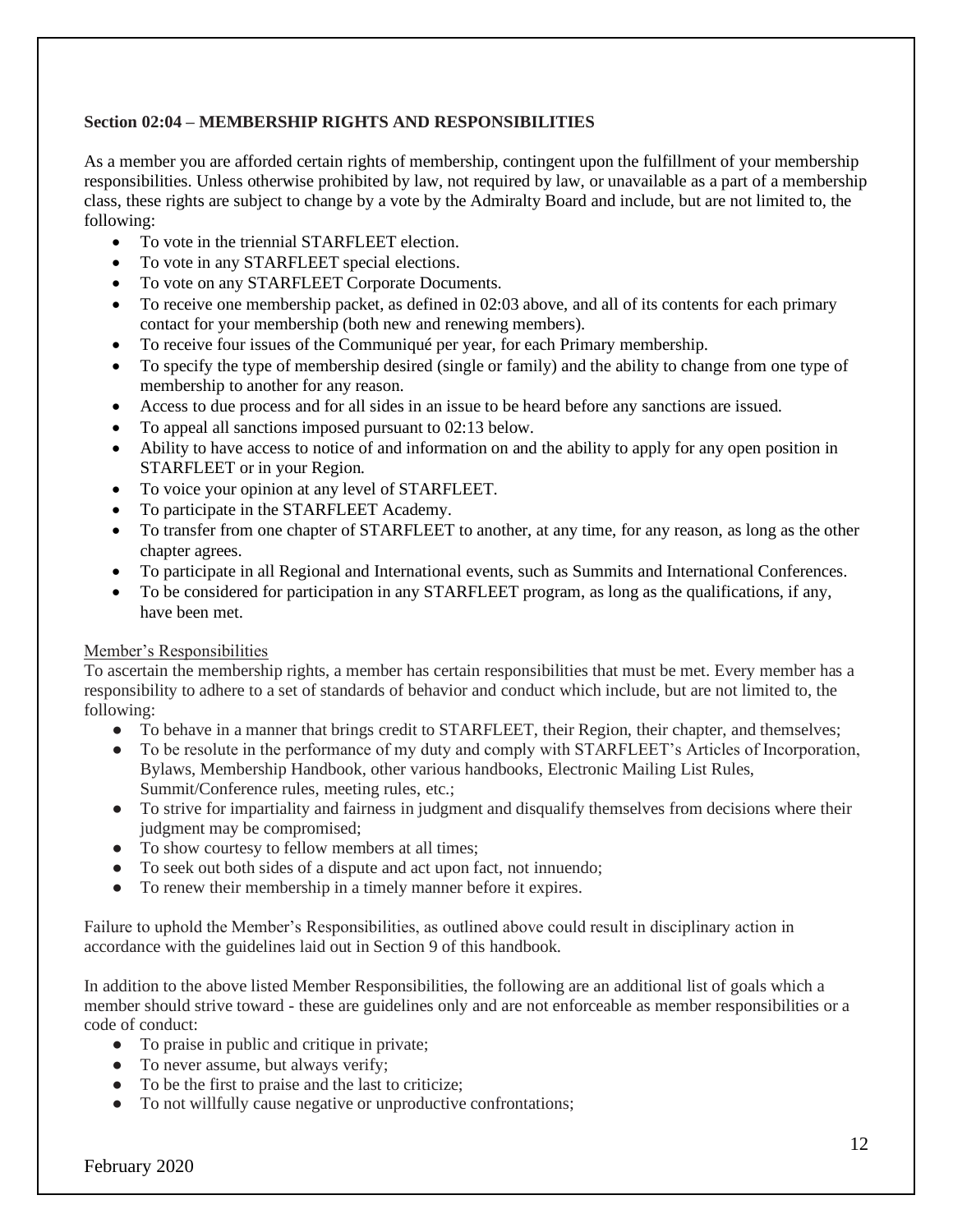**Section 02:04 – MEMBERSHIP RIGHTS AND RESPONSIBILITIES**

As a member you are afforded certain rights of membership, contingent upon the fulfillment of your membership responsibilities. Unless otherwise prohibited by law, not required by law, or unavailable as a part of a membership class, these rights are subject to change by a vote by the Admiralty Board and include, but are not limited to, the following:

- To vote in the triennial STARFLEET election.
- To vote in any STARFLEET special elections.
- To vote on any STARFLEET Corporate Documents.
- To receive one membership packet, as defined in 02:03 above, and all of its contents for each primary contact for your membership (both new and renewing members).
- To receive four issues of the Communiqué per year, for each Primary membership.
- To specify the type of membership desired (single or family) and the ability to change from one type of membership to another for any reason.
- Access to due process and for all sides in an issue to be heard before any sanctions are issued.
- To appeal all sanctions imposed pursuant to 02:13 below.
- Ability to have access to notice of and information on and the ability to apply for any open position in STARFLEET or in your Region.
- To voice your opinion at any level of STARFLEET.
- To participate in the STARFLEET Academy.
- To transfer from one chapter of STARFLEET to another, at any time, for any reason, as long as the other chapter agrees.
- To participate in all Regional and International events, such as Summits and International Conferences.
- To be considered for participation in any STARFLEET program, as long as the qualifications, if any, have been met.

Member's Responsibilities

To ascertain the membership rights, a member has certain responsibilities that must be met. Every member has a responsibility to adhere to a set of standards of behavior and conduct which include, but are not limited to, the following:

- To behave in a manner that brings credit to STARFLEET, their Region, their chapter, and themselves;
- To be resolute in the performance of my duty and comply with STARFLEET's Articles of Incorporation, Bylaws, Membership Handbook, other various handbooks, Electronic Mailing List Rules, Summit/Conference rules, meeting rules, etc.;
- To strive for impartiality and fairness in judgment and disqualify themselves from decisions where their judgment may be compromised;
- To show courtesy to fellow members at all times;
- To seek out both sides of a dispute and act upon fact, not innuendo;
- To renew their membership in a timely manner before it expires.

Failure to uphold the Member's Responsibilities, as outlined above could result in disciplinary action in accordance with the guidelines laid out in Section 9 of this handbook.

In addition to the above listed Member Responsibilities, the following are an additional list of goals which a member should strive toward - these are guidelines only and are not enforceable as member responsibilities or a code of conduct:

- To praise in public and critique in private;
- To never assume, but always verify;
- To be the first to praise and the last to criticize;
- To not willfully cause negative or unproductive confrontations;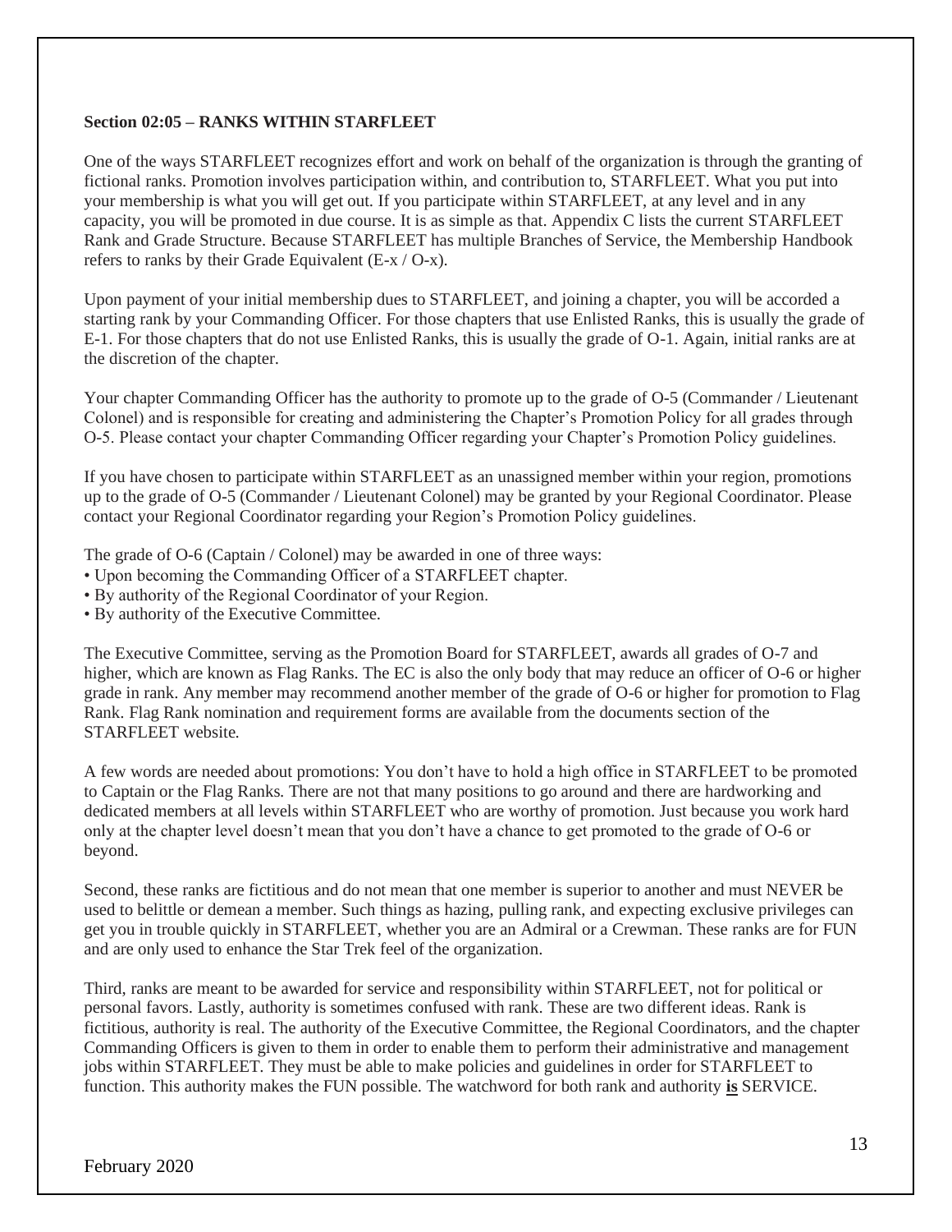**Section 02:05 – RANKS WITHIN STARFLEET**

One of the ways STARFLEET recognizes effort and work on behalf of the organization is through the granting of fictional ranks. Promotion involves participation within, and contribution to, STARFLEET. What you put into your membership is what you will get out. If you participate within STARFLEET, at any level and in any capacity, you will be promoted in due course. It is as simple as that. Appendix C lists the current STARFLEET Rank and Grade Structure. Because STARFLEET has multiple Branches of Service, the Membership Handbook refers to ranks by their Grade Equivalent (E-x / O-x).

Upon payment of your initial membership dues to STARFLEET, and joining a chapter, you will be accorded a starting rank by your Commanding Officer. For those chapters that use Enlisted Ranks, this is usually the grade of E-1. For those chapters that do not use Enlisted Ranks, this is usually the grade of O-1. Again, initial ranks are at the discretion of the chapter.

Your chapter Commanding Officer has the authority to promote up to the grade of O-5 (Commander / Lieutenant Colonel) and is responsible for creating and administering the Chapter's Promotion Policy for all grades through O-5. Please contact your chapter Commanding Officer regarding your Chapter's Promotion Policy guidelines.

If you have chosen to participate within STARFLEET as an unassigned member within your region, promotions up to the grade of O-5 (Commander / Lieutenant Colonel) may be granted by your Regional Coordinator. Please contact your Regional Coordinator regarding your Region's Promotion Policy guidelines.

The grade of O-6 (Captain / Colonel) may be awarded in one of three ways:

- Upon becoming the Commanding Officer of a STARFLEET chapter.
- By authority of the Regional Coordinator of your Region.
- By authority of the Executive Committee.

The Executive Committee, serving as the Promotion Board for STARFLEET, awards all grades of O-7 and higher, which are known as Flag Ranks. The EC is also the only body that may reduce an officer of O-6 or higher grade in rank. Any member may recommend another member of the grade of O-6 or higher for promotion to Flag Rank. Flag Rank nomination and requirement forms are available from the documents section of the STARFLEET website.

A few words are needed about promotions: You don't have to hold a high office in STARFLEET to be promoted to Captain or the Flag Ranks. There are not that many positions to go around and there are hardworking and dedicated members at all levels within STARFLEET who are worthy of promotion. Just because you work hard only at the chapter level doesn't mean that you don't have a chance to get promoted to the grade of O-6 or beyond.

Second, these ranks are fictitious and do not mean that one member is superior to another and must NEVER be used to belittle or demean a member. Such things as hazing, pulling rank, and expecting exclusive privileges can get you in trouble quickly in STARFLEET, whether you are an Admiral or a Crewman. These ranks are for FUN and are only used to enhance the Star Trek feel of the organization.

Third, ranks are meant to be awarded for service and responsibility within STARFLEET, not for political or personal favors. Lastly, authority is sometimes confused with rank. These are two different ideas. Rank is fictitious, authority is real. The authority of the Executive Committee, the Regional Coordinators, and the chapter Commanding Officers is given to them in order to enable them to perform their administrative and management jobs within STARFLEET. They must be able to make policies and guidelines in order for STARFLEET to function. This authority makes the FUN possible. The watchword for both rank and authority **is** SERVICE.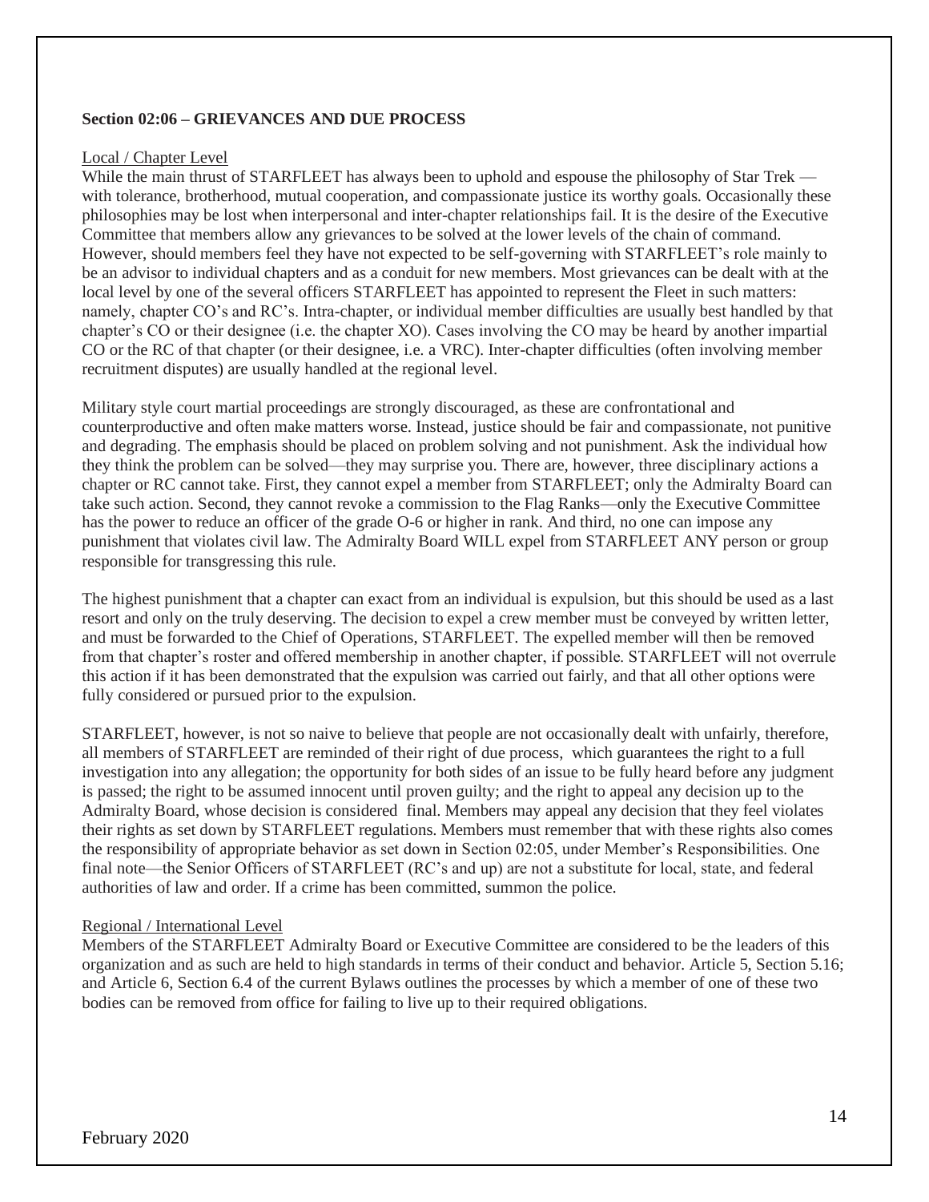**Section 02:06 – GRIEVANCES AND DUE PROCESS**

Local / Chapter Level

While the main thrust of STARFLEET has always been to uphold and espouse the philosophy of Star Trek — with tolerance, brotherhood, mutual cooperation, and compassionate justice its worthy goals. Occasionally these philosophies may be lost when interpersonal and inter-chapter relationships fail. It is the desire of the Executive Committee that members allow any grievances to be solved at the lower levels of the chain of command. However, should members feel they have not expected to be self-governing with STARFLEET's role mainly to be an advisor to individual chapters and as a conduit for new members. Most grievances can be dealt with at the local level by one of the several officers STARFLEET has appointed to represent the Fleet in such matters: namely, chapter CO's and RC's. Intra-chapter, or individual member difficulties are usually best handled by that chapter's CO or their designee (i.e. the chapter XO). Cases involving the CO may be heard by another impartial CO or the RC of that chapter (or their designee, i.e. a VRC). Inter-chapter difficulties (often involving member recruitment disputes) are usually handled at the regional level.

Military style court martial proceedings are strongly discouraged, as these are confrontational and counterproductive and often make matters worse. Instead, justice should be fair and compassionate, not punitive and degrading. The emphasis should be placed on problem solving and not punishment. Ask the individual how they think the problem can be solved—they may surprise you. There are, however, three disciplinary actions a chapter or RC cannot take. First, they cannot expel a member from STARFLEET; only the Admiralty Board can take such action. Second, they cannot revoke a commission to the Flag Ranks—only the Executive Committee has the power to reduce an officer of the grade O-6 or higher in rank. And third, no one can impose any punishment that violates civil law. The Admiralty Board WILL expel from STARFLEET ANY person or group responsible for transgressing this rule.

The highest punishment that a chapter can exact from an individual is expulsion, but this should be used as a last resort and only on the truly deserving. The decision to expel a crew member must be conveyed by written letter, and must be forwarded to the Chief of Operations, STARFLEET. The expelled member will then be removed from that chapter's roster and offered membership in another chapter, if possible. STARFLEET will not overrule this action if it has been demonstrated that the expulsion was carried out fairly, and that all other options were fully considered or pursued prior to the expulsion.

STARFLEET, however, is not so naive to believe that people are not occasionally dealt with unfairly, therefore, all members of STARFLEET are reminded of their right of due process, which guarantees the right to a full investigation into any allegation; the opportunity for both sides of an issue to be fully heard before any judgment is passed; the right to be assumed innocent until proven guilty; and the right to appeal any decision up to the Admiralty Board, whose decision is considered final. Members may appeal any decision that they feel violates their rights as set down by STARFLEET regulations. Members must remember that with these rights also comes the responsibility of appropriate behavior as set down in Section 02:05, under Member's Responsibilities. One final note—the Senior Officers of STARFLEET (RC's and up) are not a substitute for local, state, and federal authorities of law and order. If a crime has been committed, summon the police.

Regional / International Level

Members of the STARFLEET Admiralty Board or Executive Committee are considered to be the leaders of this organization and as such are held to high standards in terms of their conduct and behavior. Article 5, Section 5.16; and Article 6, Section 6.4 of the current Bylaws outlines the processes by which a member of one of these two bodies can be removed from office for failing to live up to their required obligations.

February 2020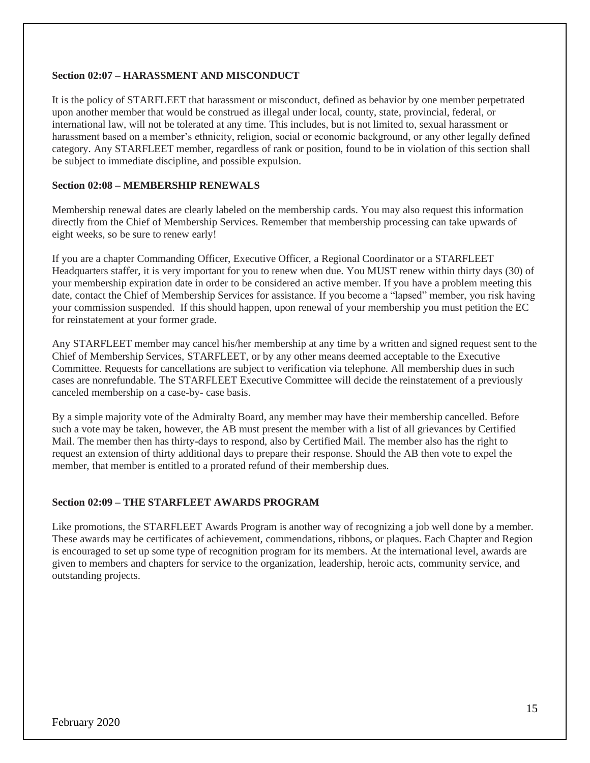### Section 02:07 – HARASSMENT AND MISCONDUCT

It is the policy of STARFLEET that harassment or misconduct, defined as behavior by one member perpetrated upon another member that would be construed as illegal under local, county, state, provincial, federal, or international law, will not be tolerated at any time. This includes, but is not limited to, sexual harassment or harassment based on a member's ethnicity, religion, social or economic background, or any other legally defined category. Any STARFLEET member, regardless of rank or position, found to be in violation of this section shall be subject to immediate discipline, and possible expulsion.

### Section 02:08 – MEMBERSHIP RENEWALS

Membership renewal dates are clearly labeled on the membership cards. You may also request this information directly from the Chief of Membership Services. Remember that membership processing can take upwards of eight weeks, so be sure to renew early!

If you are a chapter Commanding Officer, Executive Officer, a Regional Coordinator or a STARFLEET Headquarters staffer, it is very important for you to renew when due. You MUST renew within thirty days (30) of your membership expiration date in order to be considered an active member. If you have a problem meeting this date, contact the Chief of Membership Services for assistance. If you become a "lapsed" member, you risk having your commission suspended. If this should happen, upon renewal of your membership you must petition the EC for reinstatement at your former grade.

Any STARFLEET member may cancel his/her membership at any time by a written and signed request sent to the Chief of Membership Services, STARFLEET, or by any other means deemed acceptable to the Executive Committee. Requests for cancellations are subject to verification via telephone. All membership dues in such cases are nonrefundable. The STARFLEET Executive Committee will decide the reinstatement of a previously canceled membership on a case-by- case basis.

By a simple majority vote of the Admiralty Board, any member may have their membership cancelled. Before such a vote may be taken, however, the AB must present the member with a list of all grievances by Certified Mail. The member then has thirty-days to respond, also by Certified Mail. The member also has the right to request an extension of thirty additional days to prepare their response. Should the AB then vote to expel the member, that member is entitled to a prorated refund of their membership dues.

### Section 02:09 – THE STARFLEET AWARDS PROGRAM

Like promotions, the STARFLEET Awards Program is another way of recognizing a job well done by a member. These awards may be certificates of achievement, commendations, ribbons, or plaques. Each Chapter and Region is encouraged to set up some type of recognition program for its members. At the international level, awards are given to members and chapters for service to the organization, leadership, heroic acts, community service, and outstanding projects.

February 2020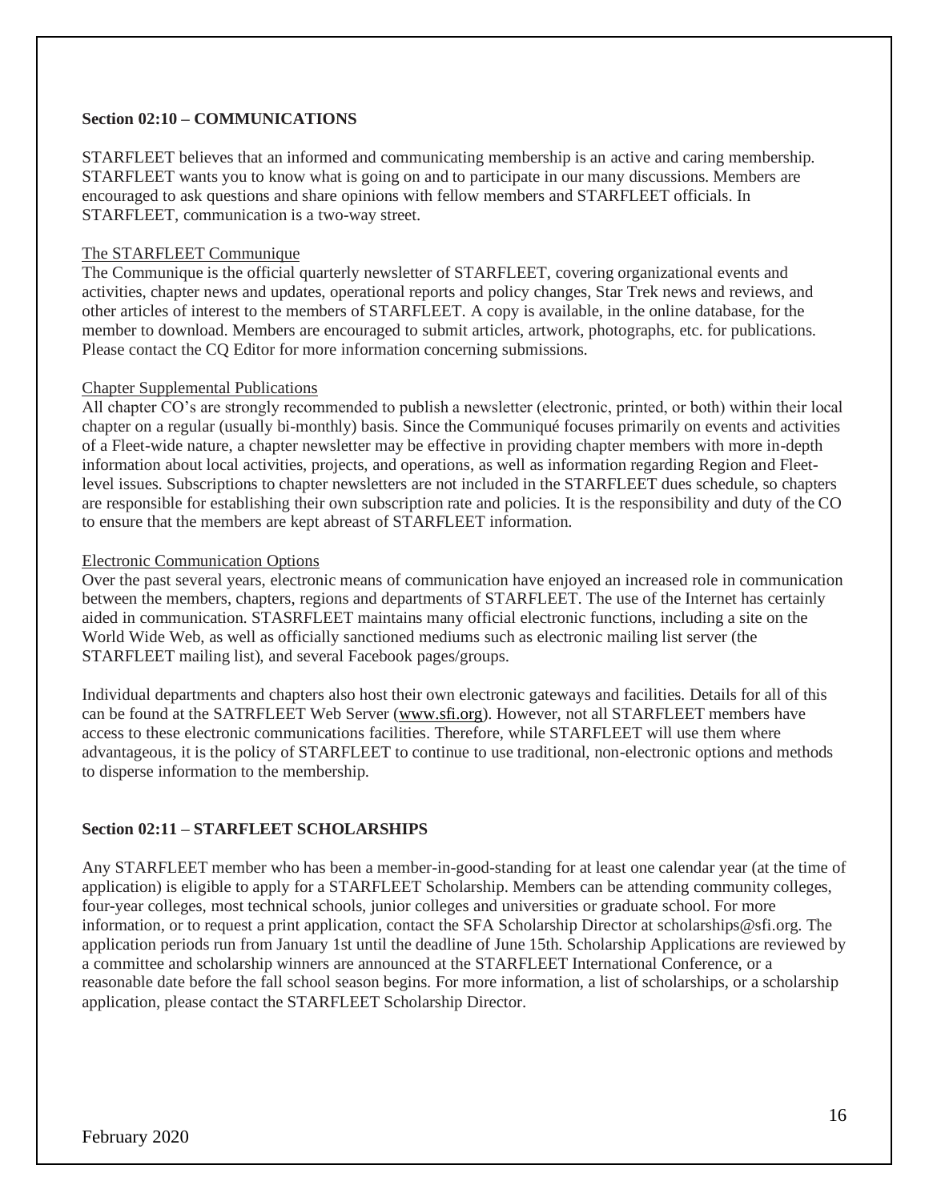**Section 02:10 – COMMUNICATIONS**

STARFLEET believes that an informed and communicating membership is an active and caring membership. STARFLEET wants you to know what is going on and to participate in our many discussions. Members are encouraged to ask questions and share opinions with fellow members and STARFLEET officials. In STARFLEET, communication is a two-way street.

The STARFLEET Communique

The Communique is the official quarterly newsletter of STARFLEET, covering organizational events and activities, chapter news and updates, operational reports and policy changes, Star Trek news and reviews, and other articles of interest to the members of STARFLEET. A copy is available, in the online database, for the member to download. Members are encouraged to submit articles, artwork, photographs, etc. for publications. Please contact the CQ Editor for more information concerning submissions.

Chapter Supplemental Publications

All chapter CO's are strongly recommended to publish a newsletter (electronic, printed, or both) within their local chapter on a regular (usually bi-monthly) basis. Since the Communiqué focuses primarily on events and activities of a Fleet-wide nature, a chapter newsletter may be effective in providing chapter members with more in-depth information about local activities, projects, and operations, as well as information regarding Region and Fleet-level issues. Subscriptions to chapter newsletters are not included in the STARFLEET dues schedule, so chapters are responsible for establishing their own subscription rate and policies. It is the responsibility and duty of the CO to ensure that the members are kept abreast of STARFLEET information.

Electronic Communication Options

Over the past several years, electronic means of communication have enjoyed an increased role in communication between the members, chapters, regions and departments of STARFLEET. The use of the Internet has certainly aided in communication. STASRFLEET maintains many official electronic functions, including a site on the World Wide Web, as well as officially sanctioned mediums such as electronic mailing list server (the STARFLEET mailing list), and several Facebook pages/groups.

Individual departments and chapters also host their own electronic gateways and facilities. Details for all of this can be found at the SATRFLEET Web Server (www.sfi.org). However, not all STARFLEET members have access to these electronic communications facilities. Therefore, while STARFLEET will use them where advantageous, it is the policy of STARFLEET to continue to use traditional, non-electronic options and methods to disperse information to the membership.

**Section 02:11 – STARFLEET SCHOLARSHIPS**

Any STARFLEET member who has been a member-in-good-standing for at least one calendar year (at the time of application) is eligible to apply for a STARFLEET Scholarship. Members can be attending community colleges, four-year colleges, most technical schools, junior colleges and universities or graduate school. For more information, or to request a print application, contact the SFA Scholarship Director at scholarships@sfi.org. The application periods run from January 1st until the deadline of June 15th. Scholarship Applications are reviewed by a committee and scholarship winners are announced at the STARFLEET International Conference, or a reasonable date before the fall school season begins. For more information, a list of scholarships, or a scholarship application, please contact the STARFLEET Scholarship Director.

February 2020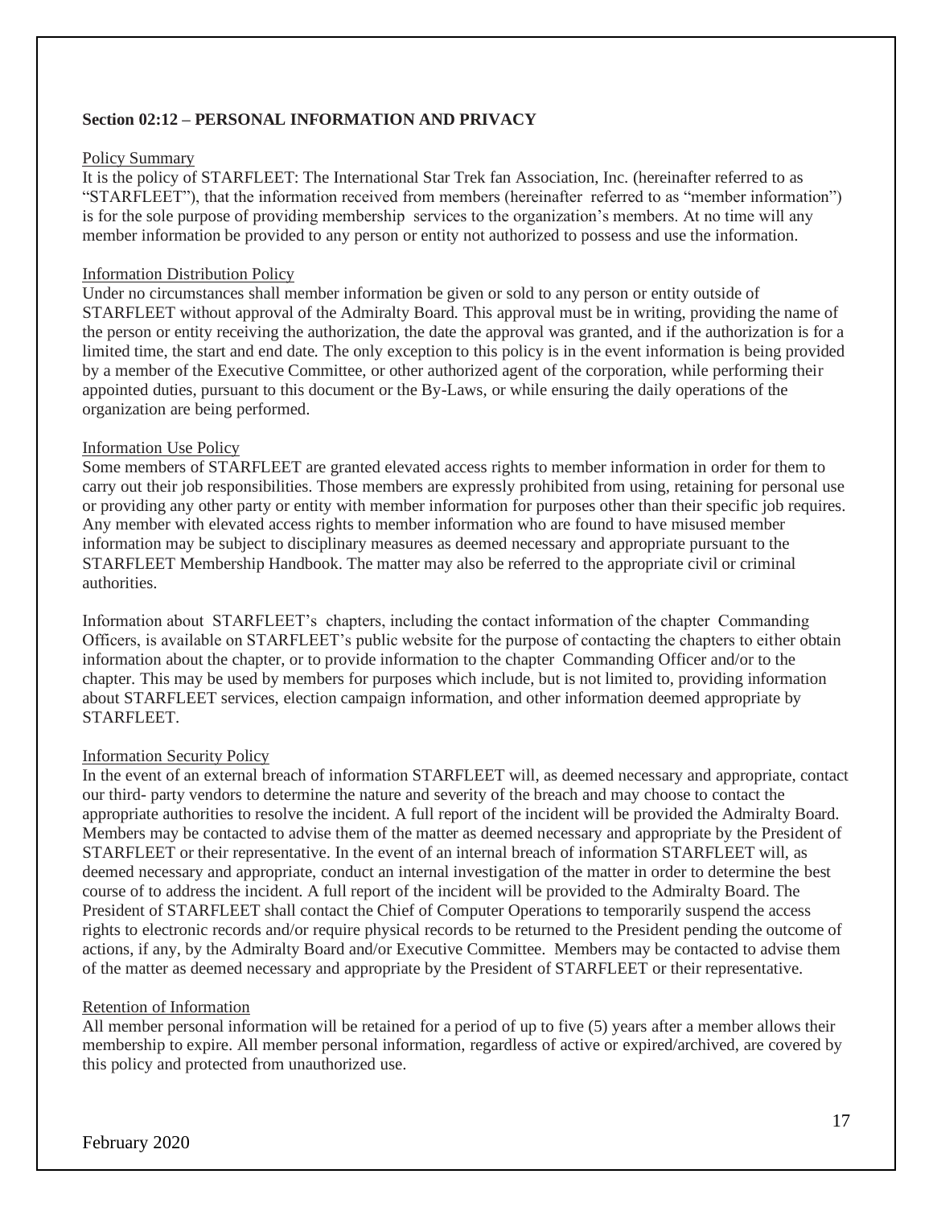**Section 02:12 – PERSONAL INFORMATION AND PRIVACY**

Policy Summary

It is the policy of STARFLEET: The International Star Trek fan Association, Inc. (hereinafter referred to as "STARFLEET"), that the information received from members (hereinafter referred to as "member information") is for the sole purpose of providing membership services to the organization's members. At no time will any member information be provided to any person or entity not authorized to possess and use the information.

Information Distribution Policy

Under no circumstances shall member information be given or sold to any person or entity outside of STARFLEET without approval of the Admiralty Board. This approval must be in writing, providing the name of the person or entity receiving the authorization, the date the approval was granted, and if the authorization is for a limited time, the start and end date. The only exception to this policy is in the event information is being provided by a member of the Executive Committee, or other authorized agent of the corporation, while performing their appointed duties, pursuant to this document or the By-Laws, or while ensuring the daily operations of the organization are being performed.

Information Use Policy

Some members of STARFLEET are granted elevated access rights to member information in order for them to carry out their job responsibilities. Those members are expressly prohibited from using, retaining for personal use or providing any other party or entity with member information for purposes other than their specific job requires. Any member with elevated access rights to member information who are found to have misused member information may be subject to disciplinary measures as deemed necessary and appropriate pursuant to the STARFLEET Membership Handbook. The matter may also be referred to the appropriate civil or criminal authorities.

Information about STARFLEET's chapters, including the contact information of the chapter Commanding Officers, is available on STARFLEET's public website for the purpose of contacting the chapters to either obtain information about the chapter, or to provide information to the chapter Commanding Officer and/or to the chapter. This may be used by members for purposes which include, but is not limited to, providing information about STARFLEET services, election campaign information, and other information deemed appropriate by STARFLEET.

Information Security Policy

In the event of an external breach of information STARFLEET will, as deemed necessary and appropriate, contact our third- party vendors to determine the nature and severity of the breach and may choose to contact the appropriate authorities to resolve the incident. A full report of the incident will be provided the Admiralty Board. Members may be contacted to advise them of the matter as deemed necessary and appropriate by the President of STARFLEET or their representative. In the event of an internal breach of information STARFLEET will, as deemed necessary and appropriate, conduct an internal investigation of the matter in order to determine the best course of to address the incident. A full report of the incident will be provided to the Admiralty Board. The President of STARFLEET shall contact the Chief of Computer Operations to temporarily suspend the access rights to electronic records and/or require physical records to be returned to the President pending the outcome of actions, if any, by the Admiralty Board and/or Executive Committee. Members may be contacted to advise them of the matter as deemed necessary and appropriate by the President of STARFLEET or their representative.

Retention of Information

All member personal information will be retained for a period of up to five (5) years after a member allows their membership to expire. All member personal information, regardless of active or expired/archived, are covered by this policy and protected from unauthorized use.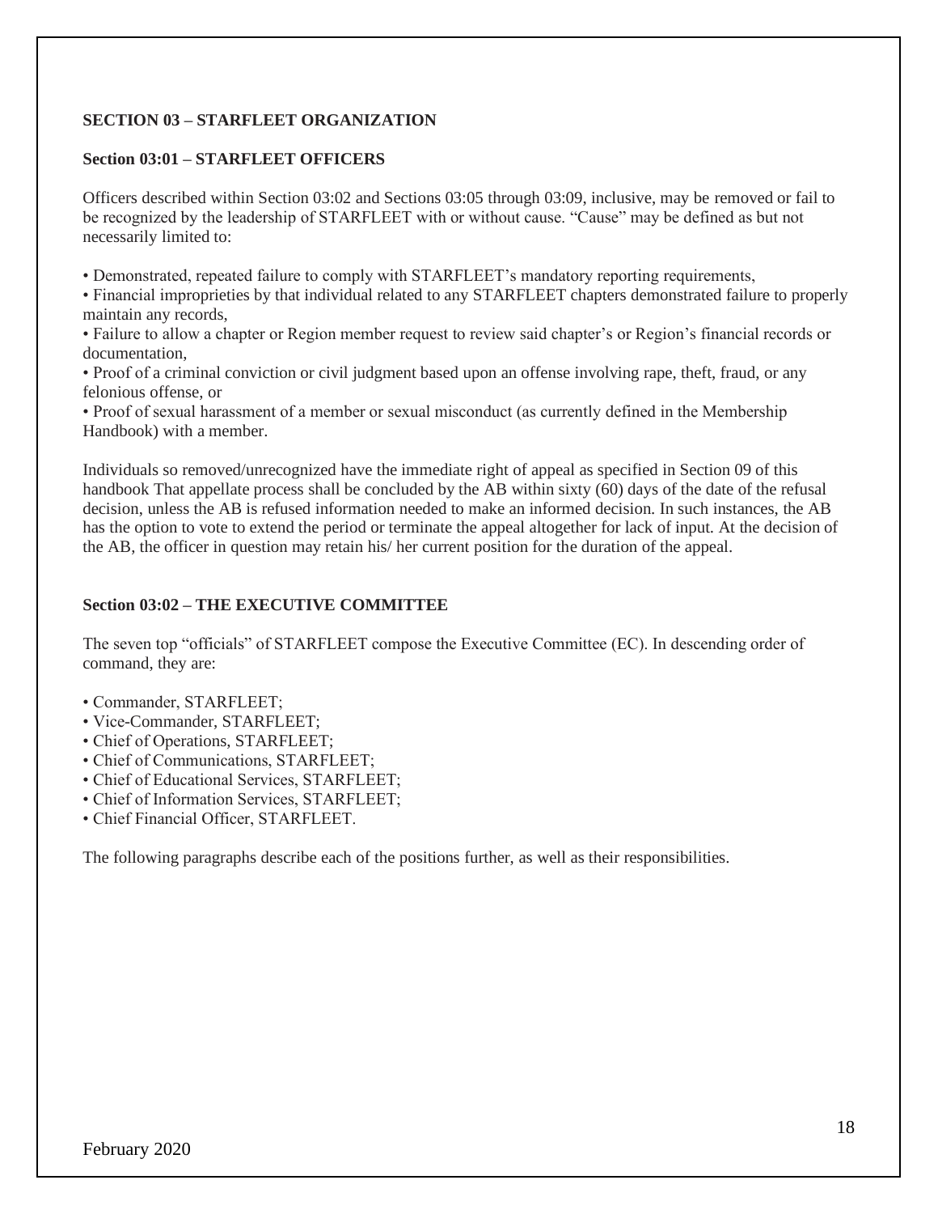## SECTION 03 – STARFLEET ORGANIZATION

### Section 03:01 – STARFLEET OFFICERS

Officers described within Section 03:02 and Sections 03:05 through 03:09, inclusive, may be removed or fail to be recognized by the leadership of STARFLEET with or without cause. "Cause" may be defined as but not necessarily limited to:

- Demonstrated, repeated failure to comply with STARFLEET's mandatory reporting requirements,
- Financial improprieties by that individual related to any STARFLEET chapters demonstrated failure to properly maintain any records,
- Failure to allow a chapter or Region member request to review said chapter's or Region's financial records or documentation,
- Proof of a criminal conviction or civil judgment based upon an offense involving rape, theft, fraud, or any felonious offense, or
- Proof of sexual harassment of a member or sexual misconduct (as currently defined in the Membership Handbook) with a member.

Individuals so removed/unrecognized have the immediate right of appeal as specified in Section 09 of this handbook That appellate process shall be concluded by the AB within sixty (60) days of the date of the refusal decision, unless the AB is refused information needed to make an informed decision. In such instances, the AB has the option to vote to extend the period or terminate the appeal altogether for lack of input. At the decision of the AB, the officer in question may retain his/ her current position for the duration of the appeal.

### Section 03:02 – THE EXECUTIVE COMMITTEE

The seven top "officials" of STARFLEET compose the Executive Committee (EC). In descending order of command, they are:

- Commander, STARFLEET;
- Vice-Commander, STARFLEET;
- Chief of Operations, STARFLEET;
- Chief of Communications, STARFLEET;
- Chief of Educational Services, STARFLEET;
- Chief of Information Services, STARFLEET;
- Chief Financial Officer, STARFLEET.

The following paragraphs describe each of the positions further, as well as their responsibilities.

February 2020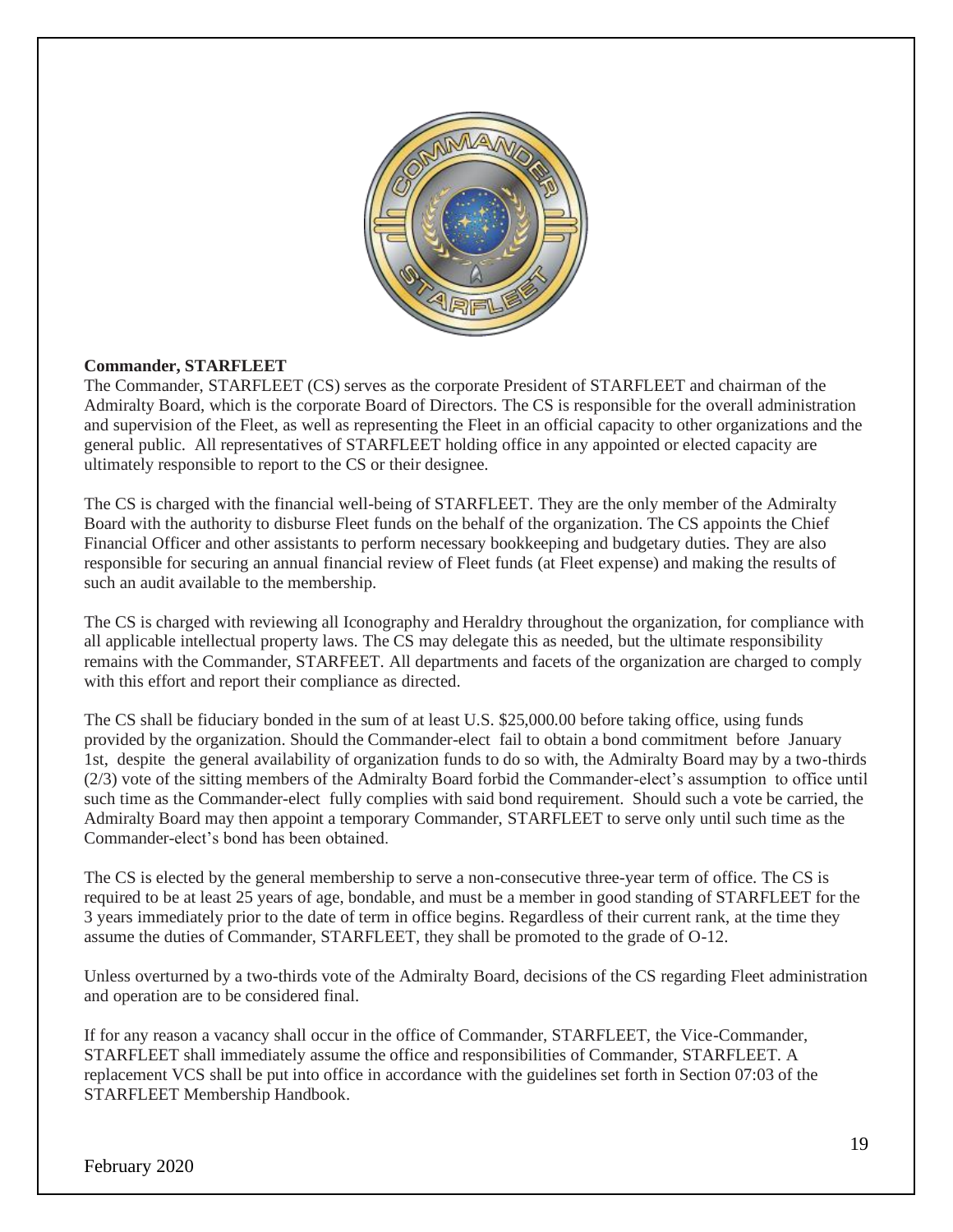**Commander, STARFLEET**

The Commander, STARFLEET (CS) serves as the corporate President of STARFLEET and chairman of the Admiralty Board, which is the corporate Board of Directors. The CS is responsible for the overall administration and supervision of the Fleet, as well as representing the Fleet in an official capacity to other organizations and the general public. All representatives of STARFLEET holding office in any appointed or elected capacity are ultimately responsible to report to the CS or their designee.

The CS is charged with the financial well-being of STARFLEET. They are the only member of the Admiralty Board with the authority to disburse Fleet funds on the behalf of the organization. The CS appoints the Chief Financial Officer and other assistants to perform necessary bookkeeping and budgetary duties. They are also responsible for securing an annual financial review of Fleet funds (at Fleet expense) and making the results of such an audit available to the membership.

The CS is charged with reviewing all Iconography and Heraldry throughout the organization, for compliance with all applicable intellectual property laws. The CS may delegate this as needed, but the ultimate responsibility remains with the Commander, STARFEET. All departments and facets of the organization are charged to comply with this effort and report their compliance as directed.

The CS shall be fiduciary bonded in the sum of at least U.S. $25,000.00 before taking office, using funds provided by the organization. Should the Commander-elect fail to obtain a bond commitment before January 1st, despite the general availability of organization funds to do so with, the Admiralty Board may by a two-thirds (2/3) vote of the sitting members of the Admiralty Board forbid the Commander-elect's assumption to office until such time as the Commander-elect fully complies with said bond requirement. Should such a vote be carried, the Admiralty Board may then appoint a temporary Commander, STARFLEET to serve only until such time as the Commander-elect's bond has been obtained.

The CS is elected by the general membership to serve a non-consecutive three-year term of office. The CS is required to be at least 25 years of age, bondable, and must be a member in good standing of STARFLEET for the 3 years immediately prior to the date of term in office begins. Regardless of their current rank, at the time they assume the duties of Commander, STARFLEET, they shall be promoted to the grade of O-12.

Unless overturned by a two-thirds vote of the Admiralty Board, decisions of the CS regarding Fleet administration and operation are to be considered final.

If for any reason a vacancy shall occur in the office of Commander, STARFLEET, the Vice-Commander, STARFLEET shall immediately assume the office and responsibilities of Commander, STARFLEET. A replacement VCS shall be put into office in accordance with the guidelines set forth in Section 07:03 of the STARFLEET Membership Handbook.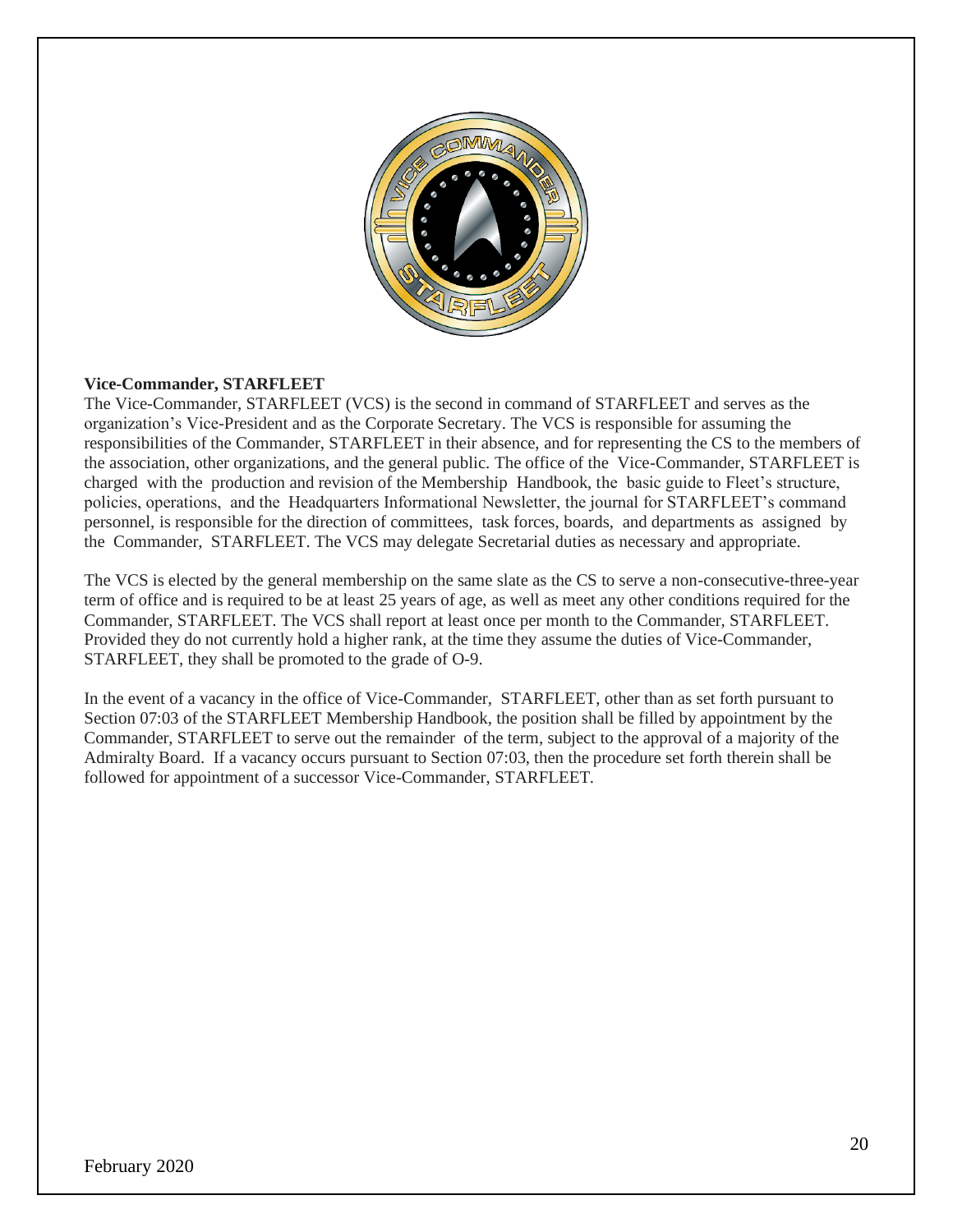**Vice-Commander, STARFLEET**

The Vice-Commander, STARFLEET (VCS) is the second in command of STARFLEET and serves as the organization's Vice-President and as the Corporate Secretary. The VCS is responsible for assuming the responsibilities of the Commander, STARFLEET in their absence, and for representing the CS to the members of the association, other organizations, and the general public. The office of the Vice-Commander, STARFLEET is charged with the production and revision of the Membership Handbook, the basic guide to Fleet's structure, policies, operations, and the Headquarters Informational Newsletter, the journal for STARFLEET's command personnel, is responsible for the direction of committees, task forces, boards, and departments as assigned by the Commander, STARFLEET. The VCS may delegate Secretarial duties as necessary and appropriate.

The VCS is elected by the general membership on the same slate as the CS to serve a non-consecutive-three-year term of office and is required to be at least 25 years of age, as well as meet any other conditions required for the Commander, STARFLEET. The VCS shall report at least once per month to the Commander, STARFLEET. Provided they do not currently hold a higher rank, at the time they assume the duties of Vice-Commander, STARFLEET, they shall be promoted to the grade of O-9.

In the event of a vacancy in the office of Vice-Commander, STARFLEET, other than as set forth pursuant to Section 07:03 of the STARFLEET Membership Handbook, the position shall be filled by appointment by the Commander, STARFLEET to serve out the remainder of the term, subject to the approval of a majority of the Admiralty Board. If a vacancy occurs pursuant to Section 07:03, then the procedure set forth therein shall be followed for appointment of a successor Vice-Commander, STARFLEET.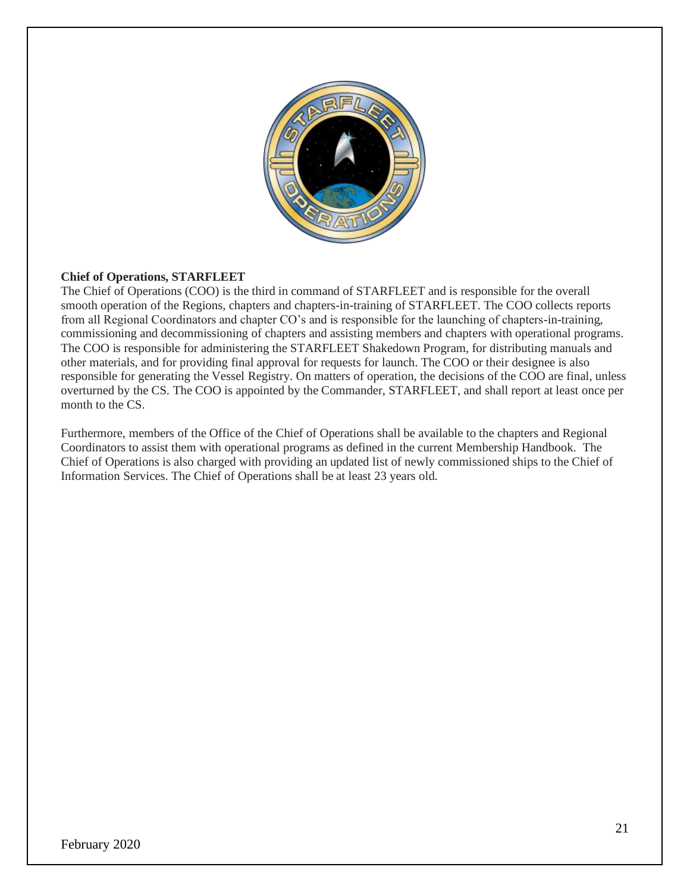**Chief of Operations, STARFLEET**

The Chief of Operations (COO) is the third in command of STARFLEET and is responsible for the overall smooth operation of the Regions, chapters and chapters-in-training of STARFLEET. The COO collects reports from all Regional Coordinators and chapter CO's and is responsible for the launching of chapters-in-training, commissioning and decommissioning of chapters and assisting members and chapters with operational programs. The COO is responsible for administering the STARFLEET Shakedown Program, for distributing manuals and other materials, and for providing final approval for requests for launch. The COO or their designee is also responsible for generating the Vessel Registry. On matters of operation, the decisions of the COO are final, unless overturned by the CS. The COO is appointed by the Commander, STARFLEET, and shall report at least once per month to the CS.

Furthermore, members of the Office of the Chief of Operations shall be available to the chapters and Regional Coordinators to assist them with operational programs as defined in the current Membership Handbook. The Chief of Operations is also charged with providing an updated list of newly commissioned ships to the Chief of Information Services. The Chief of Operations shall be at least 23 years old.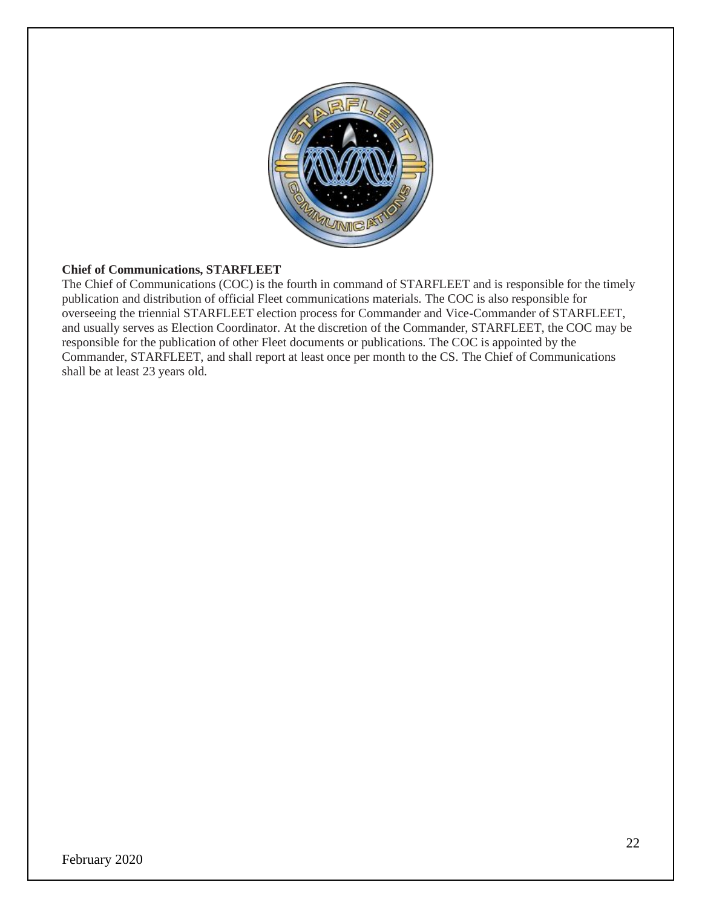**Chief of Communications, STARFLEET**

The Chief of Communications (COC) is the fourth in command of STARFLEET and is responsible for the timely publication and distribution of official Fleet communications materials. The COC is also responsible for overseeing the triennial STARFLEET election process for Commander and Vice-Commander of STARFLEET, and usually serves as Election Coordinator. At the discretion of the Commander, STARFLEET, the COC may be responsible for the publication of other Fleet documents or publications. The COC is appointed by the Commander, STARFLEET, and shall report at least once per month to the CS. The Chief of Communications shall be at least 23 years old.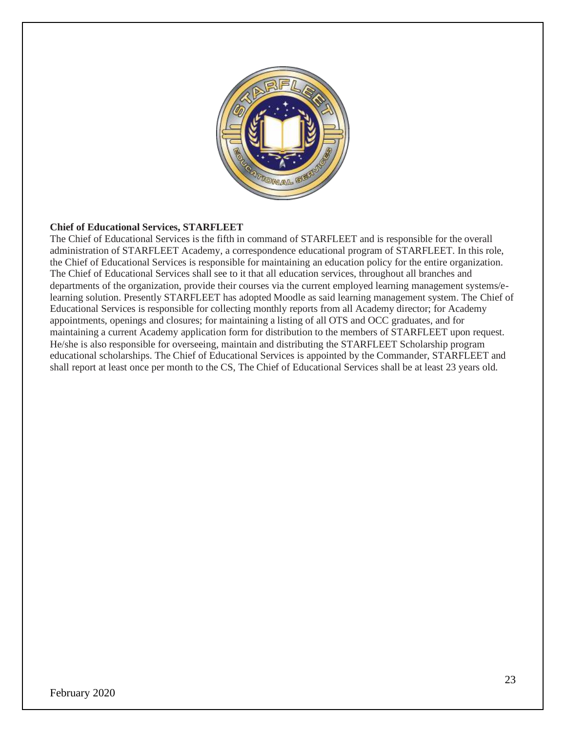**Chief of Educational Services, STARFLEET**

The Chief of Educational Services is the fifth in command of STARFLEET and is responsible for the overall administration of STARFLEET Academy, a correspondence educational program of STARFLEET. In this role, the Chief of Educational Services is responsible for maintaining an education policy for the entire organization. The Chief of Educational Services shall see to it that all education services, throughout all branches and departments of the organization, provide their courses via the current employed learning management systems/e-learning solution. Presently STARFLEET has adopted Moodle as said learning management system. The Chief of Educational Services is responsible for collecting monthly reports from all Academy director; for Academy appointments, openings and closures; for maintaining a listing of all OTS and OCC graduates, and for maintaining a current Academy application form for distribution to the members of STARFLEET upon request. He/she is also responsible for overseeing, maintain and distributing the STARFLEET Scholarship program educational scholarships. The Chief of Educational Services is appointed by the Commander, STARFLEET and shall report at least once per month to the CS, The Chief of Educational Services shall be at least 23 years old.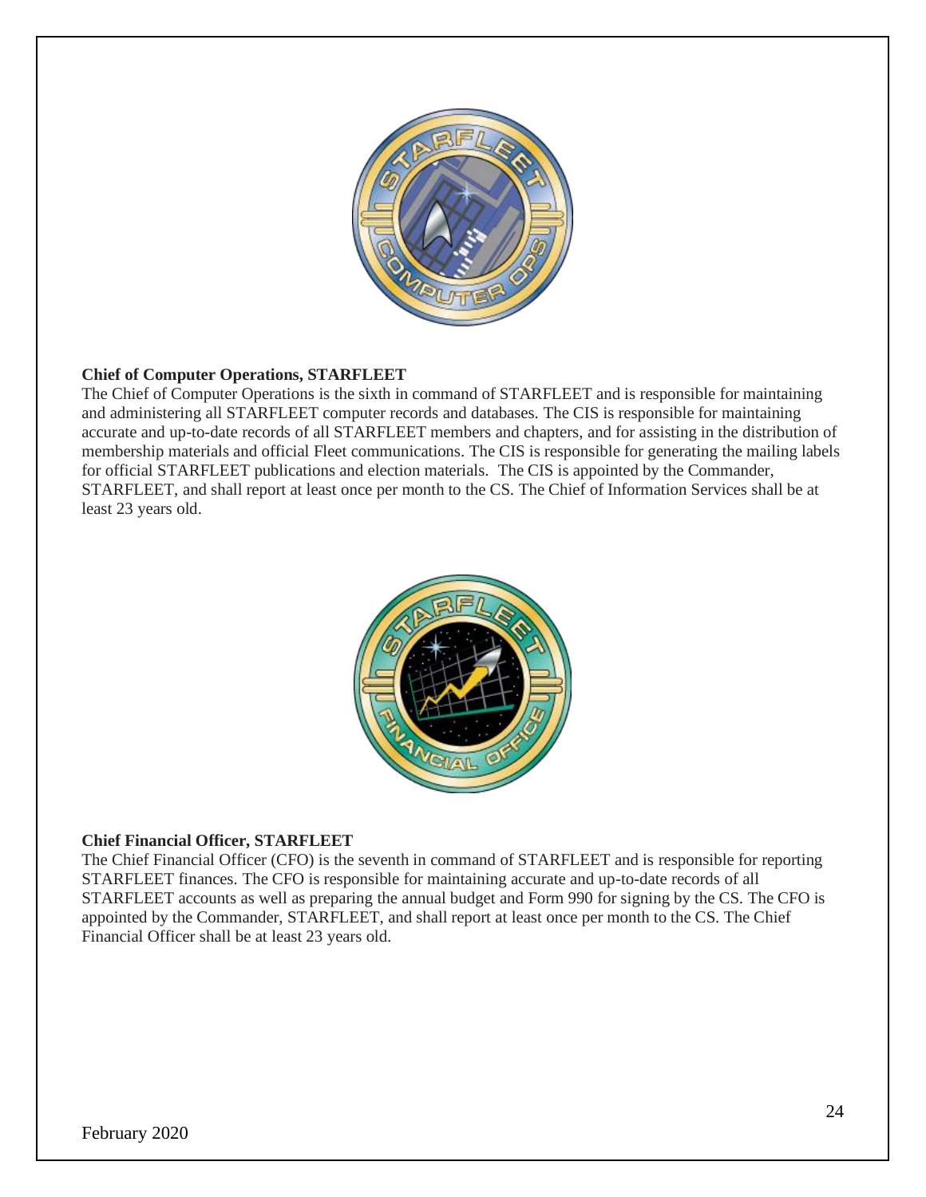**Chief of Computer Operations, STARFLEET**

The Chief of Computer Operations is the sixth in command of STARFLEET and is responsible for maintaining and administering all STARFLEET computer records and databases. The CIS is responsible for maintaining accurate and up-to-date records of all STARFLEET members and chapters, and for assisting in the distribution of membership materials and official Fleet communications. The CIS is responsible for generating the mailing labels for official STARFLEET publications and election materials. The CIS is appointed by the Commander, STARFLEET, and shall report at least once per month to the CS. The Chief of Information Services shall be at least 23 years old.

**Chief Financial Officer, STARFLEET**

The Chief Financial Officer (CFO) is the seventh in command of STARFLEET and is responsible for reporting STARFLEET finances. The CFO is responsible for maintaining accurate and up-to-date records of all STARFLEET accounts as well as preparing the annual budget and Form 990 for signing by the CS. The CFO is appointed by the Commander, STARFLEET, and shall report at least once per month to the CS. The Chief Financial Officer shall be at least 23 years old.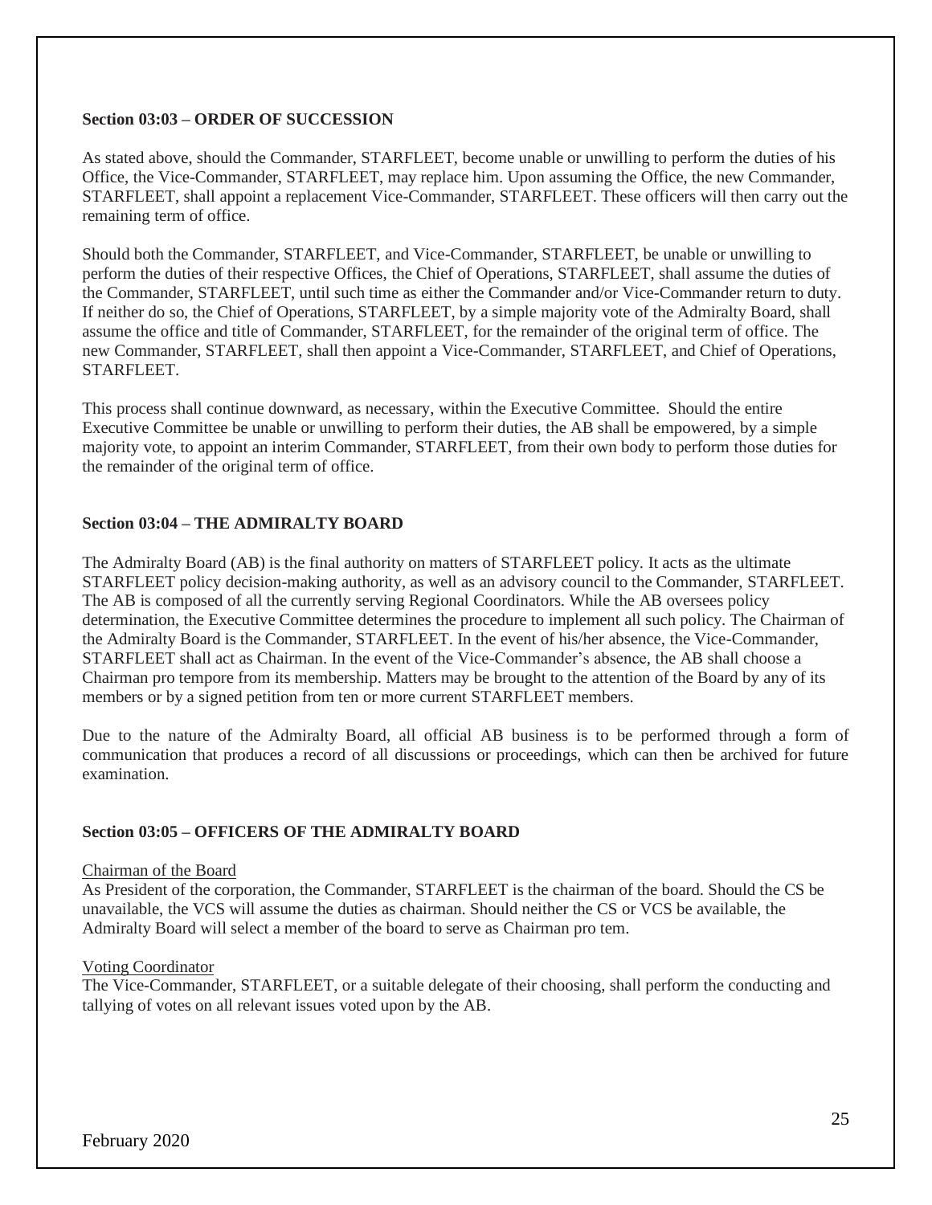**Section 03:03 – ORDER OF SUCCESSION**

As stated above, should the Commander, STARFLEET, become unable or unwilling to perform the duties of his Office, the Vice-Commander, STARFLEET, may replace him. Upon assuming the Office, the new Commander, STARFLEET, shall appoint a replacement Vice-Commander, STARFLEET. These officers will then carry out the remaining term of office.

Should both the Commander, STARFLEET, and Vice-Commander, STARFLEET, be unable or unwilling to perform the duties of their respective Offices, the Chief of Operations, STARFLEET, shall assume the duties of the Commander, STARFLEET, until such time as either the Commander and/or Vice-Commander return to duty. If neither do so, the Chief of Operations, STARFLEET, by a simple majority vote of the Admiralty Board, shall assume the office and title of Commander, STARFLEET, for the remainder of the original term of office. The new Commander, STARFLEET, shall then appoint a Vice-Commander, STARFLEET, and Chief of Operations, STARFLEET.

This process shall continue downward, as necessary, within the Executive Committee. Should the entire Executive Committee be unable or unwilling to perform their duties, the AB shall be empowered, by a simple majority vote, to appoint an interim Commander, STARFLEET, from their own body to perform those duties for the remainder of the original term of office.

**Section 03:04 – THE ADMIRALTY BOARD**

The Admiralty Board (AB) is the final authority on matters of STARFLEET policy. It acts as the ultimate STARFLEET policy decision-making authority, as well as an advisory council to the Commander, STARFLEET. The AB is composed of all the currently serving Regional Coordinators. While the AB oversees policy determination, the Executive Committee determines the procedure to implement all such policy. The Chairman of the Admiralty Board is the Commander, STARFLEET. In the event of his/her absence, the Vice-Commander, STARFLEET shall act as Chairman. In the event of the Vice-Commander's absence, the AB shall choose a Chairman pro tempore from its membership. Matters may be brought to the attention of the Board by any of its members or by a signed petition from ten or more current STARFLEET members.

Due to the nature of the Admiralty Board, all official AB business is to be performed through a form of communication that produces a record of all discussions or proceedings, which can then be archived for future examination.

**Section 03:05 – OFFICERS OF THE ADMIRALTY BOARD**

Chairman of the Board

As President of the corporation, the Commander, STARFLEET is the chairman of the board. Should the CS be unavailable, the VCS will assume the duties as chairman. Should neither the CS or VCS be available, the Admiralty Board will select a member of the board to serve as Chairman pro tem.

Voting Coordinator

The Vice-Commander, STARFLEET, or a suitable delegate of their choosing, shall perform the conducting and tallying of votes on all relevant issues voted upon by the AB.

February 2020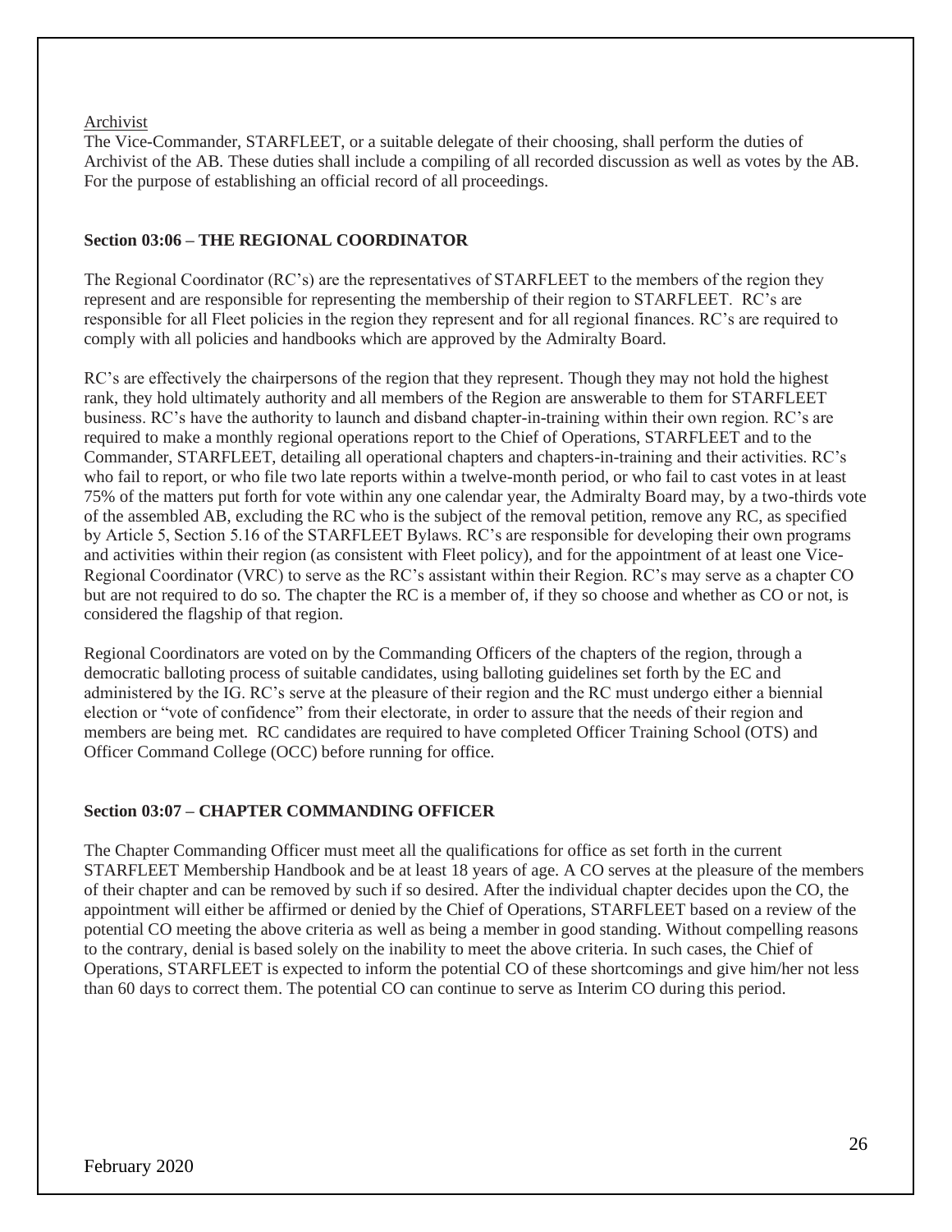Archivist

The Vice-Commander, STARFLEET, or a suitable delegate of their choosing, shall perform the duties of Archivist of the AB. These duties shall include a compiling of all recorded discussion as well as votes by the AB. For the purpose of establishing an official record of all proceedings.

### Section 03:06 – THE REGIONAL COORDINATOR

The Regional Coordinator (RC's) are the representatives of STARFLEET to the members of the region they represent and are responsible for representing the membership of their region to STARFLEET. RC's are responsible for all Fleet policies in the region they represent and for all regional finances. RC's are required to comply with all policies and handbooks which are approved by the Admiralty Board.

RC's are effectively the chairpersons of the region that they represent. Though they may not hold the highest rank, they hold ultimately authority and all members of the Region are answerable to them for STARFLEET business. RC's have the authority to launch and disband chapter-in-training within their own region. RC's are required to make a monthly regional operations report to the Chief of Operations, STARFLEET and to the Commander, STARFLEET, detailing all operational chapters and chapters-in-training and their activities. RC's who fail to report, or who file two late reports within a twelve-month period, or who fail to cast votes in at least 75% of the matters put forth for vote within any one calendar year, the Admiralty Board may, by a two-thirds vote of the assembled AB, excluding the RC who is the subject of the removal petition, remove any RC, as specified by Article 5, Section 5.16 of the STARFLEET Bylaws. RC's are responsible for developing their own programs and activities within their region (as consistent with Fleet policy), and for the appointment of at least one Vice-Regional Coordinator (VRC) to serve as the RC's assistant within their Region. RC's may serve as a chapter CO but are not required to do so. The chapter the RC is a member of, if they so choose and whether as CO or not, is considered the flagship of that region.

Regional Coordinators are voted on by the Commanding Officers of the chapters of the region, through a democratic balloting process of suitable candidates, using balloting guidelines set forth by the EC and administered by the IG. RC's serve at the pleasure of their region and the RC must undergo either a biennial election or "vote of confidence" from their electorate, in order to assure that the needs of their region and members are being met. RC candidates are required to have completed Officer Training School (OTS) and Officer Command College (OCC) before running for office.

### Section 03:07 – CHAPTER COMMANDING OFFICER

The Chapter Commanding Officer must meet all the qualifications for office as set forth in the current STARFLEET Membership Handbook and be at least 18 years of age. A CO serves at the pleasure of the members of their chapter and can be removed by such if so desired. After the individual chapter decides upon the CO, the appointment will either be affirmed or denied by the Chief of Operations, STARFLEET based on a review of the potential CO meeting the above criteria as well as being a member in good standing. Without compelling reasons to the contrary, denial is based solely on the inability to meet the above criteria. In such cases, the Chief of Operations, STARFLEET is expected to inform the potential CO of these shortcomings and give him/her not less than 60 days to correct them. The potential CO can continue to serve as Interim CO during this period.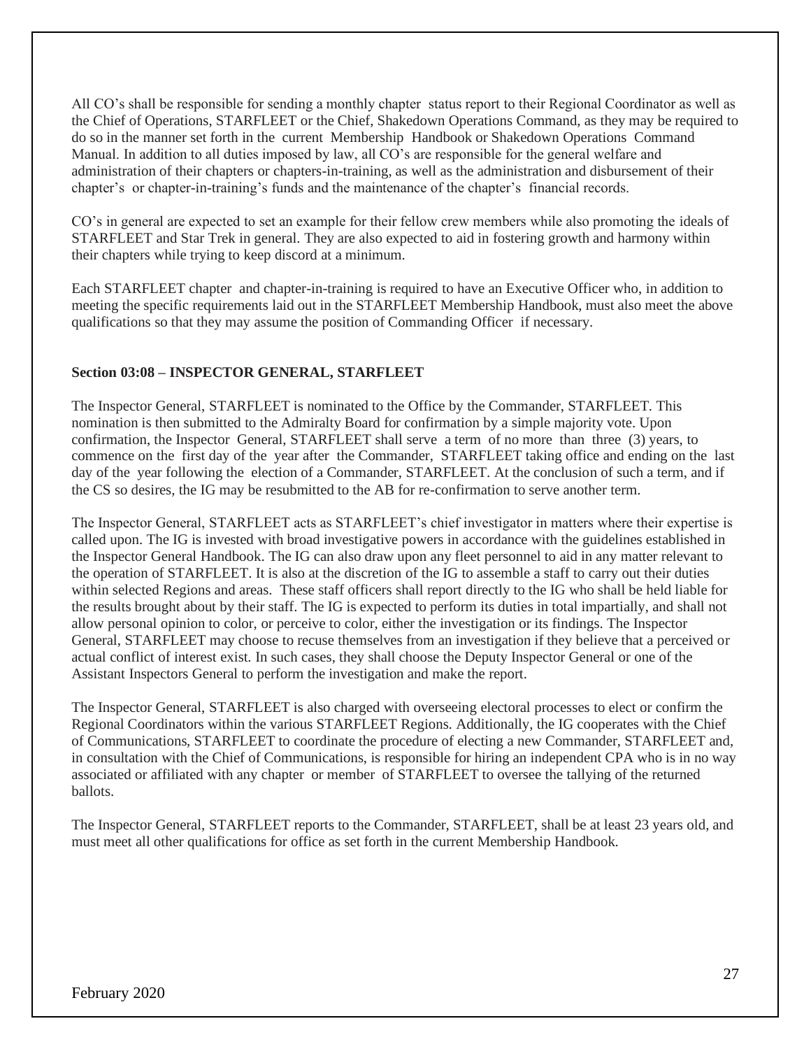All CO's shall be responsible for sending a monthly chapter status report to their Regional Coordinator as well as the Chief of Operations, STARFLEET or the Chief, Shakedown Operations Command, as they may be required to do so in the manner set forth in the current Membership Handbook or Shakedown Operations Command Manual. In addition to all duties imposed by law, all CO's are responsible for the general welfare and administration of their chapters or chapters-in-training, as well as the administration and disbursement of their chapter's or chapter-in-training's funds and the maintenance of the chapter's financial records.

CO's in general are expected to set an example for their fellow crew members while also promoting the ideals of STARFLEET and Star Trek in general. They are also expected to aid in fostering growth and harmony within their chapters while trying to keep discord at a minimum.

Each STARFLEET chapter and chapter-in-training is required to have an Executive Officer who, in addition to meeting the specific requirements laid out in the STARFLEET Membership Handbook, must also meet the above qualifications so that they may assume the position of Commanding Officer if necessary.

**Section 03:08 – INSPECTOR GENERAL, STARFLEET**

The Inspector General, STARFLEET is nominated to the Office by the Commander, STARFLEET. This nomination is then submitted to the Admiralty Board for confirmation by a simple majority vote. Upon confirmation, the Inspector General, STARFLEET shall serve a term of no more than three (3) years, to commence on the first day of the year after the Commander, STARFLEET taking office and ending on the last day of the year following the election of a Commander, STARFLEET. At the conclusion of such a term, and if the CS so desires, the IG may be resubmitted to the AB for re-confirmation to serve another term.

The Inspector General, STARFLEET acts as STARFLEET's chief investigator in matters where their expertise is called upon. The IG is invested with broad investigative powers in accordance with the guidelines established in the Inspector General Handbook. The IG can also draw upon any fleet personnel to aid in any matter relevant to the operation of STARFLEET. It is also at the discretion of the IG to assemble a staff to carry out their duties within selected Regions and areas. These staff officers shall report directly to the IG who shall be held liable for the results brought about by their staff. The IG is expected to perform its duties in total impartially, and shall not allow personal opinion to color, or perceive to color, either the investigation or its findings. The Inspector General, STARFLEET may choose to recuse themselves from an investigation if they believe that a perceived or actual conflict of interest exist. In such cases, they shall choose the Deputy Inspector General or one of the Assistant Inspectors General to perform the investigation and make the report.

The Inspector General, STARFLEET is also charged with overseeing electoral processes to elect or confirm the Regional Coordinators within the various STARFLEET Regions. Additionally, the IG cooperates with the Chief of Communications, STARFLEET to coordinate the procedure of electing a new Commander, STARFLEET and, in consultation with the Chief of Communications, is responsible for hiring an independent CPA who is in no way associated or affiliated with any chapter or member of STARFLEET to oversee the tallying of the returned ballots.

The Inspector General, STARFLEET reports to the Commander, STARFLEET, shall be at least 23 years old, and must meet all other qualifications for office as set forth in the current Membership Handbook.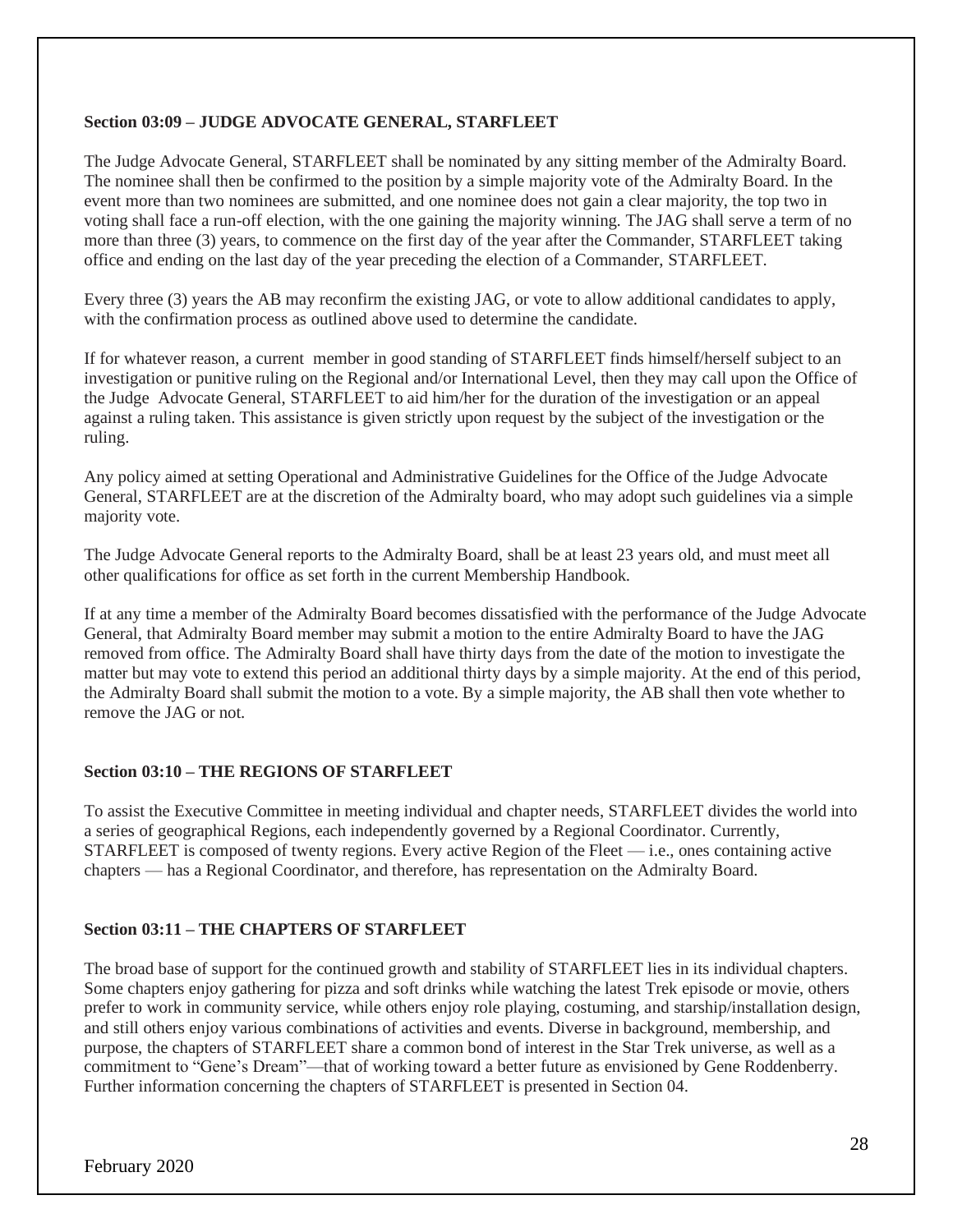**Section 03:09 – JUDGE ADVOCATE GENERAL, STARFLEET**

The Judge Advocate General, STARFLEET shall be nominated by any sitting member of the Admiralty Board. The nominee shall then be confirmed to the position by a simple majority vote of the Admiralty Board. In the event more than two nominees are submitted, and one nominee does not gain a clear majority, the top two in voting shall face a run-off election, with the one gaining the majority winning. The JAG shall serve a term of no more than three (3) years, to commence on the first day of the year after the Commander, STARFLEET taking office and ending on the last day of the year preceding the election of a Commander, STARFLEET.

Every three (3) years the AB may reconfirm the existing JAG, or vote to allow additional candidates to apply, with the confirmation process as outlined above used to determine the candidate.

If for whatever reason, a current member in good standing of STARFLEET finds himself/herself subject to an investigation or punitive ruling on the Regional and/or International Level, then they may call upon the Office of the Judge Advocate General, STARFLEET to aid him/her for the duration of the investigation or an appeal against a ruling taken. This assistance is given strictly upon request by the subject of the investigation or the ruling.

Any policy aimed at setting Operational and Administrative Guidelines for the Office of the Judge Advocate General, STARFLEET are at the discretion of the Admiralty board, who may adopt such guidelines via a simple majority vote.

The Judge Advocate General reports to the Admiralty Board, shall be at least 23 years old, and must meet all other qualifications for office as set forth in the current Membership Handbook.

If at any time a member of the Admiralty Board becomes dissatisfied with the performance of the Judge Advocate General, that Admiralty Board member may submit a motion to the entire Admiralty Board to have the JAG removed from office. The Admiralty Board shall have thirty days from the date of the motion to investigate the matter but may vote to extend this period an additional thirty days by a simple majority. At the end of this period, the Admiralty Board shall submit the motion to a vote. By a simple majority, the AB shall then vote whether to remove the JAG or not.

**Section 03:10 – THE REGIONS OF STARFLEET**

To assist the Executive Committee in meeting individual and chapter needs, STARFLEET divides the world into a series of geographical Regions, each independently governed by a Regional Coordinator. Currently, STARFLEET is composed of twenty regions. Every active Region of the Fleet — i.e., ones containing active chapters — has a Regional Coordinator, and therefore, has representation on the Admiralty Board.

**Section 03:11 – THE CHAPTERS OF STARFLEET**

The broad base of support for the continued growth and stability of STARFLEET lies in its individual chapters. Some chapters enjoy gathering for pizza and soft drinks while watching the latest Trek episode or movie, others prefer to work in community service, while others enjoy role playing, costuming, and starship/installation design, and still others enjoy various combinations of activities and events. Diverse in background, membership, and purpose, the chapters of STARFLEET share a common bond of interest in the Star Trek universe, as well as a commitment to "Gene's Dream"—that of working toward a better future as envisioned by Gene Roddenberry. Further information concerning the chapters of STARFLEET is presented in Section 04.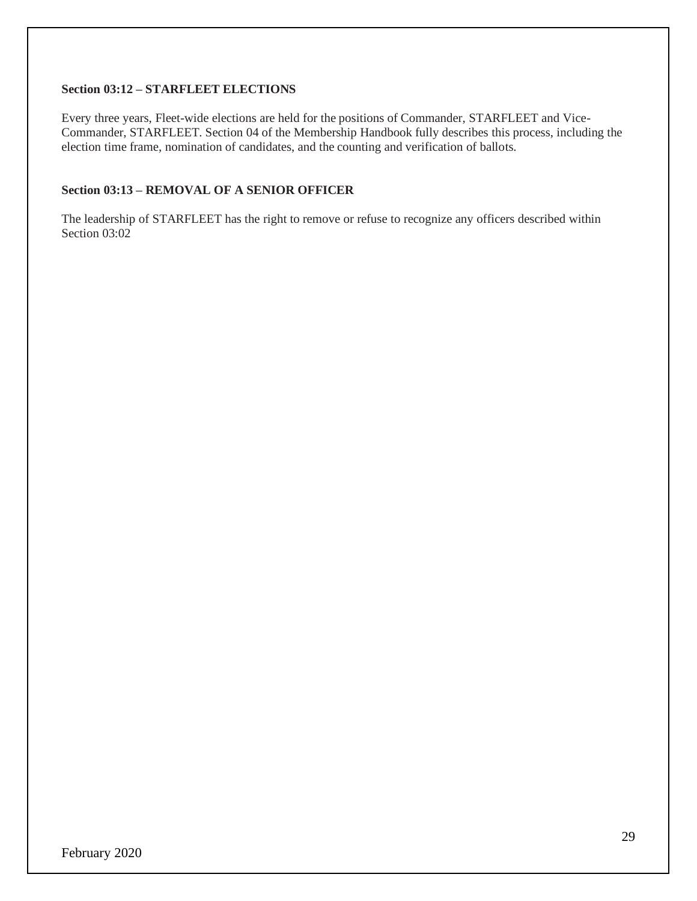**Section 03:12 – STARFLEET ELECTIONS**

Every three years, Fleet-wide elections are held for the positions of Commander, STARFLEET and Vice-Commander, STARFLEET. Section 04 of the Membership Handbook fully describes this process, including the election time frame, nomination of candidates, and the counting and verification of ballots.

**Section 03:13 – REMOVAL OF A SENIOR OFFICER**

The leadership of STARFLEET has the right to remove or refuse to recognize any officers described within Section 03:02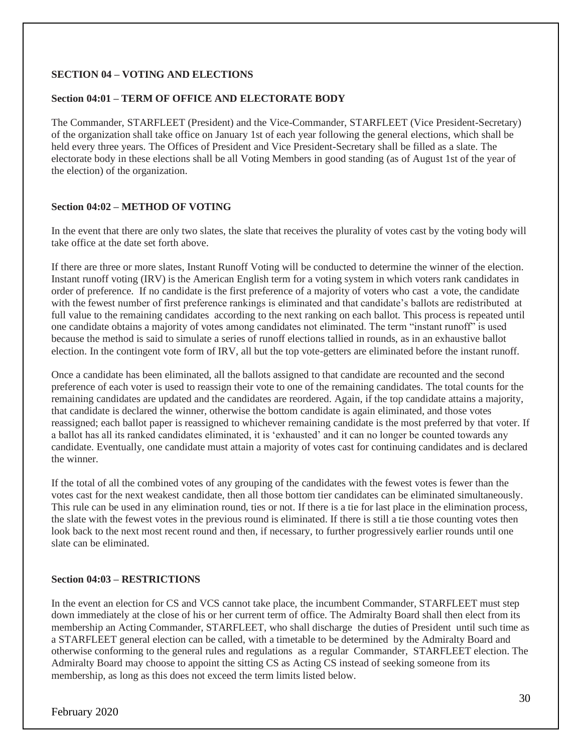## SECTION 04 – VOTING AND ELECTIONS

### Section 04:01 – TERM OF OFFICE AND ELECTORATE BODY

The Commander, STARFLEET (President) and the Vice-Commander, STARFLEET (Vice President-Secretary) of the organization shall take office on January 1st of each year following the general elections, which shall be held every three years. The Offices of President and Vice President-Secretary shall be filled as a slate. The electorate body in these elections shall be all Voting Members in good standing (as of August 1st of the year of the election) of the organization.

### Section 04:02 – METHOD OF VOTING

In the event that there are only two slates, the slate that receives the plurality of votes cast by the voting body will take office at the date set forth above.

If there are three or more slates, Instant Runoff Voting will be conducted to determine the winner of the election. Instant runoff voting (IRV) is the American English term for a voting system in which voters rank candidates in order of preference. If no candidate is the first preference of a majority of voters who cast a vote, the candidate with the fewest number of first preference rankings is eliminated and that candidate's ballots are redistributed at full value to the remaining candidates according to the next ranking on each ballot. This process is repeated until one candidate obtains a majority of votes among candidates not eliminated. The term "instant runoff" is used because the method is said to simulate a series of runoff elections tallied in rounds, as in an exhaustive ballot election. In the contingent vote form of IRV, all but the top vote-getters are eliminated before the instant runoff.

Once a candidate has been eliminated, all the ballots assigned to that candidate are recounted and the second preference of each voter is used to reassign their vote to one of the remaining candidates. The total counts for the remaining candidates are updated and the candidates are reordered. Again, if the top candidate attains a majority, that candidate is declared the winner, otherwise the bottom candidate is again eliminated, and those votes reassigned; each ballot paper is reassigned to whichever remaining candidate is the most preferred by that voter. If a ballot has all its ranked candidates eliminated, it is 'exhausted' and it can no longer be counted towards any candidate. Eventually, one candidate must attain a majority of votes cast for continuing candidates and is declared the winner.

If the total of all the combined votes of any grouping of the candidates with the fewest votes is fewer than the votes cast for the next weakest candidate, then all those bottom tier candidates can be eliminated simultaneously. This rule can be used in any elimination round, ties or not. If there is a tie for last place in the elimination process, the slate with the fewest votes in the previous round is eliminated. If there is still a tie those counting votes then look back to the next most recent round and then, if necessary, to further progressively earlier rounds until one slate can be eliminated.

### Section 04:03 – RESTRICTIONS

In the event an election for CS and VCS cannot take place, the incumbent Commander, STARFLEET must step down immediately at the close of his or her current term of office. The Admiralty Board shall then elect from its membership an Acting Commander, STARFLEET, who shall discharge the duties of President until such time as a STARFLEET general election can be called, with a timetable to be determined by the Admiralty Board and otherwise conforming to the general rules and regulations as a regular Commander, STARFLEET election. The Admiralty Board may choose to appoint the sitting CS as Acting CS instead of seeking someone from its membership, as long as this does not exceed the term limits listed below.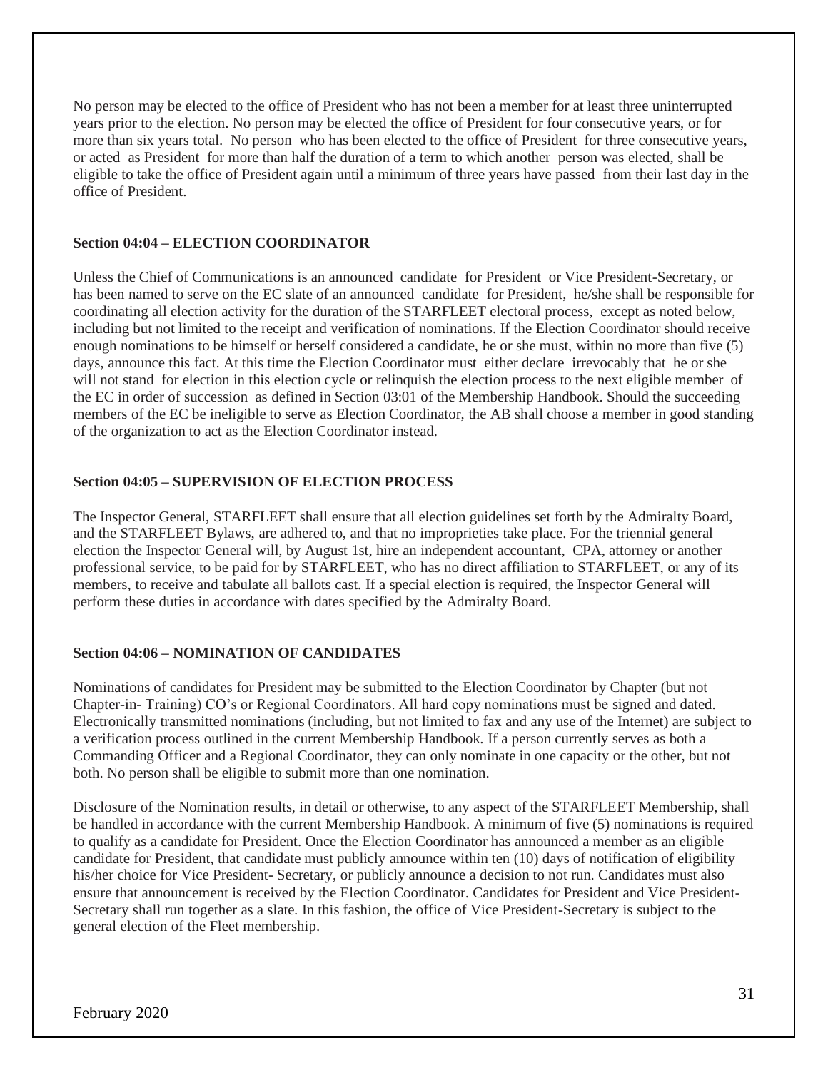No person may be elected to the office of President who has not been a member for at least three uninterrupted years prior to the election. No person may be elected the office of President for four consecutive years, or for more than six years total. No person who has been elected to the office of President for three consecutive years, or acted as President for more than half the duration of a term to which another person was elected, shall be eligible to take the office of President again until a minimum of three years have passed from their last day in the office of President.

**Section 04:04 – ELECTION COORDINATOR**

Unless the Chief of Communications is an announced candidate for President or Vice President-Secretary, or has been named to serve on the EC slate of an announced candidate for President, he/she shall be responsible for coordinating all election activity for the duration of the STARFLEET electoral process, except as noted below, including but not limited to the receipt and verification of nominations. If the Election Coordinator should receive enough nominations to be himself or herself considered a candidate, he or she must, within no more than five (5) days, announce this fact. At this time the Election Coordinator must either declare irrevocably that he or she will not stand for election in this election cycle or relinquish the election process to the next eligible member of the EC in order of succession as defined in Section 03:01 of the Membership Handbook. Should the succeeding members of the EC be ineligible to serve as Election Coordinator, the AB shall choose a member in good standing of the organization to act as the Election Coordinator instead.

**Section 04:05 – SUPERVISION OF ELECTION PROCESS**

The Inspector General, STARFLEET shall ensure that all election guidelines set forth by the Admiralty Board, and the STARFLEET Bylaws, are adhered to, and that no improprieties take place. For the triennial general election the Inspector General will, by August 1st, hire an independent accountant, CPA, attorney or another professional service, to be paid for by STARFLEET, who has no direct affiliation to STARFLEET, or any of its members, to receive and tabulate all ballots cast. If a special election is required, the Inspector General will perform these duties in accordance with dates specified by the Admiralty Board.

**Section 04:06 – NOMINATION OF CANDIDATES**

Nominations of candidates for President may be submitted to the Election Coordinator by Chapter (but not Chapter-in- Training) CO's or Regional Coordinators. All hard copy nominations must be signed and dated. Electronically transmitted nominations (including, but not limited to fax and any use of the Internet) are subject to a verification process outlined in the current Membership Handbook. If a person currently serves as both a Commanding Officer and a Regional Coordinator, they can only nominate in one capacity or the other, but not both. No person shall be eligible to submit more than one nomination.

Disclosure of the Nomination results, in detail or otherwise, to any aspect of the STARFLEET Membership, shall be handled in accordance with the current Membership Handbook. A minimum of five (5) nominations is required to qualify as a candidate for President. Once the Election Coordinator has announced a member as an eligible candidate for President, that candidate must publicly announce within ten (10) days of notification of eligibility his/her choice for Vice President- Secretary, or publicly announce a decision to not run. Candidates must also ensure that announcement is received by the Election Coordinator. Candidates for President and Vice President-Secretary shall run together as a slate. In this fashion, the office of Vice President-Secretary is subject to the general election of the Fleet membership.

February 2020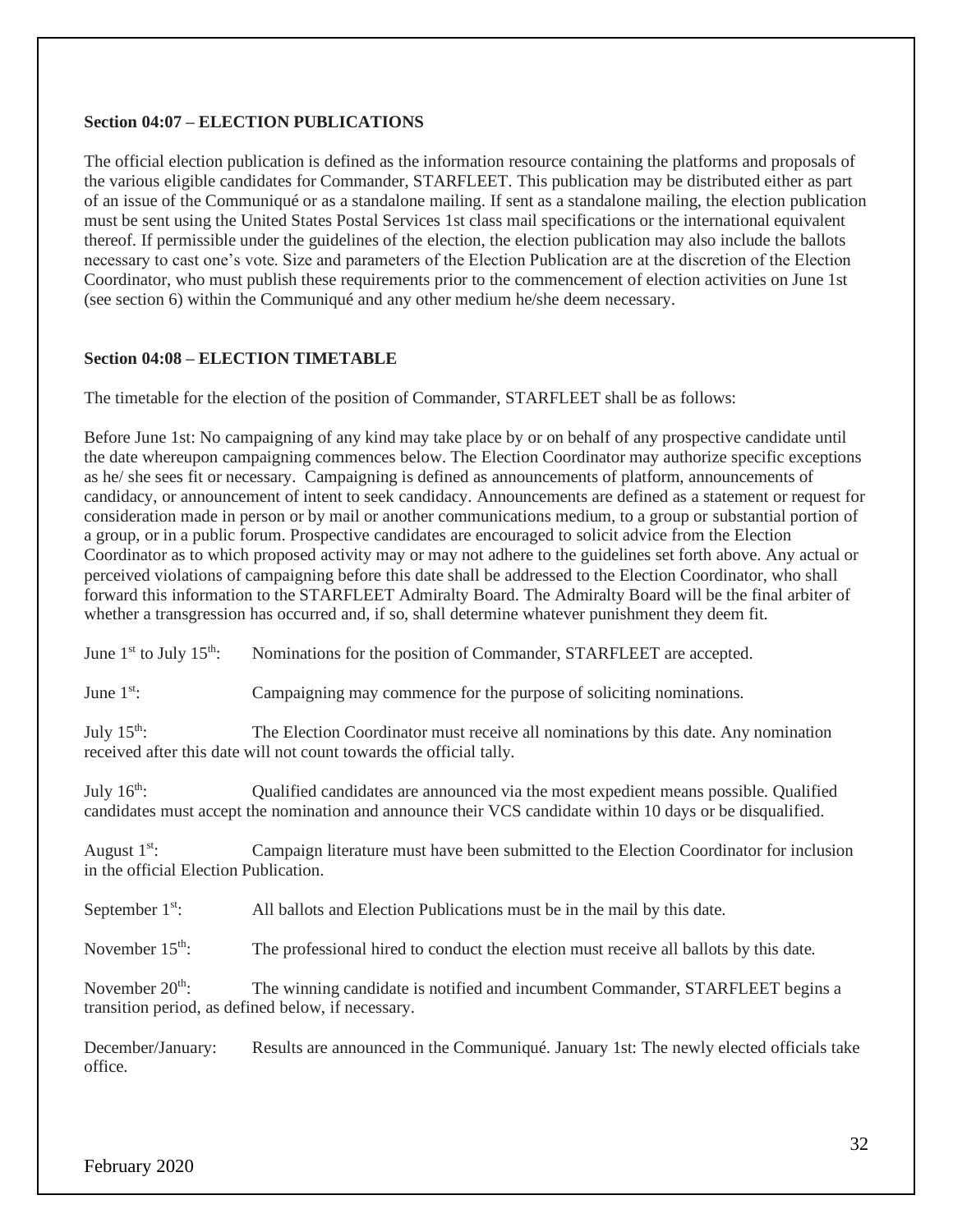**Section 04:07 – ELECTION PUBLICATIONS**

The official election publication is defined as the information resource containing the platforms and proposals of the various eligible candidates for Commander, STARFLEET. This publication may be distributed either as part of an issue of the Communiqué or as a standalone mailing. If sent as a standalone mailing, the election publication must be sent using the United States Postal Services 1st class mail specifications or the international equivalent thereof. If permissible under the guidelines of the election, the election publication may also include the ballots necessary to cast one's vote. Size and parameters of the Election Publication are at the discretion of the Election Coordinator, who must publish these requirements prior to the commencement of election activities on June 1st (see section 6) within the Communiqué and any other medium he/she deem necessary.

**Section 04:08 – ELECTION TIMETABLE**

The timetable for the election of the position of Commander, STARFLEET shall be as follows:

Before June 1st: No campaigning of any kind may take place by or on behalf of any prospective candidate until the date whereupon campaigning commences below. The Election Coordinator may authorize specific exceptions as he/ she sees fit or necessary. Campaigning is defined as announcements of platform, announcements of candidacy, or announcement of intent to seek candidacy. Announcements are defined as a statement or request for consideration made in person or by mail or another communications medium, to a group or substantial portion of a group, or in a public forum. Prospective candidates are encouraged to solicit advice from the Election Coordinator as to which proposed activity may or may not adhere to the guidelines set forth above. Any actual or perceived violations of campaigning before this date shall be addressed to the Election Coordinator, who shall forward this information to the STARFLEET Admiralty Board. The Admiralty Board will be the final arbiter of whether a transgression has occurred and, if so, shall determine whatever punishment they deem fit.

June 1st to July 15th: Nominations for the position of Commander, STARFLEET are accepted.

June 1st: Campaigning may commence for the purpose of soliciting nominations.

July 15th: The Election Coordinator must receive all nominations by this date. Any nomination received after this date will not count towards the official tally.

July 16th: Qualified candidates are announced via the most expedient means possible. Qualified candidates must accept the nomination and announce their VCS candidate within 10 days or be disqualified.

August 1st: Campaign literature must have been submitted to the Election Coordinator for inclusion in the official Election Publication.

September 1st: All ballots and Election Publications must be in the mail by this date.

November 15th: The professional hired to conduct the election must receive all ballots by this date.

November 20th: The winning candidate is notified and incumbent Commander, STARFLEET begins a transition period, as defined below, if necessary.

December/January: Results are announced in the Communiqué. January 1st: The newly elected officials take office.

February 2020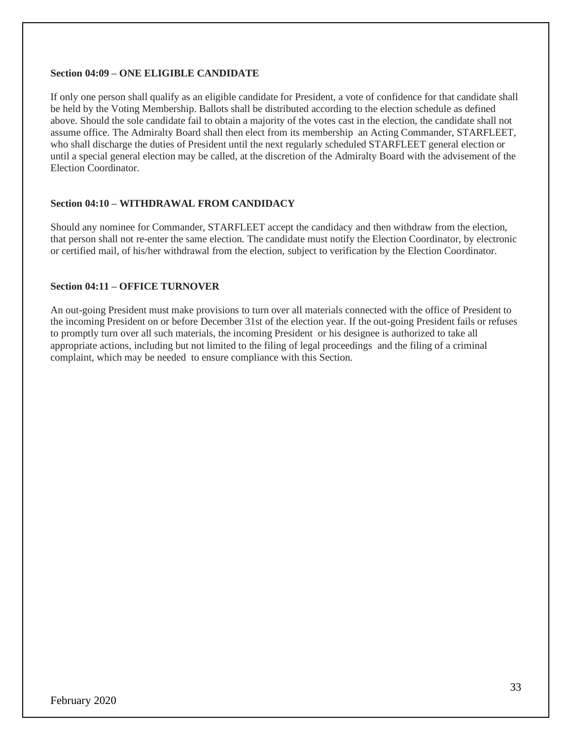**Section 04:09 – ONE ELIGIBLE CANDIDATE**

If only one person shall qualify as an eligible candidate for President, a vote of confidence for that candidate shall be held by the Voting Membership. Ballots shall be distributed according to the election schedule as defined above. Should the sole candidate fail to obtain a majority of the votes cast in the election, the candidate shall not assume office. The Admiralty Board shall then elect from its membership an Acting Commander, STARFLEET, who shall discharge the duties of President until the next regularly scheduled STARFLEET general election or until a special general election may be called, at the discretion of the Admiralty Board with the advisement of the Election Coordinator.

**Section 04:10 – WITHDRAWAL FROM CANDIDACY**

Should any nominee for Commander, STARFLEET accept the candidacy and then withdraw from the election, that person shall not re-enter the same election. The candidate must notify the Election Coordinator, by electronic or certified mail, of his/her withdrawal from the election, subject to verification by the Election Coordinator.

**Section 04:11 – OFFICE TURNOVER**

An out-going President must make provisions to turn over all materials connected with the office of President to the incoming President on or before December 31st of the election year. If the out-going President fails or refuses to promptly turn over all such materials, the incoming President or his designee is authorized to take all appropriate actions, including but not limited to the filing of legal proceedings and the filing of a criminal complaint, which may be needed to ensure compliance with this Section.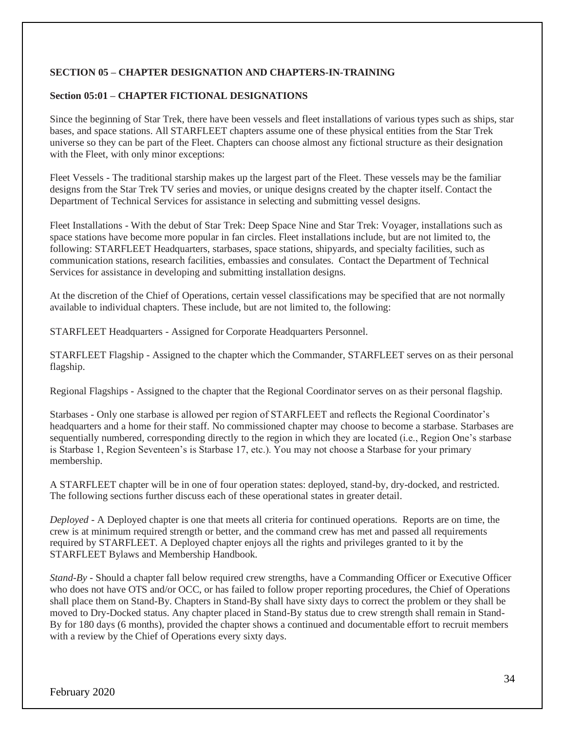**SECTION 05 – CHAPTER DESIGNATION AND CHAPTERS-IN-TRAINING**

**Section 05:01 – CHAPTER FICTIONAL DESIGNATIONS**

Since the beginning of Star Trek, there have been vessels and fleet installations of various types such as ships, star bases, and space stations. All STARFLEET chapters assume one of these physical entities from the Star Trek universe so they can be part of the Fleet. Chapters can choose almost any fictional structure as their designation with the Fleet, with only minor exceptions:

Fleet Vessels - The traditional starship makes up the largest part of the Fleet. These vessels may be the familiar designs from the Star Trek TV series and movies, or unique designs created by the chapter itself. Contact the Department of Technical Services for assistance in selecting and submitting vessel designs.

Fleet Installations - With the debut of Star Trek: Deep Space Nine and Star Trek: Voyager, installations such as space stations have become more popular in fan circles. Fleet installations include, but are not limited to, the following: STARFLEET Headquarters, starbases, space stations, shipyards, and specialty facilities, such as communication stations, research facilities, embassies and consulates. Contact the Department of Technical Services for assistance in developing and submitting installation designs.

At the discretion of the Chief of Operations, certain vessel classifications may be specified that are not normally available to individual chapters. These include, but are not limited to, the following:

STARFLEET Headquarters - Assigned for Corporate Headquarters Personnel.

STARFLEET Flagship - Assigned to the chapter which the Commander, STARFLEET serves on as their personal flagship.

Regional Flagships - Assigned to the chapter that the Regional Coordinator serves on as their personal flagship.

Starbases - Only one starbase is allowed per region of STARFLEET and reflects the Regional Coordinator's headquarters and a home for their staff. No commissioned chapter may choose to become a starbase. Starbases are sequentially numbered, corresponding directly to the region in which they are located (i.e., Region One's starbase is Starbase 1, Region Seventeen's is Starbase 17, etc.). You may not choose a Starbase for your primary membership.

A STARFLEET chapter will be in one of four operation states: deployed, stand-by, dry-docked, and restricted. The following sections further discuss each of these operational states in greater detail.

*Deployed* - A Deployed chapter is one that meets all criteria for continued operations. Reports are on time, the crew is at minimum required strength or better, and the command crew has met and passed all requirements required by STARFLEET. A Deployed chapter enjoys all the rights and privileges granted to it by the STARFLEET Bylaws and Membership Handbook.

*Stand-By* - Should a chapter fall below required crew strengths, have a Commanding Officer or Executive Officer who does not have OTS and/or OCC, or has failed to follow proper reporting procedures, the Chief of Operations shall place them on Stand-By. Chapters in Stand-By shall have sixty days to correct the problem or they shall be moved to Dry-Docked status. Any chapter placed in Stand-By status due to crew strength shall remain in Stand-By for 180 days (6 months), provided the chapter shows a continued and documentable effort to recruit members with a review by the Chief of Operations every sixty days.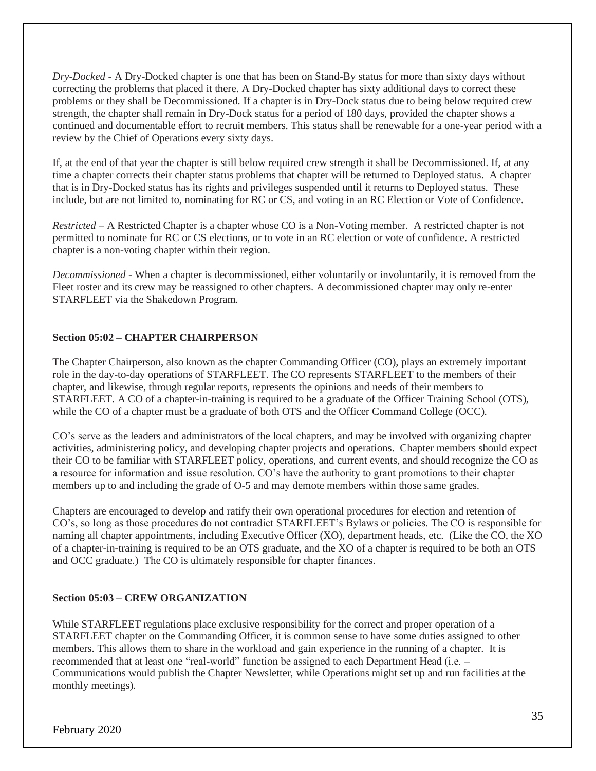*Dry-Docked* - A Dry-Docked chapter is one that has been on Stand-By status for more than sixty days without correcting the problems that placed it there. A Dry-Docked chapter has sixty additional days to correct these problems or they shall be Decommissioned. If a chapter is in Dry-Dock status due to being below required crew strength, the chapter shall remain in Dry-Dock status for a period of 180 days, provided the chapter shows a continued and documentable effort to recruit members. This status shall be renewable for a one-year period with a review by the Chief of Operations every sixty days.

If, at the end of that year the chapter is still below required crew strength it shall be Decommissioned. If, at any time a chapter corrects their chapter status problems that chapter will be returned to Deployed status. A chapter that is in Dry-Docked status has its rights and privileges suspended until it returns to Deployed status. These include, but are not limited to, nominating for RC or CS, and voting in an RC Election or Vote of Confidence.

*Restricted* – A Restricted Chapter is a chapter whose CO is a Non-Voting member. A restricted chapter is not permitted to nominate for RC or CS elections, or to vote in an RC election or vote of confidence. A restricted chapter is a non-voting chapter within their region.

*Decommissioned* - When a chapter is decommissioned, either voluntarily or involuntarily, it is removed from the Fleet roster and its crew may be reassigned to other chapters. A decommissioned chapter may only re-enter STARFLEET via the Shakedown Program.

### Section 05:02 – CHAPTER CHAIRPERSON

The Chapter Chairperson, also known as the chapter Commanding Officer (CO), plays an extremely important role in the day-to-day operations of STARFLEET. The CO represents STARFLEET to the members of their chapter, and likewise, through regular reports, represents the opinions and needs of their members to STARFLEET. A CO of a chapter-in-training is required to be a graduate of the Officer Training School (OTS), while the CO of a chapter must be a graduate of both OTS and the Officer Command College (OCC).

CO's serve as the leaders and administrators of the local chapters, and may be involved with organizing chapter activities, administering policy, and developing chapter projects and operations. Chapter members should expect their CO to be familiar with STARFLEET policy, operations, and current events, and should recognize the CO as a resource for information and issue resolution. CO's have the authority to grant promotions to their chapter members up to and including the grade of O-5 and may demote members within those same grades.

Chapters are encouraged to develop and ratify their own operational procedures for election and retention of CO's, so long as those procedures do not contradict STARFLEET's Bylaws or policies. The CO is responsible for naming all chapter appointments, including Executive Officer (XO), department heads, etc. (Like the CO, the XO of a chapter-in-training is required to be an OTS graduate, and the XO of a chapter is required to be both an OTS and OCC graduate.) The CO is ultimately responsible for chapter finances.

### Section 05:03 – CREW ORGANIZATION

While STARFLEET regulations place exclusive responsibility for the correct and proper operation of a STARFLEET chapter on the Commanding Officer, it is common sense to have some duties assigned to other members. This allows them to share in the workload and gain experience in the running of a chapter. It is recommended that at least one "real-world" function be assigned to each Department Head (i.e. – Communications would publish the Chapter Newsletter, while Operations might set up and run facilities at the monthly meetings).

February 2020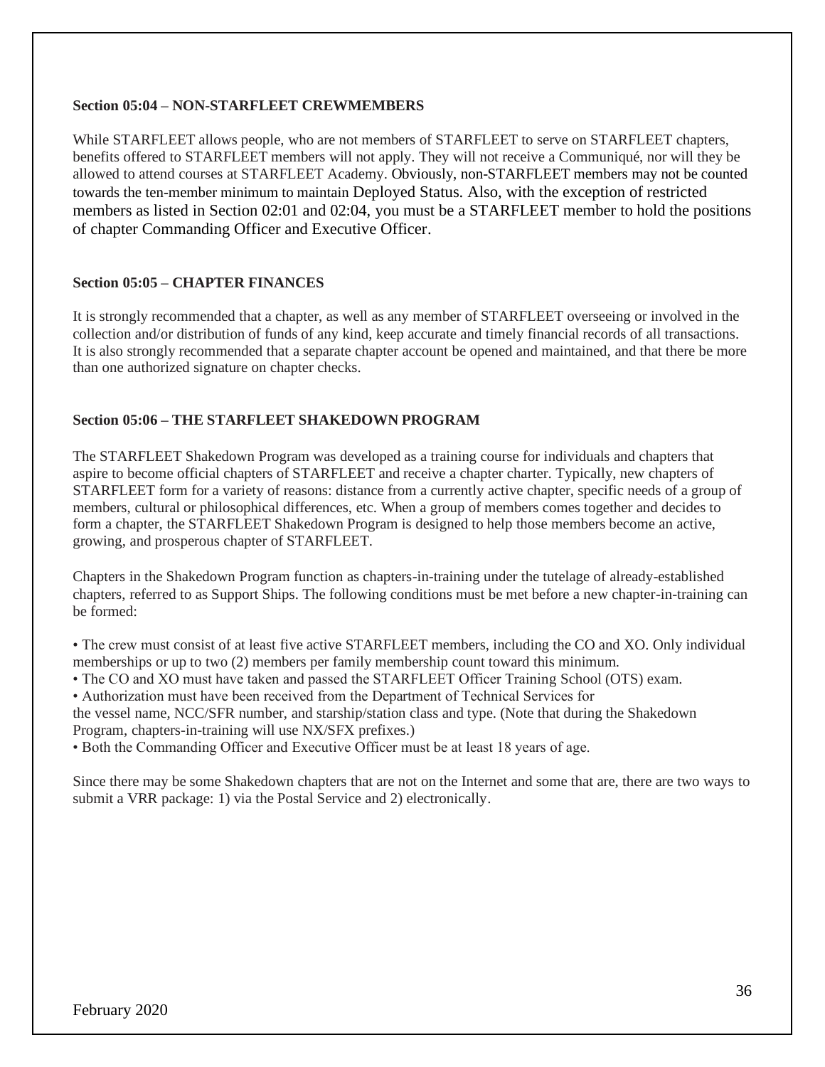### Section 05:04 – NON-STARFLEET CREWMEMBERS

While STARFLEET allows people, who are not members of STARFLEET to serve on STARFLEET chapters, benefits offered to STARFLEET members will not apply. They will not receive a Communiqué, nor will they be allowed to attend courses at STARFLEET Academy. Obviously, non-STARFLEET members may not be counted towards the ten-member minimum to maintain Deployed Status. Also, with the exception of restricted members as listed in Section 02:01 and 02:04, you must be a STARFLEET member to hold the positions of chapter Commanding Officer and Executive Officer.

### Section 05:05 – CHAPTER FINANCES

It is strongly recommended that a chapter, as well as any member of STARFLEET overseeing or involved in the collection and/or distribution of funds of any kind, keep accurate and timely financial records of all transactions. It is also strongly recommended that a separate chapter account be opened and maintained, and that there be more than one authorized signature on chapter checks.

### Section 05:06 – THE STARFLEET SHAKEDOWN PROGRAM

The STARFLEET Shakedown Program was developed as a training course for individuals and chapters that aspire to become official chapters of STARFLEET and receive a chapter charter. Typically, new chapters of STARFLEET form for a variety of reasons: distance from a currently active chapter, specific needs of a group of members, cultural or philosophical differences, etc. When a group of members comes together and decides to form a chapter, the STARFLEET Shakedown Program is designed to help those members become an active, growing, and prosperous chapter of STARFLEET.

Chapters in the Shakedown Program function as chapters-in-training under the tutelage of already-established chapters, referred to as Support Ships. The following conditions must be met before a new chapter-in-training can be formed:

- The crew must consist of at least five active STARFLEET members, including the CO and XO. Only individual memberships or up to two (2) members per family membership count toward this minimum.
- The CO and XO must have taken and passed the STARFLEET Officer Training School (OTS) exam.
- Authorization must have been received from the Department of Technical Services for the vessel name, NCC/SFR number, and starship/station class and type. (Note that during the Shakedown Program, chapters-in-training will use NX/SFX prefixes.)
- Both the Commanding Officer and Executive Officer must be at least 18 years of age.

Since there may be some Shakedown chapters that are not on the Internet and some that are, there are two ways to submit a VRR package: 1) via the Postal Service and 2) electronically.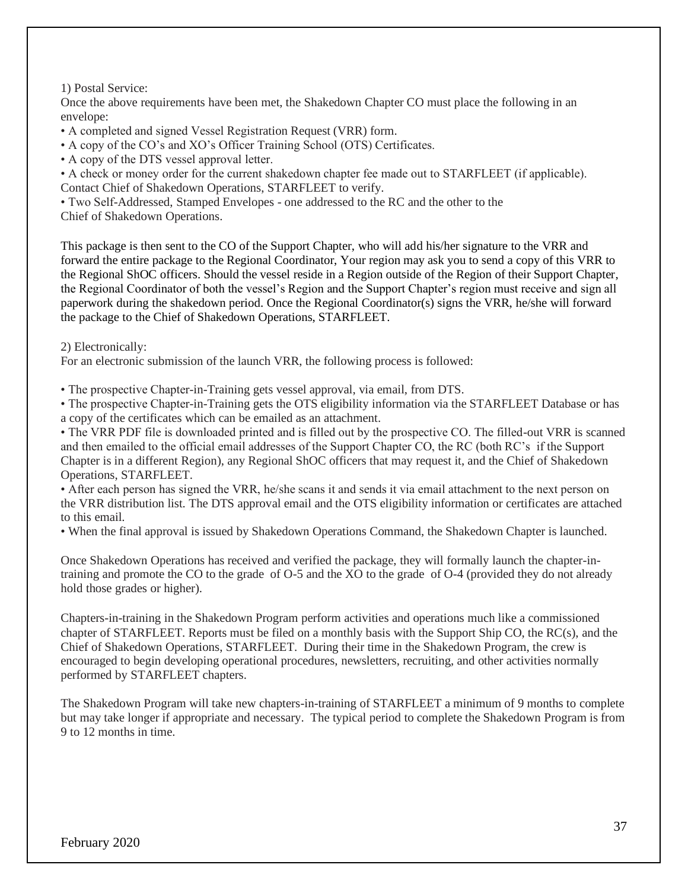1) Postal Service:

Once the above requirements have been met, the Shakedown Chapter CO must place the following in an envelope:

- A completed and signed Vessel Registration Request (VRR) form.
- A copy of the CO's and XO's Officer Training School (OTS) Certificates.
- A copy of the DTS vessel approval letter.
- A check or money order for the current shakedown chapter fee made out to STARFLEET (if applicable). Contact Chief of Shakedown Operations, STARFLEET to verify.
- Two Self-Addressed, Stamped Envelopes - one addressed to the RC and the other to the Chief of Shakedown Operations.

This package is then sent to the CO of the Support Chapter, who will add his/her signature to the VRR and forward the entire package to the Regional Coordinator, Your region may ask you to send a copy of this VRR to the Regional ShOC officers. Should the vessel reside in a Region outside of the Region of their Support Chapter, the Regional Coordinator of both the vessel's Region and the Support Chapter's region must receive and sign all paperwork during the shakedown period. Once the Regional Coordinator(s) signs the VRR, he/she will forward the package to the Chief of Shakedown Operations, STARFLEET.

2) Electronically:

For an electronic submission of the launch VRR, the following process is followed:

- The prospective Chapter-in-Training gets vessel approval, via email, from DTS.
- The prospective Chapter-in-Training gets the OTS eligibility information via the STARFLEET Database or has a copy of the certificates which can be emailed as an attachment.
- The VRR PDF file is downloaded printed and is filled out by the prospective CO. The filled-out VRR is scanned and then emailed to the official email addresses of the Support Chapter CO, the RC (both RC's if the Support Chapter is in a different Region), any Regional ShOC officers that may request it, and the Chief of Shakedown Operations, STARFLEET.
- After each person has signed the VRR, he/she scans it and sends it via email attachment to the next person on the VRR distribution list. The DTS approval email and the OTS eligibility information or certificates are attached to this email.
- When the final approval is issued by Shakedown Operations Command, the Shakedown Chapter is launched.

Once Shakedown Operations has received and verified the package, they will formally launch the chapter-in-training and promote the CO to the grade of O-5 and the XO to the grade of O-4 (provided they do not already hold those grades or higher).

Chapters-in-training in the Shakedown Program perform activities and operations much like a commissioned chapter of STARFLEET. Reports must be filed on a monthly basis with the Support Ship CO, the RC(s), and the Chief of Shakedown Operations, STARFLEET. During their time in the Shakedown Program, the crew is encouraged to begin developing operational procedures, newsletters, recruiting, and other activities normally performed by STARFLEET chapters.

The Shakedown Program will take new chapters-in-training of STARFLEET a minimum of 9 months to complete but may take longer if appropriate and necessary. The typical period to complete the Shakedown Program is from 9 to 12 months in time.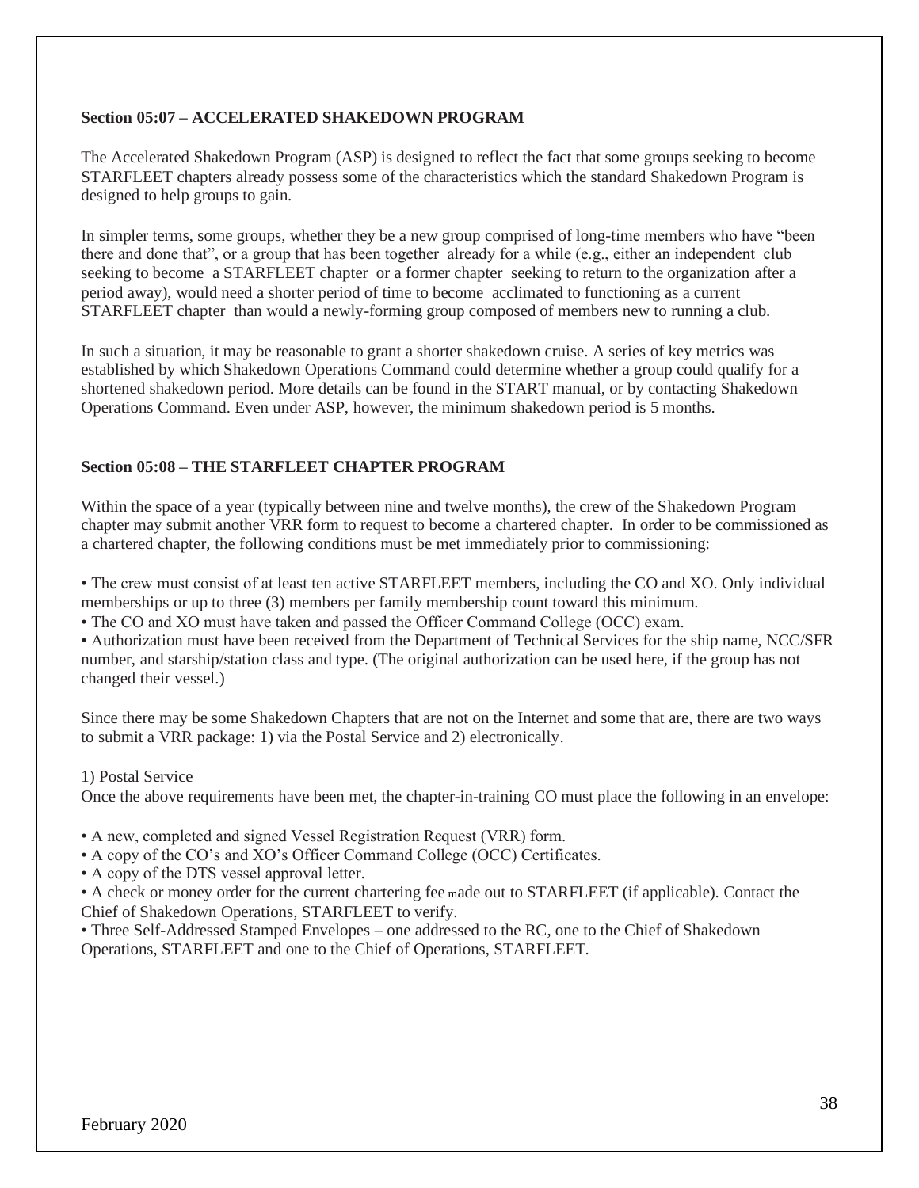### Section 05:07 – ACCELERATED SHAKEDOWN PROGRAM

The Accelerated Shakedown Program (ASP) is designed to reflect the fact that some groups seeking to become STARFLEET chapters already possess some of the characteristics which the standard Shakedown Program is designed to help groups to gain.

In simpler terms, some groups, whether they be a new group comprised of long-time members who have "been there and done that", or a group that has been together already for a while (e.g., either an independent club seeking to become a STARFLEET chapter or a former chapter seeking to return to the organization after a period away), would need a shorter period of time to become acclimated to functioning as a current STARFLEET chapter than would a newly-forming group composed of members new to running a club.

In such a situation, it may be reasonable to grant a shorter shakedown cruise. A series of key metrics was established by which Shakedown Operations Command could determine whether a group could qualify for a shortened shakedown period. More details can be found in the START manual, or by contacting Shakedown Operations Command. Even under ASP, however, the minimum shakedown period is 5 months.

### Section 05:08 – THE STARFLEET CHAPTER PROGRAM

Within the space of a year (typically between nine and twelve months), the crew of the Shakedown Program chapter may submit another VRR form to request to become a chartered chapter. In order to be commissioned as a chartered chapter, the following conditions must be met immediately prior to commissioning:

- The crew must consist of at least ten active STARFLEET members, including the CO and XO. Only individual memberships or up to three (3) members per family membership count toward this minimum.
- The CO and XO must have taken and passed the Officer Command College (OCC) exam.
- Authorization must have been received from the Department of Technical Services for the ship name, NCC/SFR number, and starship/station class and type. (The original authorization can be used here, if the group has not changed their vessel.)

Since there may be some Shakedown Chapters that are not on the Internet and some that are, there are two ways to submit a VRR package: 1) via the Postal Service and 2) electronically.

1) Postal Service
Once the above requirements have been met, the chapter-in-training CO must place the following in an envelope:

- A new, completed and signed Vessel Registration Request (VRR) form.
- A copy of the CO's and XO's Officer Command College (OCC) Certificates.
- A copy of the DTS vessel approval letter.
- A check or money order for the current chartering fee made out to STARFLEET (if applicable). Contact the Chief of Shakedown Operations, STARFLEET to verify.
- Three Self-Addressed Stamped Envelopes – one addressed to the RC, one to the Chief of Shakedown Operations, STARFLEET and one to the Chief of Operations, STARFLEET.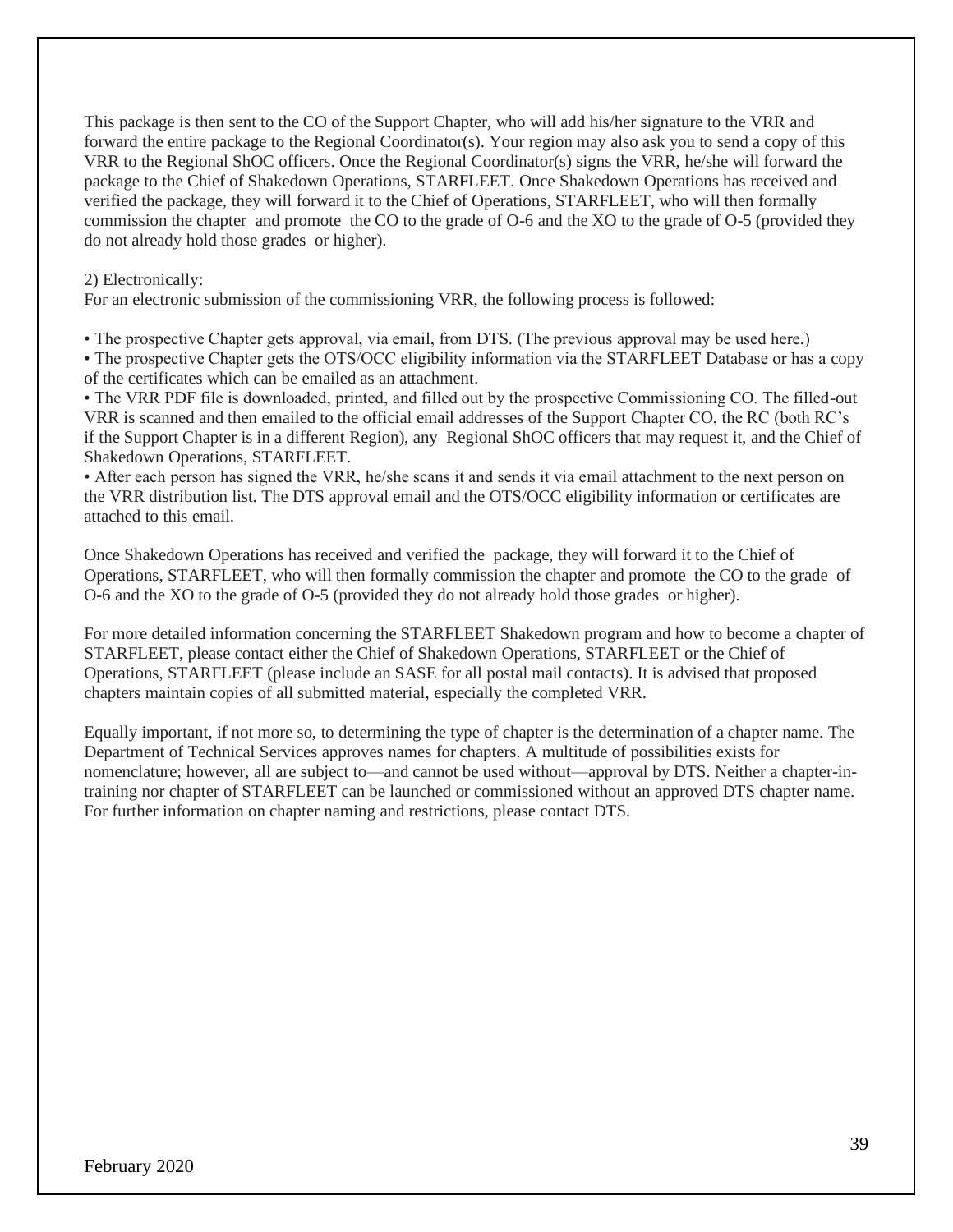This package is then sent to the CO of the Support Chapter, who will add his/her signature to the VRR and forward the entire package to the Regional Coordinator(s). Your region may also ask you to send a copy of this VRR to the Regional ShOC officers. Once the Regional Coordinator(s) signs the VRR, he/she will forward the package to the Chief of Shakedown Operations, STARFLEET. Once Shakedown Operations has received and verified the package, they will forward it to the Chief of Operations, STARFLEET, who will then formally commission the chapter and promote the CO to the grade of O-6 and the XO to the grade of O-5 (provided they do not already hold those grades or higher).

2) Electronically:
For an electronic submission of the commissioning VRR, the following process is followed:

- The prospective Chapter gets approval, via email, from DTS. (The previous approval may be used here.)
- The prospective Chapter gets the OTS/OCC eligibility information via the STARFLEET Database or has a copy of the certificates which can be emailed as an attachment.
- The VRR PDF file is downloaded, printed, and filled out by the prospective Commissioning CO. The filled-out VRR is scanned and then emailed to the official email addresses of the Support Chapter CO, the RC (both RC's if the Support Chapter is in a different Region), any Regional ShOC officers that may request it, and the Chief of Shakedown Operations, STARFLEET.
- After each person has signed the VRR, he/she scans it and sends it via email attachment to the next person on the VRR distribution list. The DTS approval email and the OTS/OCC eligibility information or certificates are attached to this email.

Once Shakedown Operations has received and verified the package, they will forward it to the Chief of Operations, STARFLEET, who will then formally commission the chapter and promote the CO to the grade of O-6 and the XO to the grade of O-5 (provided they do not already hold those grades or higher).

For more detailed information concerning the STARFLEET Shakedown program and how to become a chapter of STARFLEET, please contact either the Chief of Shakedown Operations, STARFLEET or the Chief of Operations, STARFLEET (please include an SASE for all postal mail contacts). It is advised that proposed chapters maintain copies of all submitted material, especially the completed VRR.

Equally important, if not more so, to determining the type of chapter is the determination of a chapter name. The Department of Technical Services approves names for chapters. A multitude of possibilities exists for nomenclature; however, all are subject to—and cannot be used without—approval by DTS. Neither a chapter-in-training nor chapter of STARFLEET can be launched or commissioned without an approved DTS chapter name. For further information on chapter naming and restrictions, please contact DTS.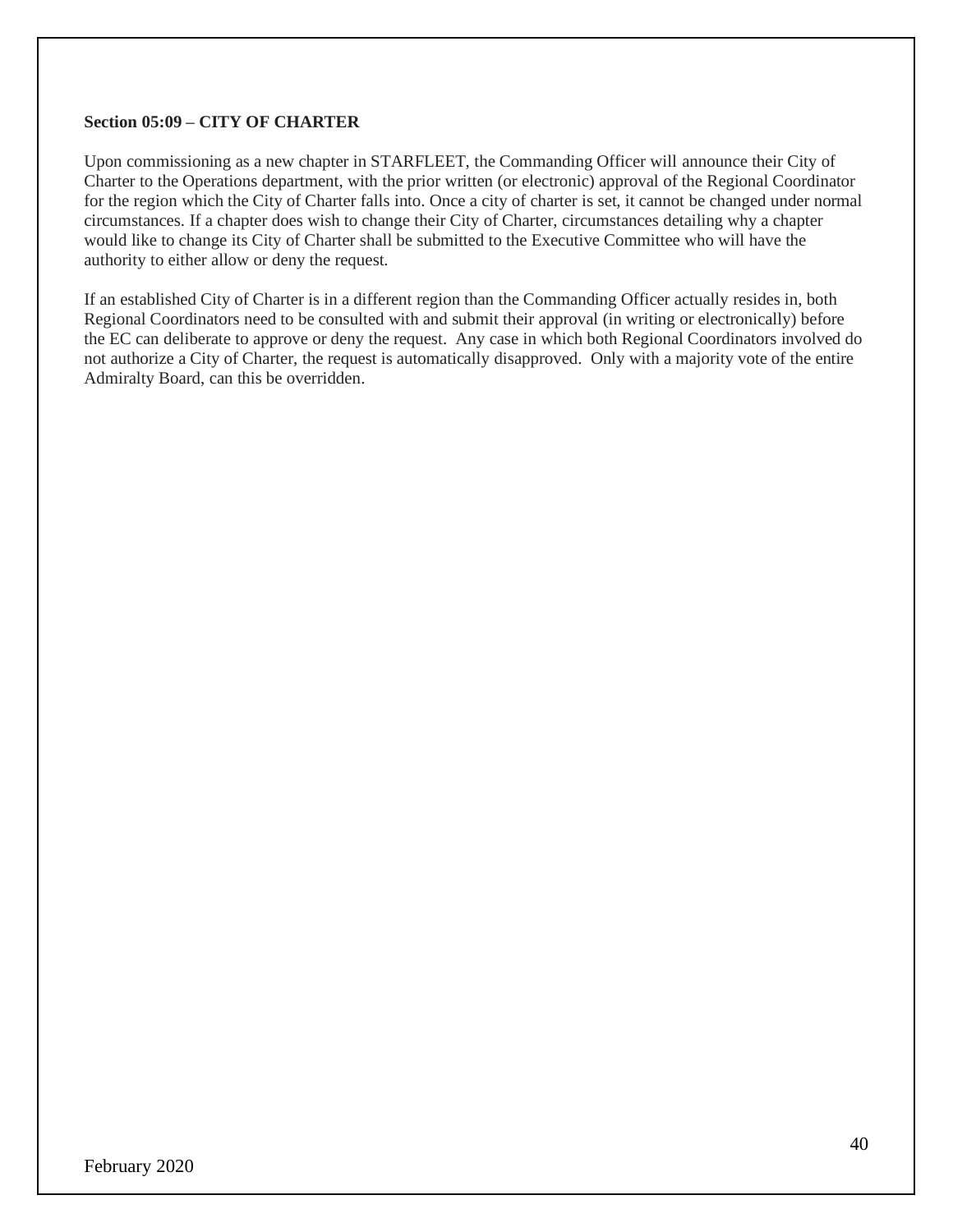**Section 05:09 – CITY OF CHARTER**

Upon commissioning as a new chapter in STARFLEET, the Commanding Officer will announce their City of Charter to the Operations department, with the prior written (or electronic) approval of the Regional Coordinator for the region which the City of Charter falls into. Once a city of charter is set, it cannot be changed under normal circumstances. If a chapter does wish to change their City of Charter, circumstances detailing why a chapter would like to change its City of Charter shall be submitted to the Executive Committee who will have the authority to either allow or deny the request.

If an established City of Charter is in a different region than the Commanding Officer actually resides in, both Regional Coordinators need to be consulted with and submit their approval (in writing or electronically) before the EC can deliberate to approve or deny the request. Any case in which both Regional Coordinators involved do not authorize a City of Charter, the request is automatically disapproved. Only with a majority vote of the entire Admiralty Board, can this be overridden.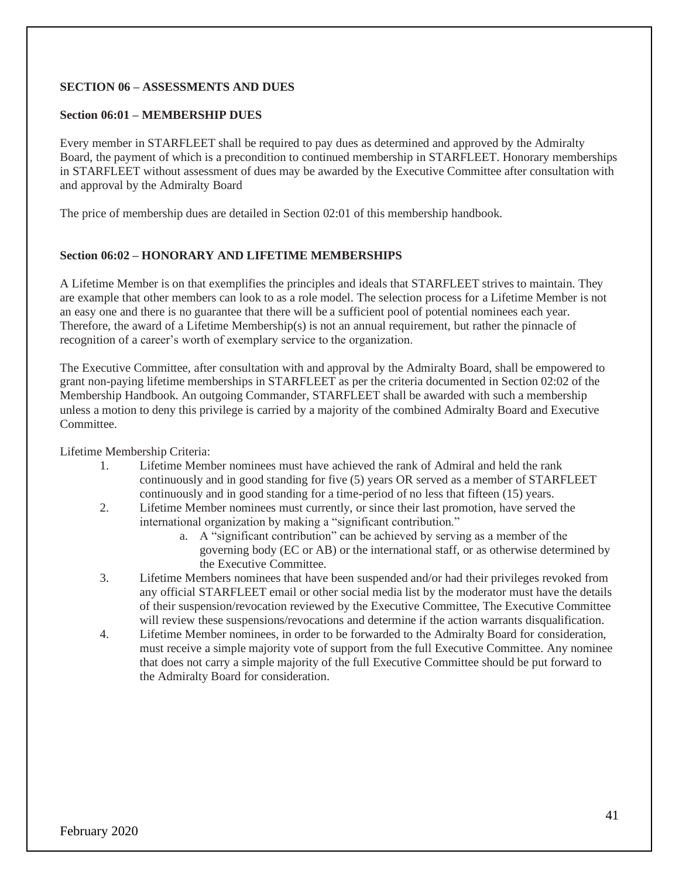**SECTION 06 – ASSESSMENTS AND DUES**

**Section 06:01 – MEMBERSHIP DUES**

Every member in STARFLEET shall be required to pay dues as determined and approved by the Admiralty Board, the payment of which is a precondition to continued membership in STARFLEET. Honorary memberships in STARFLEET without assessment of dues may be awarded by the Executive Committee after consultation with and approval by the Admiralty Board

The price of membership dues are detailed in Section 02:01 of this membership handbook.

**Section 06:02 – HONORARY AND LIFETIME MEMBERSHIPS**

A Lifetime Member is on that exemplifies the principles and ideals that STARFLEET strives to maintain. They are example that other members can look to as a role model. The selection process for a Lifetime Member is not an easy one and there is no guarantee that there will be a sufficient pool of potential nominees each year. Therefore, the award of a Lifetime Membership(s) is not an annual requirement, but rather the pinnacle of recognition of a career's worth of exemplary service to the organization.

The Executive Committee, after consultation with and approval by the Admiralty Board, shall be empowered to grant non-paying lifetime memberships in STARFLEET as per the criteria documented in Section 02:02 of the Membership Handbook. An outgoing Commander, STARFLEET shall be awarded with such a membership unless a motion to deny this privilege is carried by a majority of the combined Admiralty Board and Executive Committee.

Lifetime Membership Criteria:

1. Lifetime Member nominees must have achieved the rank of Admiral and held the rank continuously and in good standing for five (5) years OR served as a member of STARFLEET continuously and in good standing for a time-period of no less that fifteen (15) years.
2. Lifetime Member nominees must currently, or since their last promotion, have served the international organization by making a "significant contribution."
    a. A "significant contribution" can be achieved by serving as a member of the governing body (EC or AB) or the international staff, or as otherwise determined by the Executive Committee.
3. Lifetime Members nominees that have been suspended and/or had their privileges revoked from any official STARFLEET email or other social media list by the moderator must have the details of their suspension/revocation reviewed by the Executive Committee, The Executive Committee will review these suspensions/revocations and determine if the action warrants disqualification.
4. Lifetime Member nominees, in order to be forwarded to the Admiralty Board for consideration, must receive a simple majority vote of support from the full Executive Committee. Any nominee that does not carry a simple majority of the full Executive Committee should be put forward to the Admiralty Board for consideration.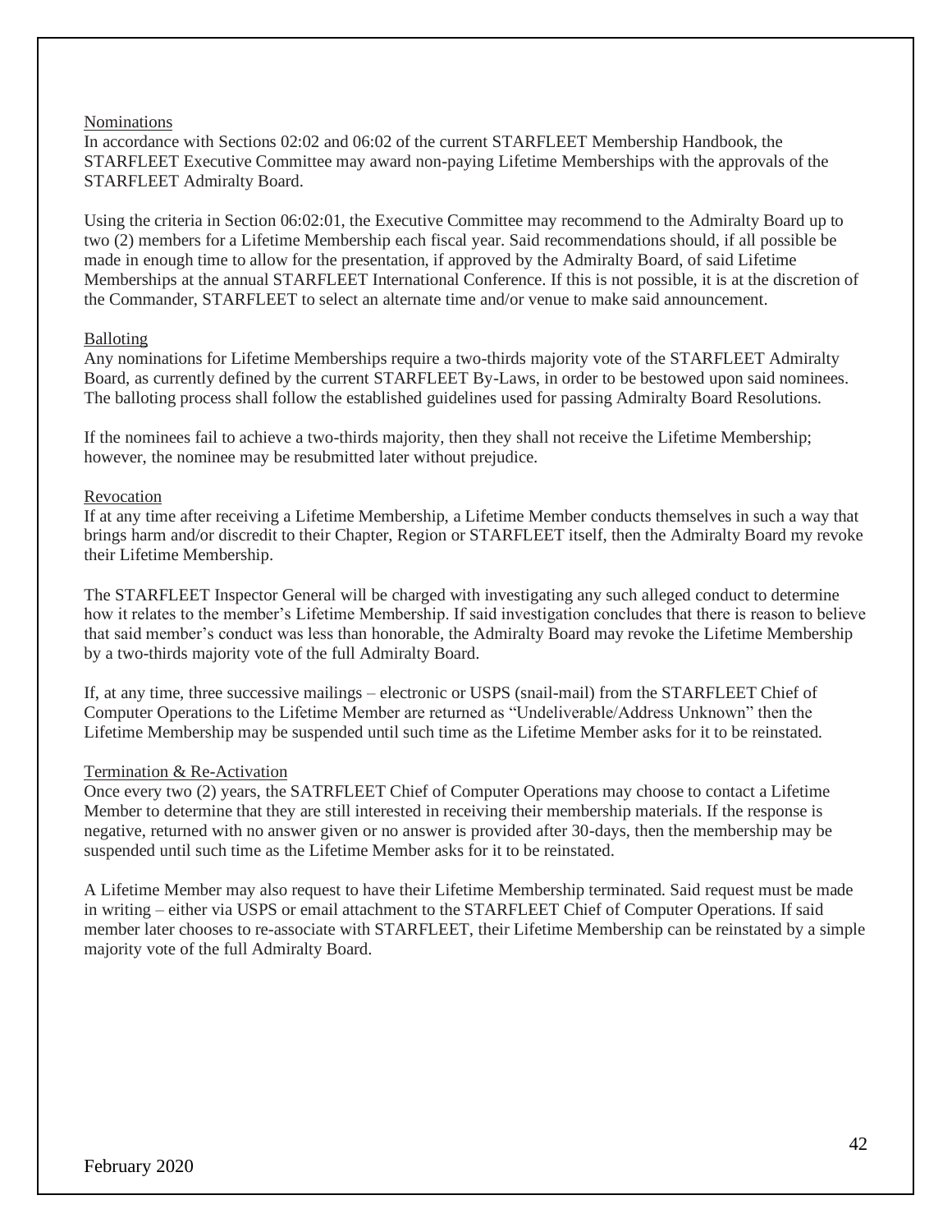### Nominations

In accordance with Sections 02:02 and 06:02 of the current STARFLEET Membership Handbook, the STARFLEET Executive Committee may award non-paying Lifetime Memberships with the approvals of the STARFLEET Admiralty Board.

Using the criteria in Section 06:02:01, the Executive Committee may recommend to the Admiralty Board up to two (2) members for a Lifetime Membership each fiscal year. Said recommendations should, if all possible be made in enough time to allow for the presentation, if approved by the Admiralty Board, of said Lifetime Memberships at the annual STARFLEET International Conference. If this is not possible, it is at the discretion of the Commander, STARFLEET to select an alternate time and/or venue to make said announcement.

### Balloting

Any nominations for Lifetime Memberships require a two-thirds majority vote of the STARFLEET Admiralty Board, as currently defined by the current STARFLEET By-Laws, in order to be bestowed upon said nominees. The balloting process shall follow the established guidelines used for passing Admiralty Board Resolutions.

If the nominees fail to achieve a two-thirds majority, then they shall not receive the Lifetime Membership; however, the nominee may be resubmitted later without prejudice.

### Revocation

If at any time after receiving a Lifetime Membership, a Lifetime Member conducts themselves in such a way that brings harm and/or discredit to their Chapter, Region or STARFLEET itself, then the Admiralty Board my revoke their Lifetime Membership.

The STARFLEET Inspector General will be charged with investigating any such alleged conduct to determine how it relates to the member's Lifetime Membership. If said investigation concludes that there is reason to believe that said member's conduct was less than honorable, the Admiralty Board may revoke the Lifetime Membership by a two-thirds majority vote of the full Admiralty Board.

If, at any time, three successive mailings – electronic or USPS (snail-mail) from the STARFLEET Chief of Computer Operations to the Lifetime Member are returned as "Undeliverable/Address Unknown" then the Lifetime Membership may be suspended until such time as the Lifetime Member asks for it to be reinstated.

### Termination & Re-Activation

Once every two (2) years, the SATRFLEET Chief of Computer Operations may choose to contact a Lifetime Member to determine that they are still interested in receiving their membership materials. If the response is negative, returned with no answer given or no answer is provided after 30-days, then the membership may be suspended until such time as the Lifetime Member asks for it to be reinstated.

A Lifetime Member may also request to have their Lifetime Membership terminated. Said request must be made in writing – either via USPS or email attachment to the STARFLEET Chief of Computer Operations. If said member later chooses to re-associate with STARFLEET, their Lifetime Membership can be reinstated by a simple majority vote of the full Admiralty Board.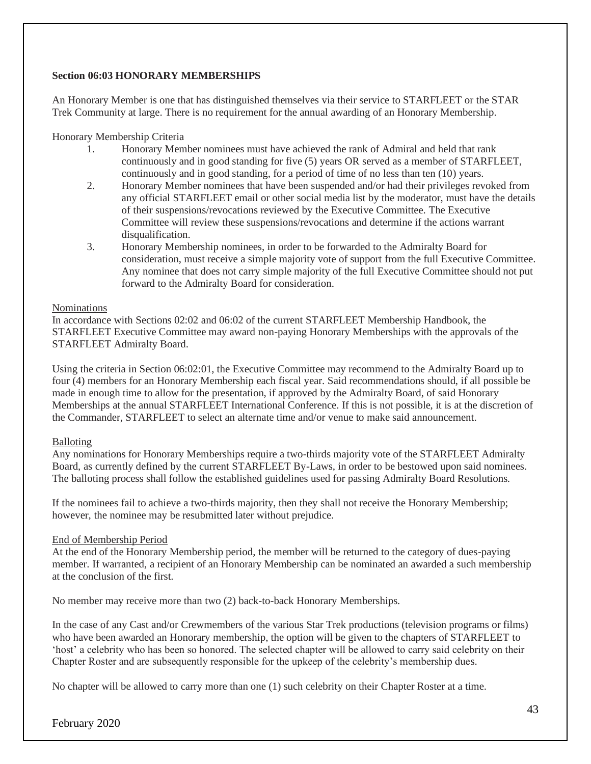**Section 06:03 HONORARY MEMBERSHIPS**

An Honorary Member is one that has distinguished themselves via their service to STARFLEET or the STAR Trek Community at large. There is no requirement for the annual awarding of an Honorary Membership.

Honorary Membership Criteria

1. Honorary Member nominees must have achieved the rank of Admiral and held that rank continuously and in good standing for five (5) years OR served as a member of STARFLEET, continuously and in good standing, for a period of time of no less than ten (10) years.
2. Honorary Member nominees that have been suspended and/or had their privileges revoked from any official STARFLEET email or other social media list by the moderator, must have the details of their suspensions/revocations reviewed by the Executive Committee. The Executive Committee will review these suspensions/revocations and determine if the actions warrant disqualification.
3. Honorary Membership nominees, in order to be forwarded to the Admiralty Board for consideration, must receive a simple majority vote of support from the full Executive Committee. Any nominee that does not carry simple majority of the full Executive Committee should not put forward to the Admiralty Board for consideration.

Nominations

In accordance with Sections 02:02 and 06:02 of the current STARFLEET Membership Handbook, the STARFLEET Executive Committee may award non-paying Honorary Memberships with the approvals of the STARFLEET Admiralty Board.

Using the criteria in Section 06:02:01, the Executive Committee may recommend to the Admiralty Board up to four (4) members for an Honorary Membership each fiscal year. Said recommendations should, if all possible be made in enough time to allow for the presentation, if approved by the Admiralty Board, of said Honorary Memberships at the annual STARFLEET International Conference. If this is not possible, it is at the discretion of the Commander, STARFLEET to select an alternate time and/or venue to make said announcement.

Balloting

Any nominations for Honorary Memberships require a two-thirds majority vote of the STARFLEET Admiralty Board, as currently defined by the current STARFLEET By-Laws, in order to be bestowed upon said nominees. The balloting process shall follow the established guidelines used for passing Admiralty Board Resolutions.

If the nominees fail to achieve a two-thirds majority, then they shall not receive the Honorary Membership; however, the nominee may be resubmitted later without prejudice.

End of Membership Period

At the end of the Honorary Membership period, the member will be returned to the category of dues-paying member. If warranted, a recipient of an Honorary Membership can be nominated an awarded a such membership at the conclusion of the first.

No member may receive more than two (2) back-to-back Honorary Memberships.

In the case of any Cast and/or Crewmembers of the various Star Trek productions (television programs or films) who have been awarded an Honorary membership, the option will be given to the chapters of STARFLEET to 'host' a celebrity who has been so honored. The selected chapter will be allowed to carry said celebrity on their Chapter Roster and are subsequently responsible for the upkeep of the celebrity's membership dues.

No chapter will be allowed to carry more than one (1) such celebrity on their Chapter Roster at a time.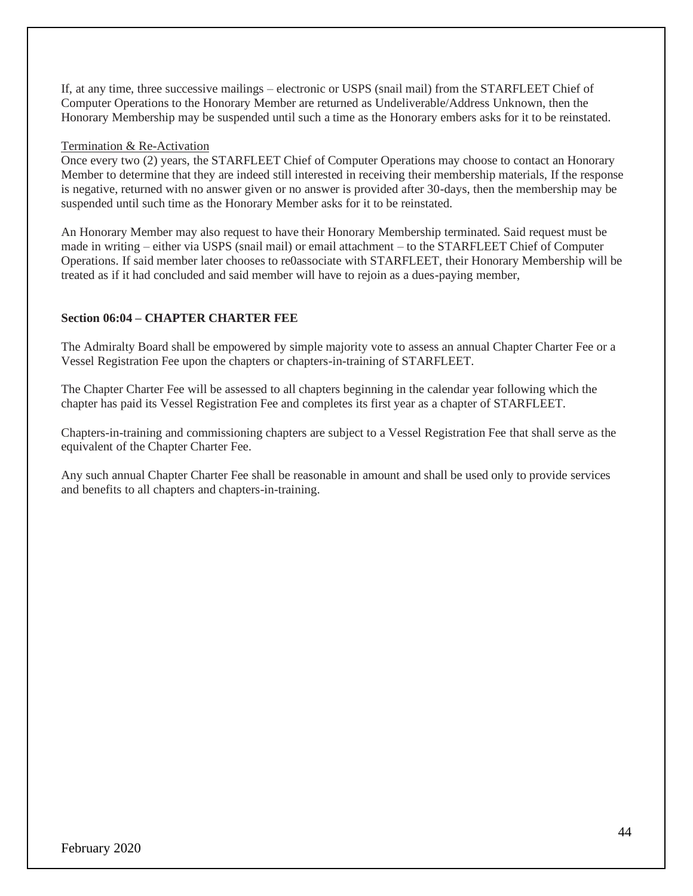If, at any time, three successive mailings – electronic or USPS (snail mail) from the STARFLEET Chief of Computer Operations to the Honorary Member are returned as Undeliverable/Address Unknown, then the Honorary Membership may be suspended until such a time as the Honorary embers asks for it to be reinstated.

<u>Termination & Re-Activation</u>

Once every two (2) years, the STARFLEET Chief of Computer Operations may choose to contact an Honorary Member to determine that they are indeed still interested in receiving their membership materials, If the response is negative, returned with no answer given or no answer is provided after 30-days, then the membership may be suspended until such time as the Honorary Member asks for it to be reinstated.

An Honorary Member may also request to have their Honorary Membership terminated. Said request must be made in writing – either via USPS (snail mail) or email attachment – to the STARFLEET Chief of Computer Operations. If said member later chooses to re0associate with STARFLEET, their Honorary Membership will be treated as if it had concluded and said member will have to rejoin as a dues-paying member,

**Section 06:04 – CHAPTER CHARTER FEE**

The Admiralty Board shall be empowered by simple majority vote to assess an annual Chapter Charter Fee or a Vessel Registration Fee upon the chapters or chapters-in-training of STARFLEET.

The Chapter Charter Fee will be assessed to all chapters beginning in the calendar year following which the chapter has paid its Vessel Registration Fee and completes its first year as a chapter of STARFLEET.

Chapters-in-training and commissioning chapters are subject to a Vessel Registration Fee that shall serve as the equivalent of the Chapter Charter Fee.

Any such annual Chapter Charter Fee shall be reasonable in amount and shall be used only to provide services and benefits to all chapters and chapters-in-training.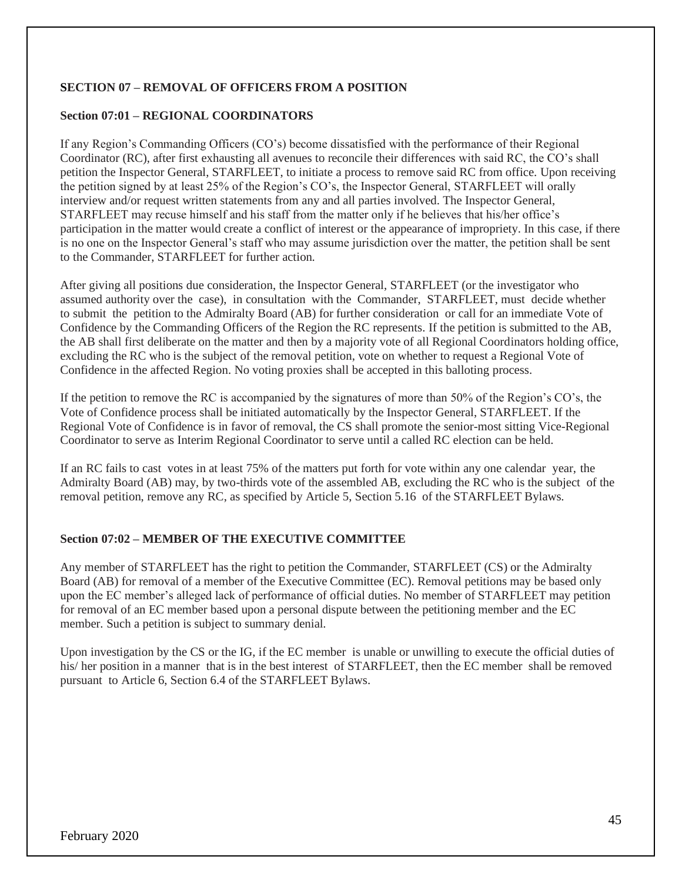**SECTION 07 – REMOVAL OF OFFICERS FROM A POSITION**

**Section 07:01 – REGIONAL COORDINATORS**

If any Region's Commanding Officers (CO's) become dissatisfied with the performance of their Regional Coordinator (RC), after first exhausting all avenues to reconcile their differences with said RC, the CO's shall petition the Inspector General, STARFLEET, to initiate a process to remove said RC from office. Upon receiving the petition signed by at least 25% of the Region's CO's, the Inspector General, STARFLEET will orally interview and/or request written statements from any and all parties involved. The Inspector General, STARFLEET may recuse himself and his staff from the matter only if he believes that his/her office's participation in the matter would create a conflict of interest or the appearance of impropriety. In this case, if there is no one on the Inspector General's staff who may assume jurisdiction over the matter, the petition shall be sent to the Commander, STARFLEET for further action.

After giving all positions due consideration, the Inspector General, STARFLEET (or the investigator who assumed authority over the case), in consultation with the Commander, STARFLEET, must decide whether to submit the petition to the Admiralty Board (AB) for further consideration or call for an immediate Vote of Confidence by the Commanding Officers of the Region the RC represents. If the petition is submitted to the AB, the AB shall first deliberate on the matter and then by a majority vote of all Regional Coordinators holding office, excluding the RC who is the subject of the removal petition, vote on whether to request a Regional Vote of Confidence in the affected Region. No voting proxies shall be accepted in this balloting process.

If the petition to remove the RC is accompanied by the signatures of more than 50% of the Region's CO's, the Vote of Confidence process shall be initiated automatically by the Inspector General, STARFLEET. If the Regional Vote of Confidence is in favor of removal, the CS shall promote the senior-most sitting Vice-Regional Coordinator to serve as Interim Regional Coordinator to serve until a called RC election can be held.

If an RC fails to cast votes in at least 75% of the matters put forth for vote within any one calendar year, the Admiralty Board (AB) may, by two-thirds vote of the assembled AB, excluding the RC who is the subject of the removal petition, remove any RC, as specified by Article 5, Section 5.16 of the STARFLEET Bylaws.

**Section 07:02 – MEMBER OF THE EXECUTIVE COMMITTEE**

Any member of STARFLEET has the right to petition the Commander, STARFLEET (CS) or the Admiralty Board (AB) for removal of a member of the Executive Committee (EC). Removal petitions may be based only upon the EC member's alleged lack of performance of official duties. No member of STARFLEET may petition for removal of an EC member based upon a personal dispute between the petitioning member and the EC member. Such a petition is subject to summary denial.

Upon investigation by the CS or the IG, if the EC member is unable or unwilling to execute the official duties of his/ her position in a manner that is in the best interest of STARFLEET, then the EC member shall be removed pursuant to Article 6, Section 6.4 of the STARFLEET Bylaws.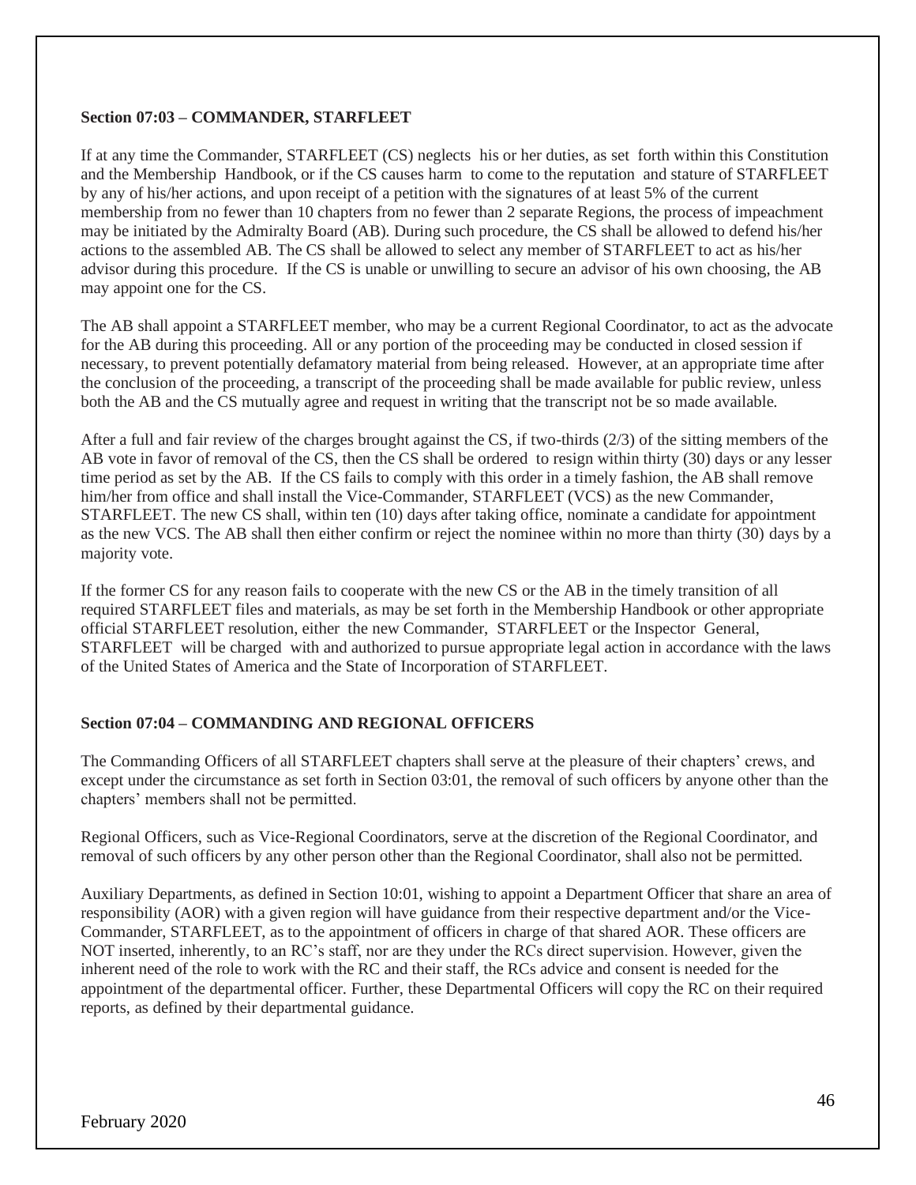### Section 07:03 – COMMANDER, STARFLEET

If at any time the Commander, STARFLEET (CS) neglects his or her duties, as set forth within this Constitution and the Membership Handbook, or if the CS causes harm to come to the reputation and stature of STARFLEET by any of his/her actions, and upon receipt of a petition with the signatures of at least 5% of the current membership from no fewer than 10 chapters from no fewer than 2 separate Regions, the process of impeachment may be initiated by the Admiralty Board (AB). During such procedure, the CS shall be allowed to defend his/her actions to the assembled AB. The CS shall be allowed to select any member of STARFLEET to act as his/her advisor during this procedure. If the CS is unable or unwilling to secure an advisor of his own choosing, the AB may appoint one for the CS.

The AB shall appoint a STARFLEET member, who may be a current Regional Coordinator, to act as the advocate for the AB during this proceeding. All or any portion of the proceeding may be conducted in closed session if necessary, to prevent potentially defamatory material from being released. However, at an appropriate time after the conclusion of the proceeding, a transcript of the proceeding shall be made available for public review, unless both the AB and the CS mutually agree and request in writing that the transcript not be so made available.

After a full and fair review of the charges brought against the CS, if two-thirds (2/3) of the sitting members of the AB vote in favor of removal of the CS, then the CS shall be ordered to resign within thirty (30) days or any lesser time period as set by the AB. If the CS fails to comply with this order in a timely fashion, the AB shall remove him/her from office and shall install the Vice-Commander, STARFLEET (VCS) as the new Commander, STARFLEET. The new CS shall, within ten (10) days after taking office, nominate a candidate for appointment as the new VCS. The AB shall then either confirm or reject the nominee within no more than thirty (30) days by a majority vote.

If the former CS for any reason fails to cooperate with the new CS or the AB in the timely transition of all required STARFLEET files and materials, as may be set forth in the Membership Handbook or other appropriate official STARFLEET resolution, either the new Commander, STARFLEET or the Inspector General, STARFLEET will be charged with and authorized to pursue appropriate legal action in accordance with the laws of the United States of America and the State of Incorporation of STARFLEET.

### Section 07:04 – COMMANDING AND REGIONAL OFFICERS

The Commanding Officers of all STARFLEET chapters shall serve at the pleasure of their chapters' crews, and except under the circumstance as set forth in Section 03:01, the removal of such officers by anyone other than the chapters' members shall not be permitted.

Regional Officers, such as Vice-Regional Coordinators, serve at the discretion of the Regional Coordinator, and removal of such officers by any other person other than the Regional Coordinator, shall also not be permitted.

Auxiliary Departments, as defined in Section 10:01, wishing to appoint a Department Officer that share an area of responsibility (AOR) with a given region will have guidance from their respective department and/or the Vice-Commander, STARFLEET, as to the appointment of officers in charge of that shared AOR. These officers are NOT inserted, inherently, to an RC's staff, nor are they under the RCs direct supervision. However, given the inherent need of the role to work with the RC and their staff, the RCs advice and consent is needed for the appointment of the departmental officer. Further, these Departmental Officers will copy the RC on their required reports, as defined by their departmental guidance.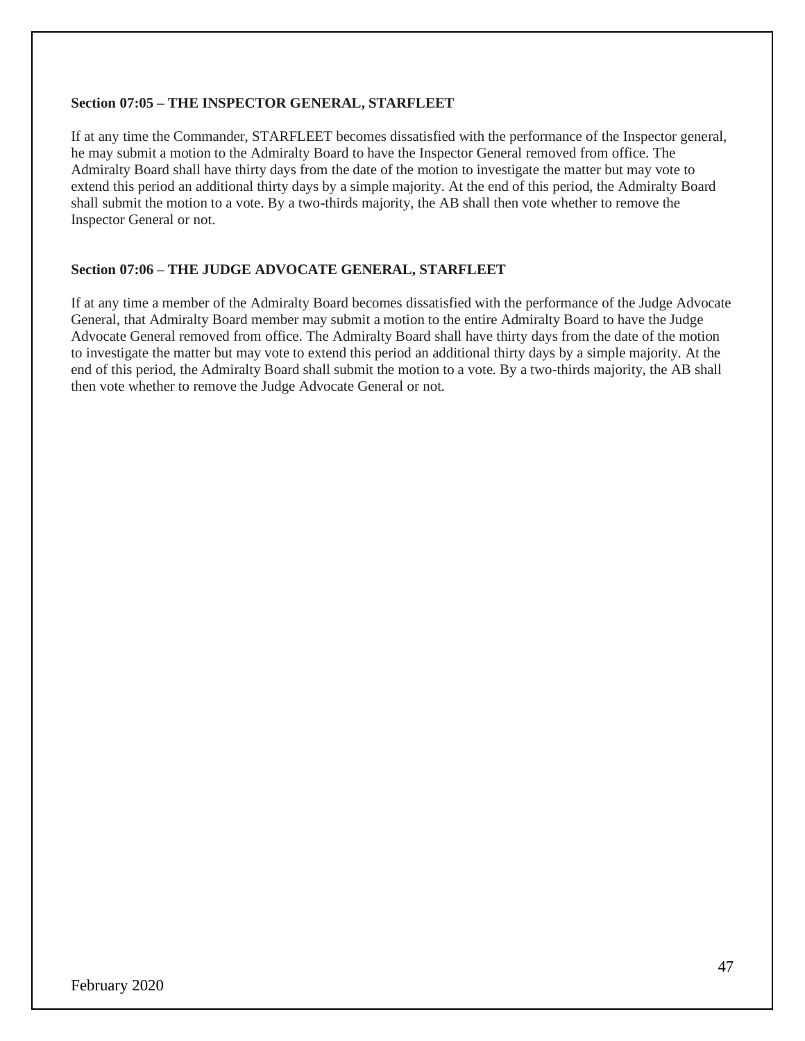**Section 07:05 – THE INSPECTOR GENERAL, STARFLEET**

If at any time the Commander, STARFLEET becomes dissatisfied with the performance of the Inspector general, he may submit a motion to the Admiralty Board to have the Inspector General removed from office. The Admiralty Board shall have thirty days from the date of the motion to investigate the matter but may vote to extend this period an additional thirty days by a simple majority. At the end of this period, the Admiralty Board shall submit the motion to a vote. By a two-thirds majority, the AB shall then vote whether to remove the Inspector General or not.

**Section 07:06 – THE JUDGE ADVOCATE GENERAL, STARFLEET**

If at any time a member of the Admiralty Board becomes dissatisfied with the performance of the Judge Advocate General, that Admiralty Board member may submit a motion to the entire Admiralty Board to have the Judge Advocate General removed from office. The Admiralty Board shall have thirty days from the date of the motion to investigate the matter but may vote to extend this period an additional thirty days by a simple majority. At the end of this period, the Admiralty Board shall submit the motion to a vote. By a two-thirds majority, the AB shall then vote whether to remove the Judge Advocate General or not.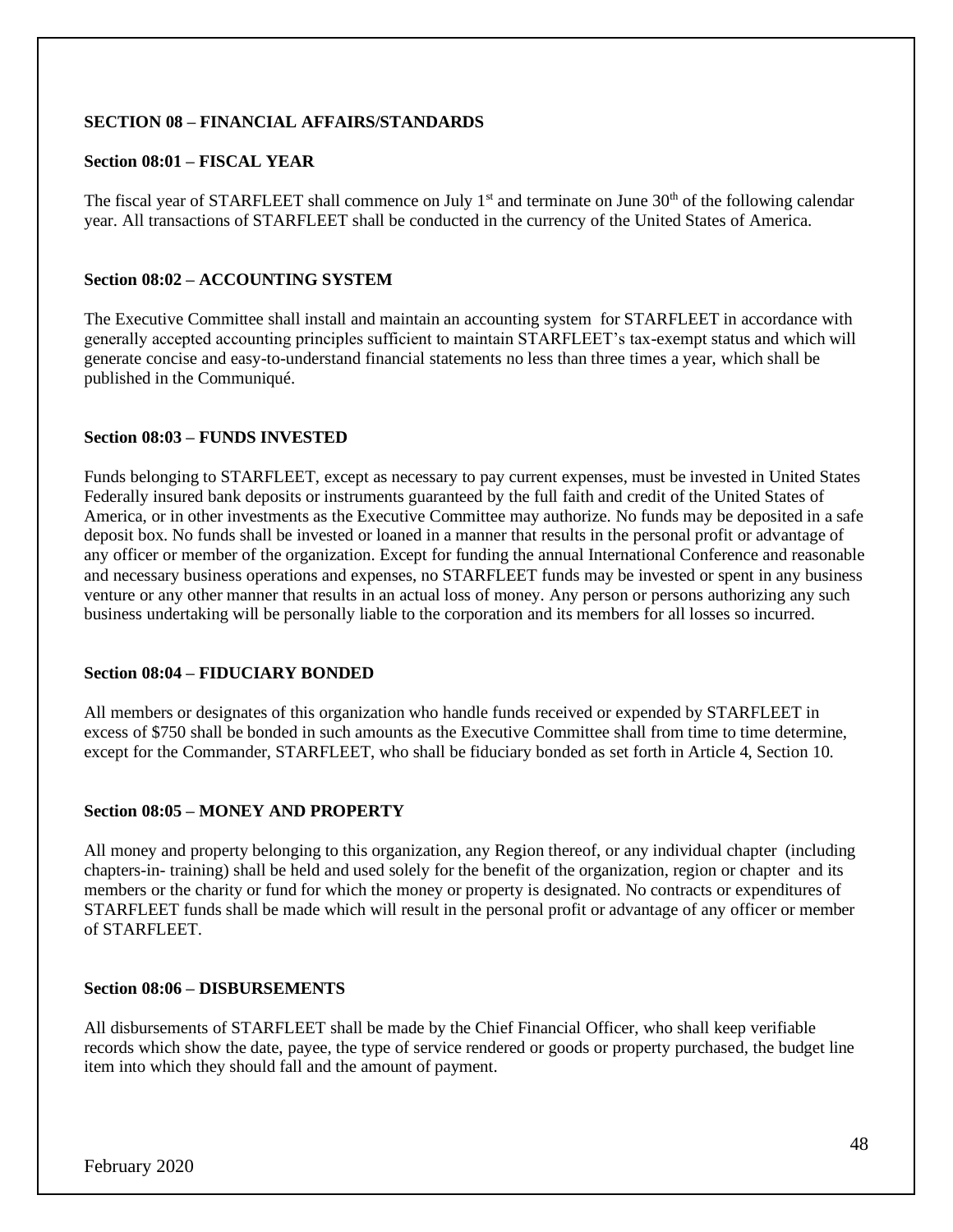## SECTION 08 – FINANCIAL AFFAIRS/STANDARDS

### Section 08:01 – FISCAL YEAR

The fiscal year of STARFLEET shall commence on July 1st and terminate on June 30th of the following calendar year. All transactions of STARFLEET shall be conducted in the currency of the United States of America.

### Section 08:02 – ACCOUNTING SYSTEM

The Executive Committee shall install and maintain an accounting system for STARFLEET in accordance with generally accepted accounting principles sufficient to maintain STARFLEET's tax-exempt status and which will generate concise and easy-to-understand financial statements no less than three times a year, which shall be published in the Communiqué.

### Section 08:03 – FUNDS INVESTED

Funds belonging to STARFLEET, except as necessary to pay current expenses, must be invested in United States Federally insured bank deposits or instruments guaranteed by the full faith and credit of the United States of America, or in other investments as the Executive Committee may authorize. No funds may be deposited in a safe deposit box. No funds shall be invested or loaned in a manner that results in the personal profit or advantage of any officer or member of the organization. Except for funding the annual International Conference and reasonable and necessary business operations and expenses, no STARFLEET funds may be invested or spent in any business venture or any other manner that results in an actual loss of money. Any person or persons authorizing any such business undertaking will be personally liable to the corporation and its members for all losses so incurred.

### Section 08:04 – FIDUCIARY BONDED

All members or designates of this organization who handle funds received or expended by STARFLEET in excess of $750 shall be bonded in such amounts as the Executive Committee shall from time to time determine, except for the Commander, STARFLEET, who shall be fiduciary bonded as set forth in Article 4, Section 10.

### Section 08:05 – MONEY AND PROPERTY

All money and property belonging to this organization, any Region thereof, or any individual chapter (including chapters-in- training) shall be held and used solely for the benefit of the organization, region or chapter and its members or the charity or fund for which the money or property is designated. No contracts or expenditures of STARFLEET funds shall be made which will result in the personal profit or advantage of any officer or member of STARFLEET.

### Section 08:06 – DISBURSEMENTS

All disbursements of STARFLEET shall be made by the Chief Financial Officer, who shall keep verifiable records which show the date, payee, the type of service rendered or goods or property purchased, the budget line item into which they should fall and the amount of payment.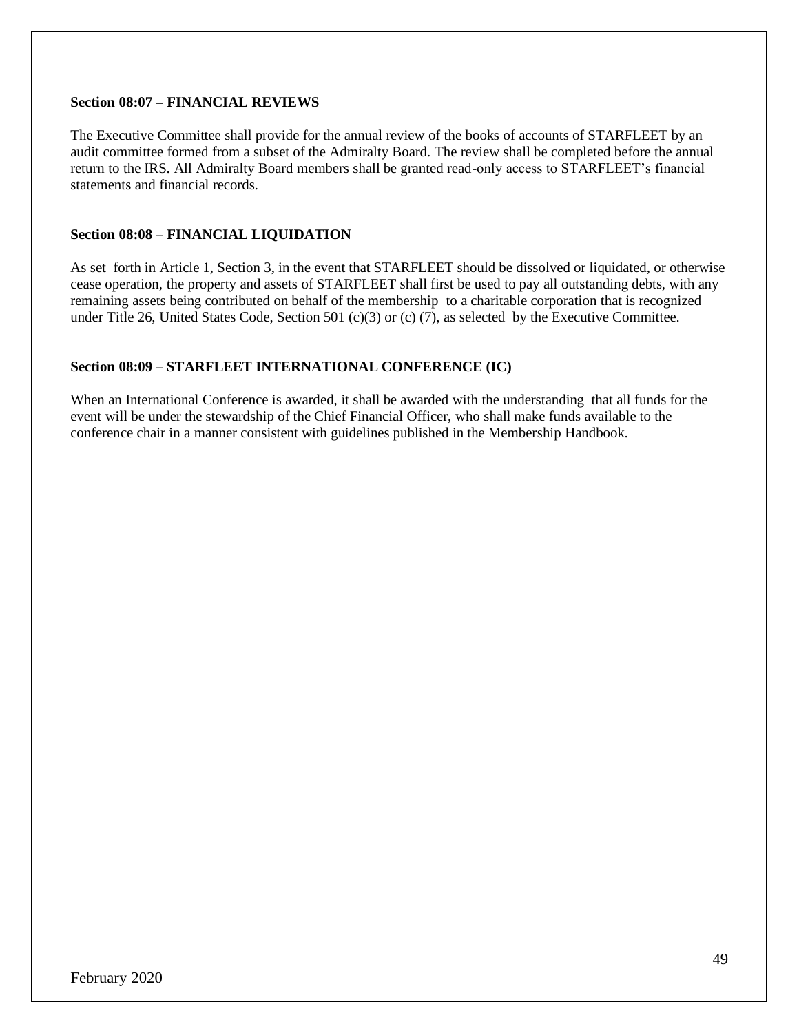**Section 08:07 – FINANCIAL REVIEWS**

The Executive Committee shall provide for the annual review of the books of accounts of STARFLEET by an audit committee formed from a subset of the Admiralty Board. The review shall be completed before the annual return to the IRS. All Admiralty Board members shall be granted read-only access to STARFLEET's financial statements and financial records.

**Section 08:08 – FINANCIAL LIQUIDATION**

As set forth in Article 1, Section 3, in the event that STARFLEET should be dissolved or liquidated, or otherwise cease operation, the property and assets of STARFLEET shall first be used to pay all outstanding debts, with any remaining assets being contributed on behalf of the membership to a charitable corporation that is recognized under Title 26, United States Code, Section 501 (c)(3) or (c) (7), as selected by the Executive Committee.

**Section 08:09 – STARFLEET INTERNATIONAL CONFERENCE (IC)**

When an International Conference is awarded, it shall be awarded with the understanding that all funds for the event will be under the stewardship of the Chief Financial Officer, who shall make funds available to the conference chair in a manner consistent with guidelines published in the Membership Handbook.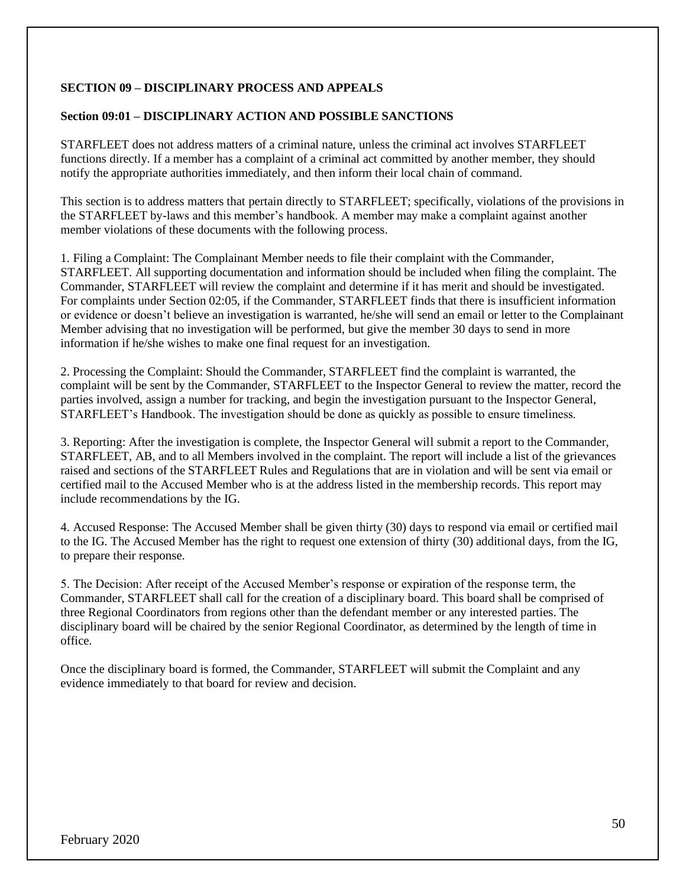## SECTION 09 – DISCIPLINARY PROCESS AND APPEALS

### Section 09:01 – DISCIPLINARY ACTION AND POSSIBLE SANCTIONS

STARFLEET does not address matters of a criminal nature, unless the criminal act involves STARFLEET functions directly. If a member has a complaint of a criminal act committed by another member, they should notify the appropriate authorities immediately, and then inform their local chain of command.

This section is to address matters that pertain directly to STARFLEET; specifically, violations of the provisions in the STARFLEET by-laws and this member's handbook. A member may make a complaint against another member violations of these documents with the following process.

1. Filing a Complaint: The Complainant Member needs to file their complaint with the Commander, STARFLEET. All supporting documentation and information should be included when filing the complaint. The Commander, STARFLEET will review the complaint and determine if it has merit and should be investigated. For complaints under Section 02:05, if the Commander, STARFLEET finds that there is insufficient information or evidence or doesn't believe an investigation is warranted, he/she will send an email or letter to the Complainant Member advising that no investigation will be performed, but give the member 30 days to send in more information if he/she wishes to make one final request for an investigation.

2. Processing the Complaint: Should the Commander, STARFLEET find the complaint is warranted, the complaint will be sent by the Commander, STARFLEET to the Inspector General to review the matter, record the parties involved, assign a number for tracking, and begin the investigation pursuant to the Inspector General, STARFLEET's Handbook. The investigation should be done as quickly as possible to ensure timeliness.

3. Reporting: After the investigation is complete, the Inspector General will submit a report to the Commander, STARFLEET, AB, and to all Members involved in the complaint. The report will include a list of the grievances raised and sections of the STARFLEET Rules and Regulations that are in violation and will be sent via email or certified mail to the Accused Member who is at the address listed in the membership records. This report may include recommendations by the IG.

4. Accused Response: The Accused Member shall be given thirty (30) days to respond via email or certified mail to the IG. The Accused Member has the right to request one extension of thirty (30) additional days, from the IG, to prepare their response.

5. The Decision: After receipt of the Accused Member's response or expiration of the response term, the Commander, STARFLEET shall call for the creation of a disciplinary board. This board shall be comprised of three Regional Coordinators from regions other than the defendant member or any interested parties. The disciplinary board will be chaired by the senior Regional Coordinator, as determined by the length of time in office.

Once the disciplinary board is formed, the Commander, STARFLEET will submit the Complaint and any evidence immediately to that board for review and decision.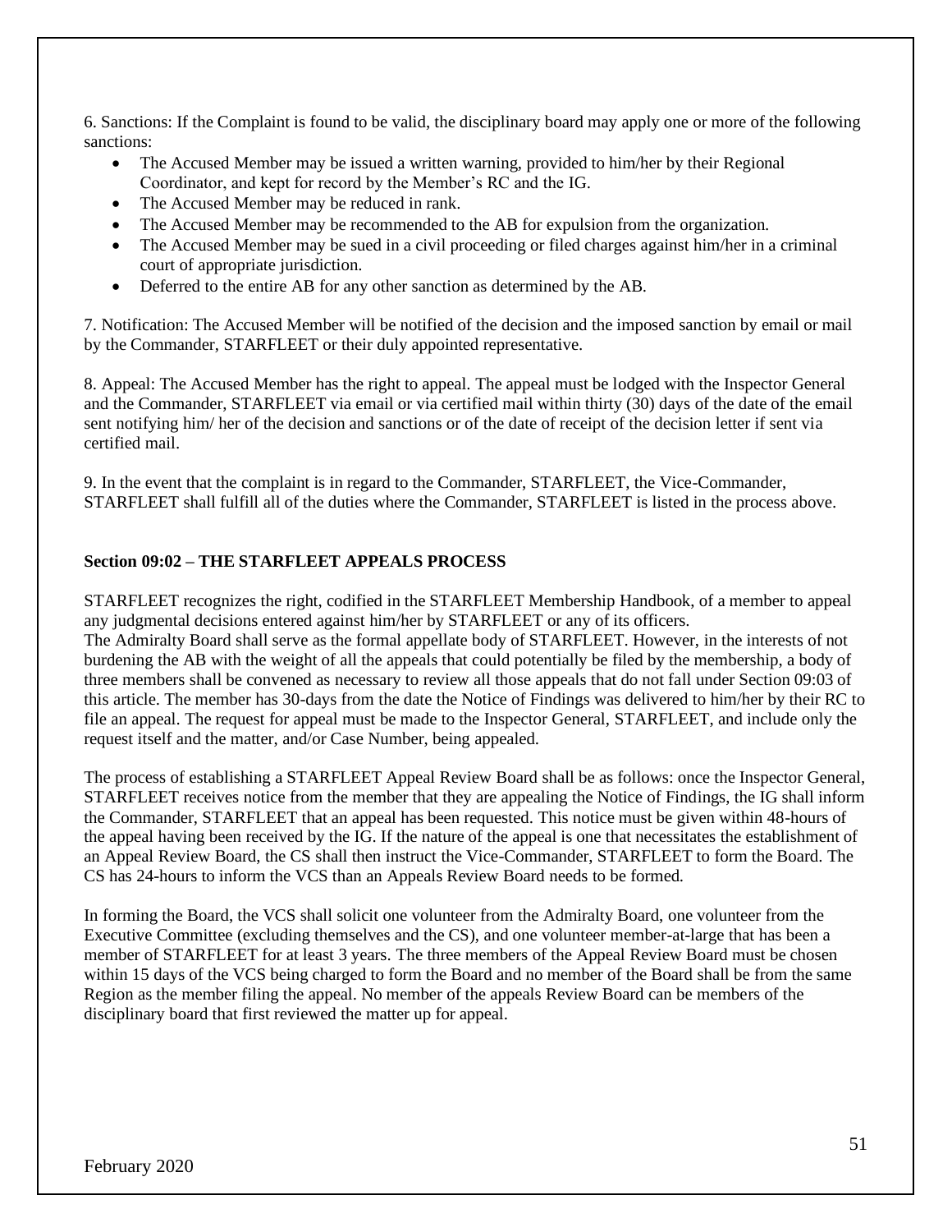6. Sanctions: If the Complaint is found to be valid, the disciplinary board may apply one or more of the following sanctions:

- The Accused Member may be issued a written warning, provided to him/her by their Regional Coordinator, and kept for record by the Member's RC and the IG.
- The Accused Member may be reduced in rank.
- The Accused Member may be recommended to the AB for expulsion from the organization.
- The Accused Member may be sued in a civil proceeding or filed charges against him/her in a criminal court of appropriate jurisdiction.
- Deferred to the entire AB for any other sanction as determined by the AB.

7. Notification: The Accused Member will be notified of the decision and the imposed sanction by email or mail by the Commander, STARFLEET or their duly appointed representative.

8. Appeal: The Accused Member has the right to appeal. The appeal must be lodged with the Inspector General and the Commander, STARFLEET via email or via certified mail within thirty (30) days of the date of the email sent notifying him/ her of the decision and sanctions or of the date of receipt of the decision letter if sent via certified mail.

9. In the event that the complaint is in regard to the Commander, STARFLEET, the Vice-Commander, STARFLEET shall fulfill all of the duties where the Commander, STARFLEET is listed in the process above.

**Section 09:02 – THE STARFLEET APPEALS PROCESS**

STARFLEET recognizes the right, codified in the STARFLEET Membership Handbook, of a member to appeal any judgmental decisions entered against him/her by STARFLEET or any of its officers.
The Admiralty Board shall serve as the formal appellate body of STARFLEET. However, in the interests of not burdening the AB with the weight of all the appeals that could potentially be filed by the membership, a body of three members shall be convened as necessary to review all those appeals that do not fall under Section 09:03 of this article. The member has 30-days from the date the Notice of Findings was delivered to him/her by their RC to file an appeal. The request for appeal must be made to the Inspector General, STARFLEET, and include only the request itself and the matter, and/or Case Number, being appealed.

The process of establishing a STARFLEET Appeal Review Board shall be as follows: once the Inspector General, STARFLEET receives notice from the member that they are appealing the Notice of Findings, the IG shall inform the Commander, STARFLEET that an appeal has been requested. This notice must be given within 48-hours of the appeal having been received by the IG. If the nature of the appeal is one that necessitates the establishment of an Appeal Review Board, the CS shall then instruct the Vice-Commander, STARFLEET to form the Board. The CS has 24-hours to inform the VCS than an Appeals Review Board needs to be formed.

In forming the Board, the VCS shall solicit one volunteer from the Admiralty Board, one volunteer from the Executive Committee (excluding themselves and the CS), and one volunteer member-at-large that has been a member of STARFLEET for at least 3 years. The three members of the Appeal Review Board must be chosen within 15 days of the VCS being charged to form the Board and no member of the Board shall be from the same Region as the member filing the appeal. No member of the appeals Review Board can be members of the disciplinary board that first reviewed the matter up for appeal.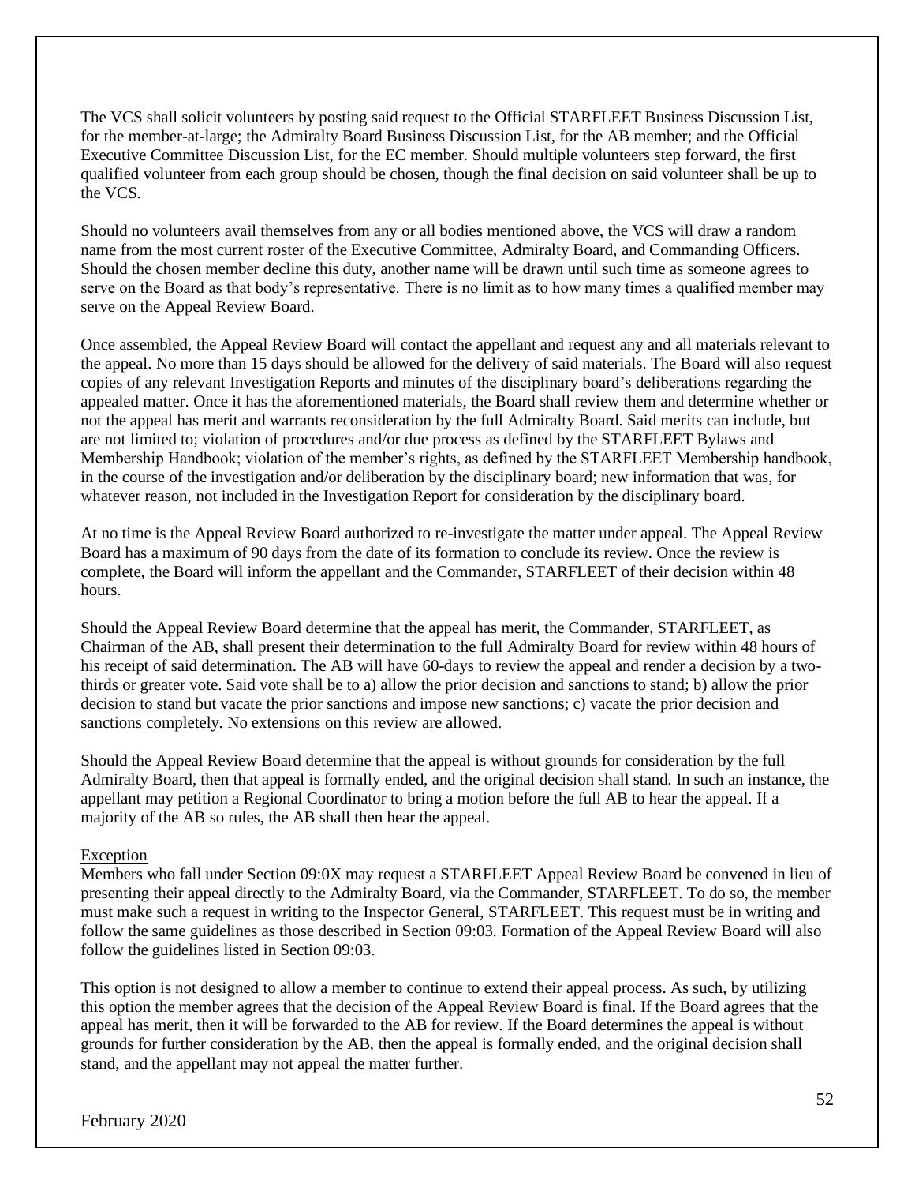The VCS shall solicit volunteers by posting said request to the Official STARFLEET Business Discussion List, for the member-at-large; the Admiralty Board Business Discussion List, for the AB member; and the Official Executive Committee Discussion List, for the EC member. Should multiple volunteers step forward, the first qualified volunteer from each group should be chosen, though the final decision on said volunteer shall be up to the VCS.

Should no volunteers avail themselves from any or all bodies mentioned above, the VCS will draw a random name from the most current roster of the Executive Committee, Admiralty Board, and Commanding Officers. Should the chosen member decline this duty, another name will be drawn until such time as someone agrees to serve on the Board as that body's representative. There is no limit as to how many times a qualified member may serve on the Appeal Review Board.

Once assembled, the Appeal Review Board will contact the appellant and request any and all materials relevant to the appeal. No more than 15 days should be allowed for the delivery of said materials. The Board will also request copies of any relevant Investigation Reports and minutes of the disciplinary board's deliberations regarding the appealed matter. Once it has the aforementioned materials, the Board shall review them and determine whether or not the appeal has merit and warrants reconsideration by the full Admiralty Board. Said merits can include, but are not limited to; violation of procedures and/or due process as defined by the STARFLEET Bylaws and Membership Handbook; violation of the member's rights, as defined by the STARFLEET Membership handbook, in the course of the investigation and/or deliberation by the disciplinary board; new information that was, for whatever reason, not included in the Investigation Report for consideration by the disciplinary board.

At no time is the Appeal Review Board authorized to re-investigate the matter under appeal. The Appeal Review Board has a maximum of 90 days from the date of its formation to conclude its review. Once the review is complete, the Board will inform the appellant and the Commander, STARFLEET of their decision within 48 hours.

Should the Appeal Review Board determine that the appeal has merit, the Commander, STARFLEET, as Chairman of the AB, shall present their determination to the full Admiralty Board for review within 48 hours of his receipt of said determination. The AB will have 60-days to review the appeal and render a decision by a two-thirds or greater vote. Said vote shall be to a) allow the prior decision and sanctions to stand; b) allow the prior decision to stand but vacate the prior sanctions and impose new sanctions; c) vacate the prior decision and sanctions completely. No extensions on this review are allowed.

Should the Appeal Review Board determine that the appeal is without grounds for consideration by the full Admiralty Board, then that appeal is formally ended, and the original decision shall stand. In such an instance, the appellant may petition a Regional Coordinator to bring a motion before the full AB to hear the appeal. If a majority of the AB so rules, the AB shall then hear the appeal.

Exception

Members who fall under Section 09:0X may request a STARFLEET Appeal Review Board be convened in lieu of presenting their appeal directly to the Admiralty Board, via the Commander, STARFLEET. To do so, the member must make such a request in writing to the Inspector General, STARFLEET. This request must be in writing and follow the same guidelines as those described in Section 09:03. Formation of the Appeal Review Board will also follow the guidelines listed in Section 09:03.

This option is not designed to allow a member to continue to extend their appeal process. As such, by utilizing this option the member agrees that the decision of the Appeal Review Board is final. If the Board agrees that the appeal has merit, then it will be forwarded to the AB for review. If the Board determines the appeal is without grounds for further consideration by the AB, then the appeal is formally ended, and the original decision shall stand, and the appellant may not appeal the matter further.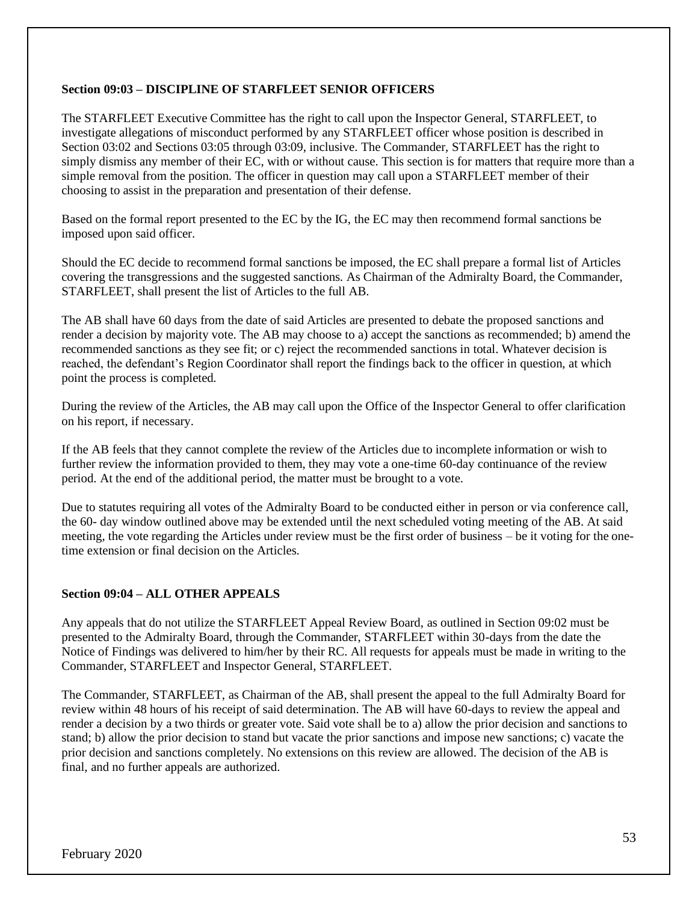**Section 09:03 – DISCIPLINE OF STARFLEET SENIOR OFFICERS**

The STARFLEET Executive Committee has the right to call upon the Inspector General, STARFLEET, to investigate allegations of misconduct performed by any STARFLEET officer whose position is described in Section 03:02 and Sections 03:05 through 03:09, inclusive. The Commander, STARFLEET has the right to simply dismiss any member of their EC, with or without cause. This section is for matters that require more than a simple removal from the position. The officer in question may call upon a STARFLEET member of their choosing to assist in the preparation and presentation of their defense.

Based on the formal report presented to the EC by the IG, the EC may then recommend formal sanctions be imposed upon said officer.

Should the EC decide to recommend formal sanctions be imposed, the EC shall prepare a formal list of Articles covering the transgressions and the suggested sanctions. As Chairman of the Admiralty Board, the Commander, STARFLEET, shall present the list of Articles to the full AB.

The AB shall have 60 days from the date of said Articles are presented to debate the proposed sanctions and render a decision by majority vote. The AB may choose to a) accept the sanctions as recommended; b) amend the recommended sanctions as they see fit; or c) reject the recommended sanctions in total. Whatever decision is reached, the defendant's Region Coordinator shall report the findings back to the officer in question, at which point the process is completed.

During the review of the Articles, the AB may call upon the Office of the Inspector General to offer clarification on his report, if necessary.

If the AB feels that they cannot complete the review of the Articles due to incomplete information or wish to further review the information provided to them, they may vote a one-time 60-day continuance of the review period. At the end of the additional period, the matter must be brought to a vote.

Due to statutes requiring all votes of the Admiralty Board to be conducted either in person or via conference call, the 60- day window outlined above may be extended until the next scheduled voting meeting of the AB. At said meeting, the vote regarding the Articles under review must be the first order of business – be it voting for the one-time extension or final decision on the Articles.

**Section 09:04 – ALL OTHER APPEALS**

Any appeals that do not utilize the STARFLEET Appeal Review Board, as outlined in Section 09:02 must be presented to the Admiralty Board, through the Commander, STARFLEET within 30-days from the date the Notice of Findings was delivered to him/her by their RC. All requests for appeals must be made in writing to the Commander, STARFLEET and Inspector General, STARFLEET.

The Commander, STARFLEET, as Chairman of the AB, shall present the appeal to the full Admiralty Board for review within 48 hours of his receipt of said determination. The AB will have 60-days to review the appeal and render a decision by a two thirds or greater vote. Said vote shall be to a) allow the prior decision and sanctions to stand; b) allow the prior decision to stand but vacate the prior sanctions and impose new sanctions; c) vacate the prior decision and sanctions completely. No extensions on this review are allowed. The decision of the AB is final, and no further appeals are authorized.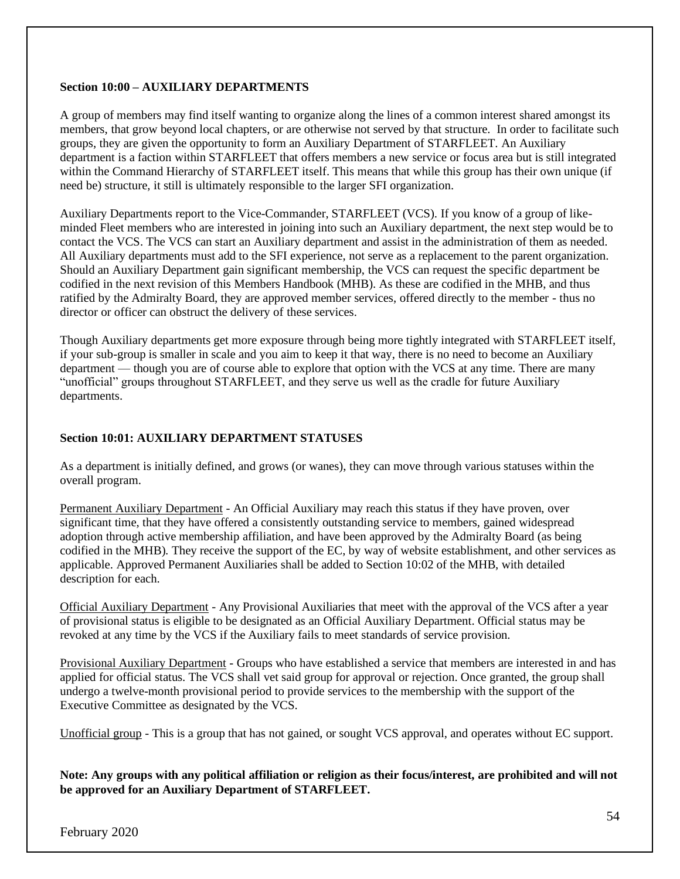### Section 10:00 – AUXILIARY DEPARTMENTS

A group of members may find itself wanting to organize along the lines of a common interest shared amongst its members, that grow beyond local chapters, or are otherwise not served by that structure. In order to facilitate such groups, they are given the opportunity to form an Auxiliary Department of STARFLEET. An Auxiliary department is a faction within STARFLEET that offers members a new service or focus area but is still integrated within the Command Hierarchy of STARFLEET itself. This means that while this group has their own unique (if need be) structure, it still is ultimately responsible to the larger SFI organization.

Auxiliary Departments report to the Vice-Commander, STARFLEET (VCS). If you know of a group of like-minded Fleet members who are interested in joining into such an Auxiliary department, the next step would be to contact the VCS. The VCS can start an Auxiliary department and assist in the administration of them as needed. All Auxiliary departments must add to the SFI experience, not serve as a replacement to the parent organization. Should an Auxiliary Department gain significant membership, the VCS can request the specific department be codified in the next revision of this Members Handbook (MHB). As these are codified in the MHB, and thus ratified by the Admiralty Board, they are approved member services, offered directly to the member - thus no director or officer can obstruct the delivery of these services.

Though Auxiliary departments get more exposure through being more tightly integrated with STARFLEET itself, if your sub-group is smaller in scale and you aim to keep it that way, there is no need to become an Auxiliary department — though you are of course able to explore that option with the VCS at any time. There are many "unofficial" groups throughout STARFLEET, and they serve us well as the cradle for future Auxiliary departments.

### Section 10:01: AUXILIARY DEPARTMENT STATUSES

As a department is initially defined, and grows (or wanes), they can move through various statuses within the overall program.

Permanent Auxiliary Department - An Official Auxiliary may reach this status if they have proven, over significant time, that they have offered a consistently outstanding service to members, gained widespread adoption through active membership affiliation, and have been approved by the Admiralty Board (as being codified in the MHB). They receive the support of the EC, by way of website establishment, and other services as applicable. Approved Permanent Auxiliaries shall be added to Section 10:02 of the MHB, with detailed description for each.

Official Auxiliary Department - Any Provisional Auxiliaries that meet with the approval of the VCS after a year of provisional status is eligible to be designated as an Official Auxiliary Department. Official status may be revoked at any time by the VCS if the Auxiliary fails to meet standards of service provision.

Provisional Auxiliary Department - Groups who have established a service that members are interested in and has applied for official status. The VCS shall vet said group for approval or rejection. Once granted, the group shall undergo a twelve-month provisional period to provide services to the membership with the support of the Executive Committee as designated by the VCS.

Unofficial group - This is a group that has not gained, or sought VCS approval, and operates without EC support.

**Note: Any groups with any political affiliation or religion as their focus/interest, are prohibited and will not be approved for an Auxiliary Department of STARFLEET.**

February 2020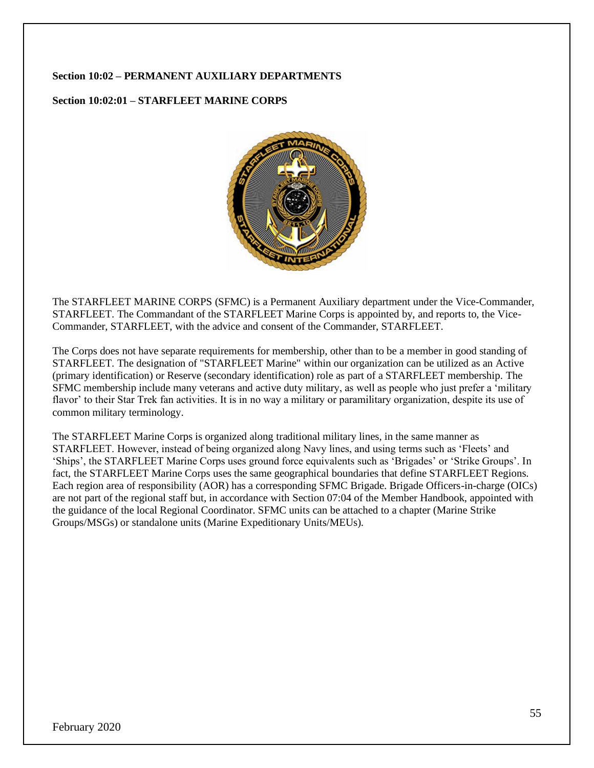**Section 10:02 – PERMANENT AUXILIARY DEPARTMENTS**

**Section 10:02:01 – STARFLEET MARINE CORPS**

The STARFLEET MARINE CORPS (SFMC) is a Permanent Auxiliary department under the Vice-Commander, STARFLEET. The Commandant of the STARFLEET Marine Corps is appointed by, and reports to, the Vice-Commander, STARFLEET, with the advice and consent of the Commander, STARFLEET.

The Corps does not have separate requirements for membership, other than to be a member in good standing of STARFLEET. The designation of "STARFLEET Marine" within our organization can be utilized as an Active (primary identification) or Reserve (secondary identification) role as part of a STARFLEET membership. The SFMC membership include many veterans and active duty military, as well as people who just prefer a 'military flavor' to their Star Trek fan activities. It is in no way a military or paramilitary organization, despite its use of common military terminology.

The STARFLEET Marine Corps is organized along traditional military lines, in the same manner as STARFLEET. However, instead of being organized along Navy lines, and using terms such as 'Fleets' and 'Ships', the STARFLEET Marine Corps uses ground force equivalents such as 'Brigades' or 'Strike Groups'. In fact, the STARFLEET Marine Corps uses the same geographical boundaries that define STARFLEET Regions. Each region area of responsibility (AOR) has a corresponding SFMC Brigade. Brigade Officers-in-charge (OICs) are not part of the regional staff but, in accordance with Section 07:04 of the Member Handbook, appointed with the guidance of the local Regional Coordinator. SFMC units can be attached to a chapter (Marine Strike Groups/MSGs) or standalone units (Marine Expeditionary Units/MEUs).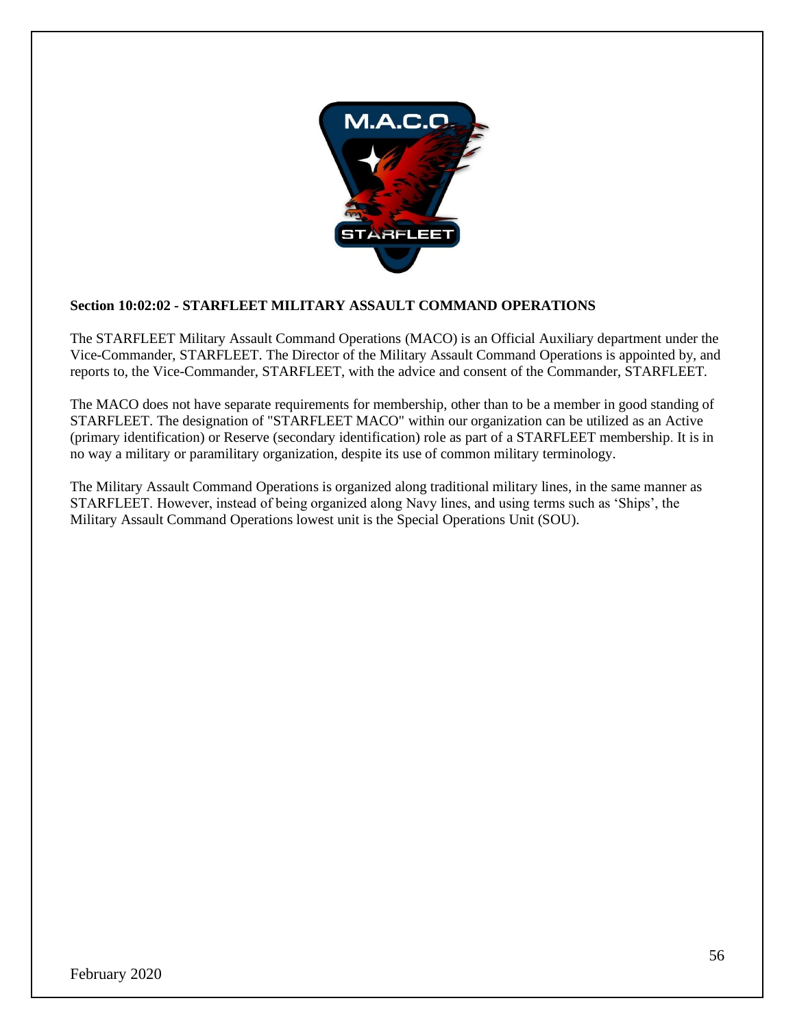**Section 10:02:02 - STARFLEET MILITARY ASSAULT COMMAND OPERATIONS**

The STARFLEET Military Assault Command Operations (MACO) is an Official Auxiliary department under the Vice-Commander, STARFLEET. The Director of the Military Assault Command Operations is appointed by, and reports to, the Vice-Commander, STARFLEET, with the advice and consent of the Commander, STARFLEET.

The MACO does not have separate requirements for membership, other than to be a member in good standing of STARFLEET. The designation of "STARFLEET MACO" within our organization can be utilized as an Active (primary identification) or Reserve (secondary identification) role as part of a STARFLEET membership. It is in no way a military or paramilitary organization, despite its use of common military terminology.

The Military Assault Command Operations is organized along traditional military lines, in the same manner as STARFLEET. However, instead of being organized along Navy lines, and using terms such as 'Ships', the Military Assault Command Operations lowest unit is the Special Operations Unit (SOU).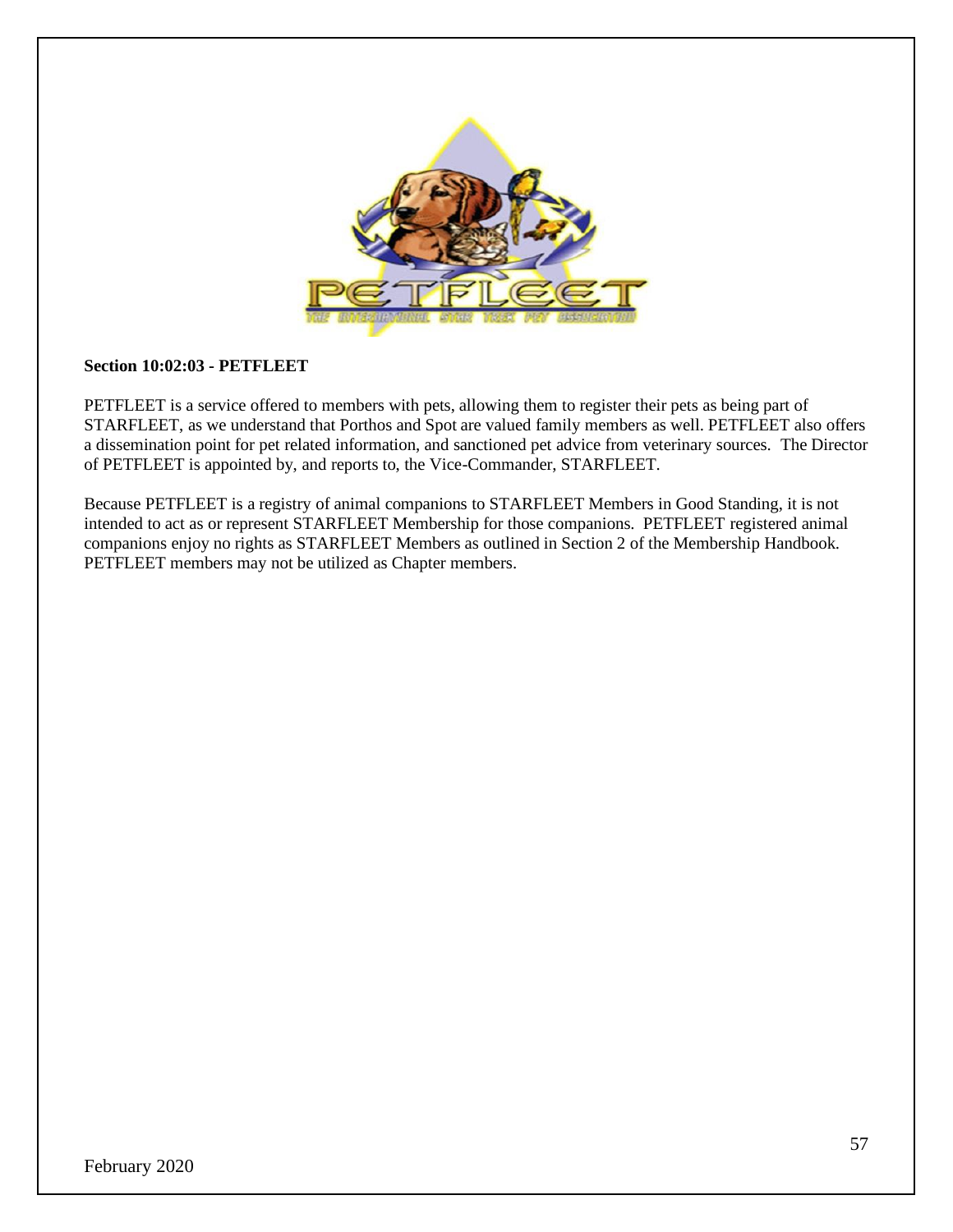**Section 10:02:03 - PETFLEET**

PETFLEET is a service offered to members with pets, allowing them to register their pets as being part of STARFLEET, as we understand that Porthos and Spot are valued family members as well. PETFLEET also offers a dissemination point for pet related information, and sanctioned pet advice from veterinary sources. The Director of PETFLEET is appointed by, and reports to, the Vice-Commander, STARFLEET.

Because PETFLEET is a registry of animal companions to STARFLEET Members in Good Standing, it is not intended to act as or represent STARFLEET Membership for those companions. PETFLEET registered animal companions enjoy no rights as STARFLEET Members as outlined in Section 2 of the Membership Handbook. PETFLEET members may not be utilized as Chapter members.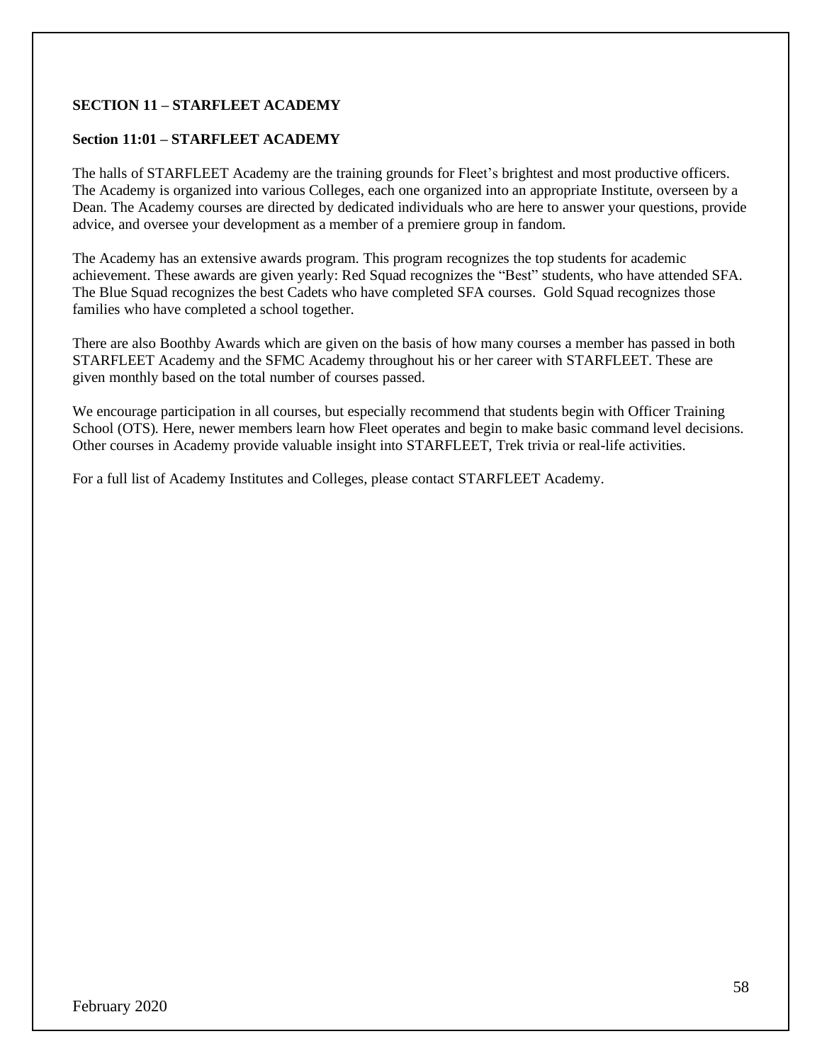**SECTION 11 – STARFLEET ACADEMY**

**Section 11:01 – STARFLEET ACADEMY**

The halls of STARFLEET Academy are the training grounds for Fleet's brightest and most productive officers. The Academy is organized into various Colleges, each one organized into an appropriate Institute, overseen by a Dean. The Academy courses are directed by dedicated individuals who are here to answer your questions, provide advice, and oversee your development as a member of a premiere group in fandom.

The Academy has an extensive awards program. This program recognizes the top students for academic achievement. These awards are given yearly: Red Squad recognizes the "Best" students, who have attended SFA. The Blue Squad recognizes the best Cadets who have completed SFA courses. Gold Squad recognizes those families who have completed a school together.

There are also Boothby Awards which are given on the basis of how many courses a member has passed in both STARFLEET Academy and the SFMC Academy throughout his or her career with STARFLEET. These are given monthly based on the total number of courses passed.

We encourage participation in all courses, but especially recommend that students begin with Officer Training School (OTS). Here, newer members learn how Fleet operates and begin to make basic command level decisions. Other courses in Academy provide valuable insight into STARFLEET, Trek trivia or real-life activities.

For a full list of Academy Institutes and Colleges, please contact STARFLEET Academy.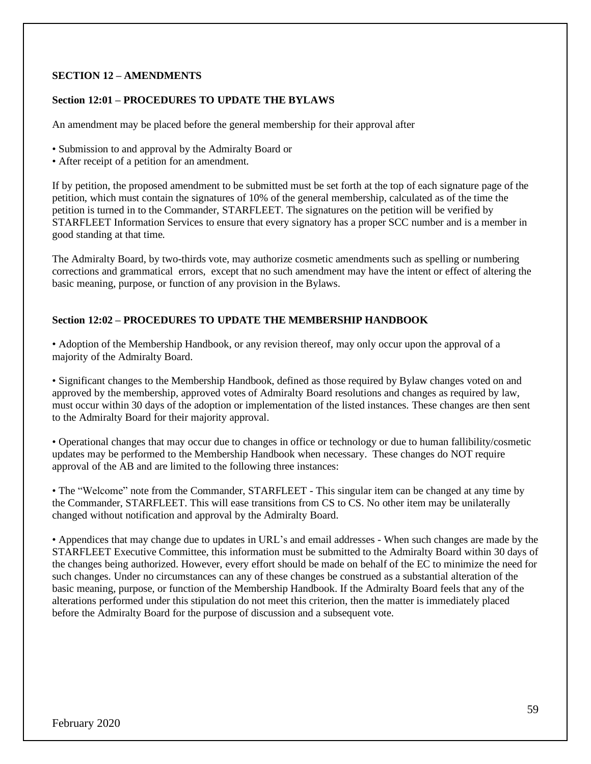## SECTION 12 – AMENDMENTS

### Section 12:01 – PROCEDURES TO UPDATE THE BYLAWS

An amendment may be placed before the general membership for their approval after

- Submission to and approval by the Admiralty Board or
- After receipt of a petition for an amendment.

If by petition, the proposed amendment to be submitted must be set forth at the top of each signature page of the petition, which must contain the signatures of 10% of the general membership, calculated as of the time the petition is turned in to the Commander, STARFLEET. The signatures on the petition will be verified by STARFLEET Information Services to ensure that every signatory has a proper SCC number and is a member in good standing at that time.

The Admiralty Board, by two-thirds vote, may authorize cosmetic amendments such as spelling or numbering corrections and grammatical errors, except that no such amendment may have the intent or effect of altering the basic meaning, purpose, or function of any provision in the Bylaws.

### Section 12:02 – PROCEDURES TO UPDATE THE MEMBERSHIP HANDBOOK

- Adoption of the Membership Handbook, or any revision thereof, may only occur upon the approval of a majority of the Admiralty Board.

- Significant changes to the Membership Handbook, defined as those required by Bylaw changes voted on and approved by the membership, approved votes of Admiralty Board resolutions and changes as required by law, must occur within 30 days of the adoption or implementation of the listed instances. These changes are then sent to the Admiralty Board for their majority approval.

- Operational changes that may occur due to changes in office or technology or due to human fallibility/cosmetic updates may be performed to the Membership Handbook when necessary. These changes do NOT require approval of the AB and are limited to the following three instances:

- The "Welcome" note from the Commander, STARFLEET - This singular item can be changed at any time by the Commander, STARFLEET. This will ease transitions from CS to CS. No other item may be unilaterally changed without notification and approval by the Admiralty Board.

- Appendices that may change due to updates in URL's and email addresses - When such changes are made by the STARFLEET Executive Committee, this information must be submitted to the Admiralty Board within 30 days of the changes being authorized. However, every effort should be made on behalf of the EC to minimize the need for such changes. Under no circumstances can any of these changes be construed as a substantial alteration of the basic meaning, purpose, or function of the Membership Handbook. If the Admiralty Board feels that any of the alterations performed under this stipulation do not meet this criterion, then the matter is immediately placed before the Admiralty Board for the purpose of discussion and a subsequent vote.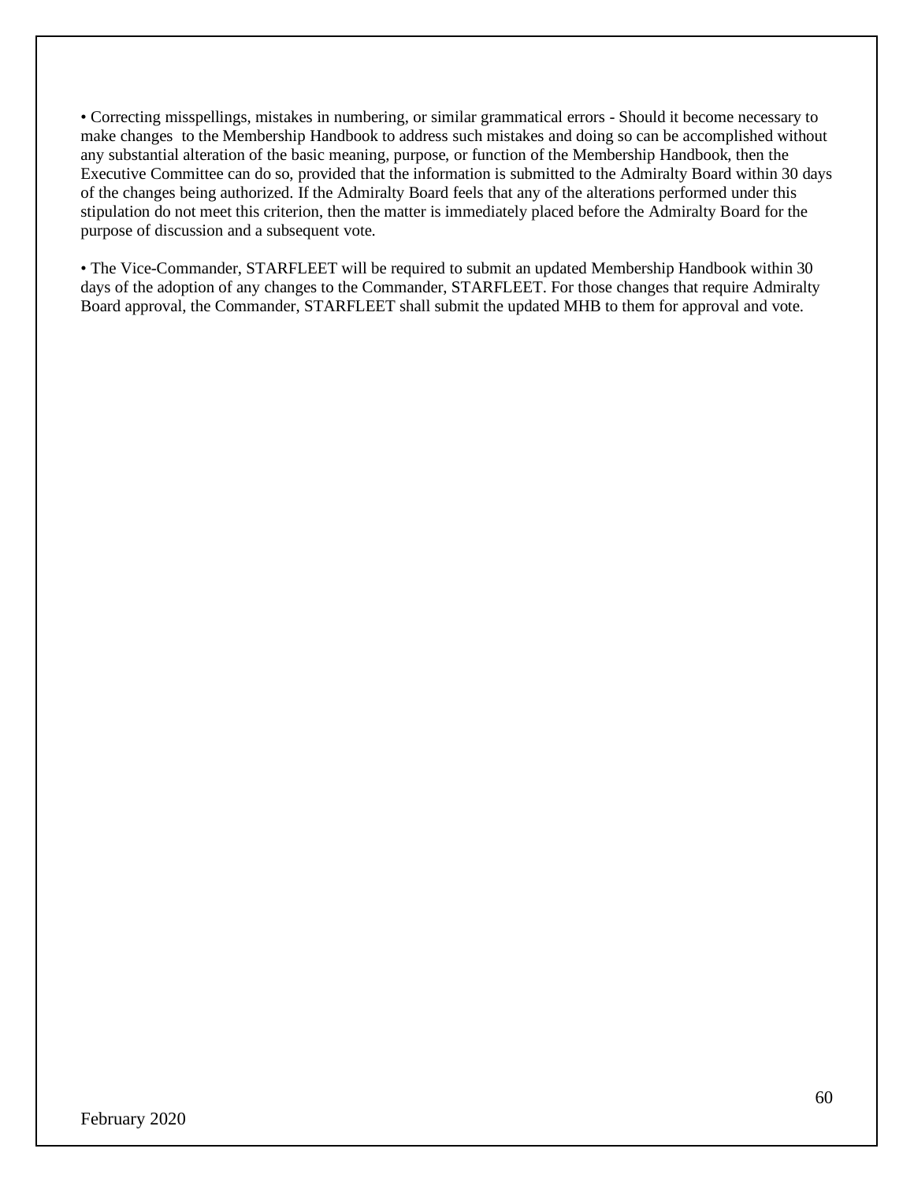• Correcting misspellings, mistakes in numbering, or similar grammatical errors - Should it become necessary to make changes to the Membership Handbook to address such mistakes and doing so can be accomplished without any substantial alteration of the basic meaning, purpose, or function of the Membership Handbook, then the Executive Committee can do so, provided that the information is submitted to the Admiralty Board within 30 days of the changes being authorized. If the Admiralty Board feels that any of the alterations performed under this stipulation do not meet this criterion, then the matter is immediately placed before the Admiralty Board for the purpose of discussion and a subsequent vote.

• The Vice-Commander, STARFLEET will be required to submit an updated Membership Handbook within 30 days of the adoption of any changes to the Commander, STARFLEET. For those changes that require Admiralty Board approval, the Commander, STARFLEET shall submit the updated MHB to them for approval and vote.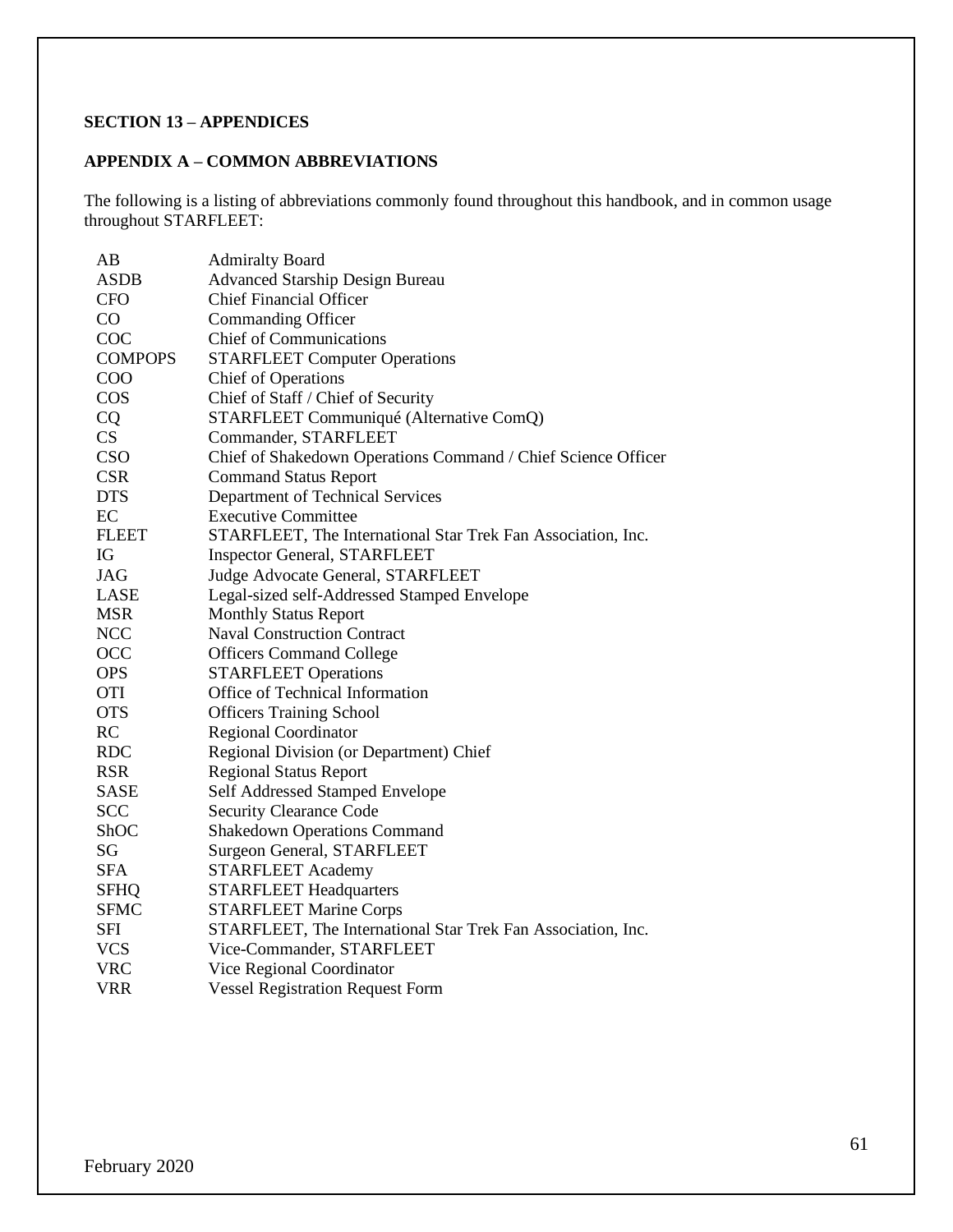## SECTION 13 – APPENDICES

### APPENDIX A – COMMON ABBREVIATIONS

The following is a listing of abbreviations commonly found throughout this handbook, and in common usage throughout STARFLEET:

| | |
|---|---|
| AB | Admiralty Board |
| ASDB | Advanced Starship Design Bureau |
| CFO | Chief Financial Officer |
| CO | Commanding Officer |
| COC | Chief of Communications |
| COMPOPS | STARFLEET Computer Operations |
| COO | Chief of Operations |
| COS | Chief of Staff / Chief of Security |
| CQ | STARFLEET Communiqué (Alternative ComQ) |
| CS | Commander, STARFLEET |
| CSO | Chief of Shakedown Operations Command / Chief Science Officer |
| CSR | Command Status Report |
| DTS | Department of Technical Services |
| EC | Executive Committee |
| FLEET | STARFLEET, The International Star Trek Fan Association, Inc. |
| IG | Inspector General, STARFLEET |
| JAG | Judge Advocate General, STARFLEET |
| LASE | Legal-sized self-Addressed Stamped Envelope |
| MSR | Monthly Status Report |
| NCC | Naval Construction Contract |
| OCC | Officers Command College |
| OPS | STARFLEET Operations |
| OTI | Office of Technical Information |
| OTS | Officers Training School |
| RC | Regional Coordinator |
| RDC | Regional Division (or Department) Chief |
| RSR | Regional Status Report |
| SASE | Self Addressed Stamped Envelope |
| SCC | Security Clearance Code |
| ShOC | Shakedown Operations Command |
| SG | Surgeon General, STARFLEET |
| SFA | STARFLEET Academy |
| SFHQ | STARFLEET Headquarters |
| SFMC | STARFLEET Marine Corps |
| SFI | STARFLEET, The International Star Trek Fan Association, Inc. |
| VCS | Vice-Commander, STARFLEET |
| VRC | Vice Regional Coordinator |
| VRR | Vessel Registration Request Form |

February 2020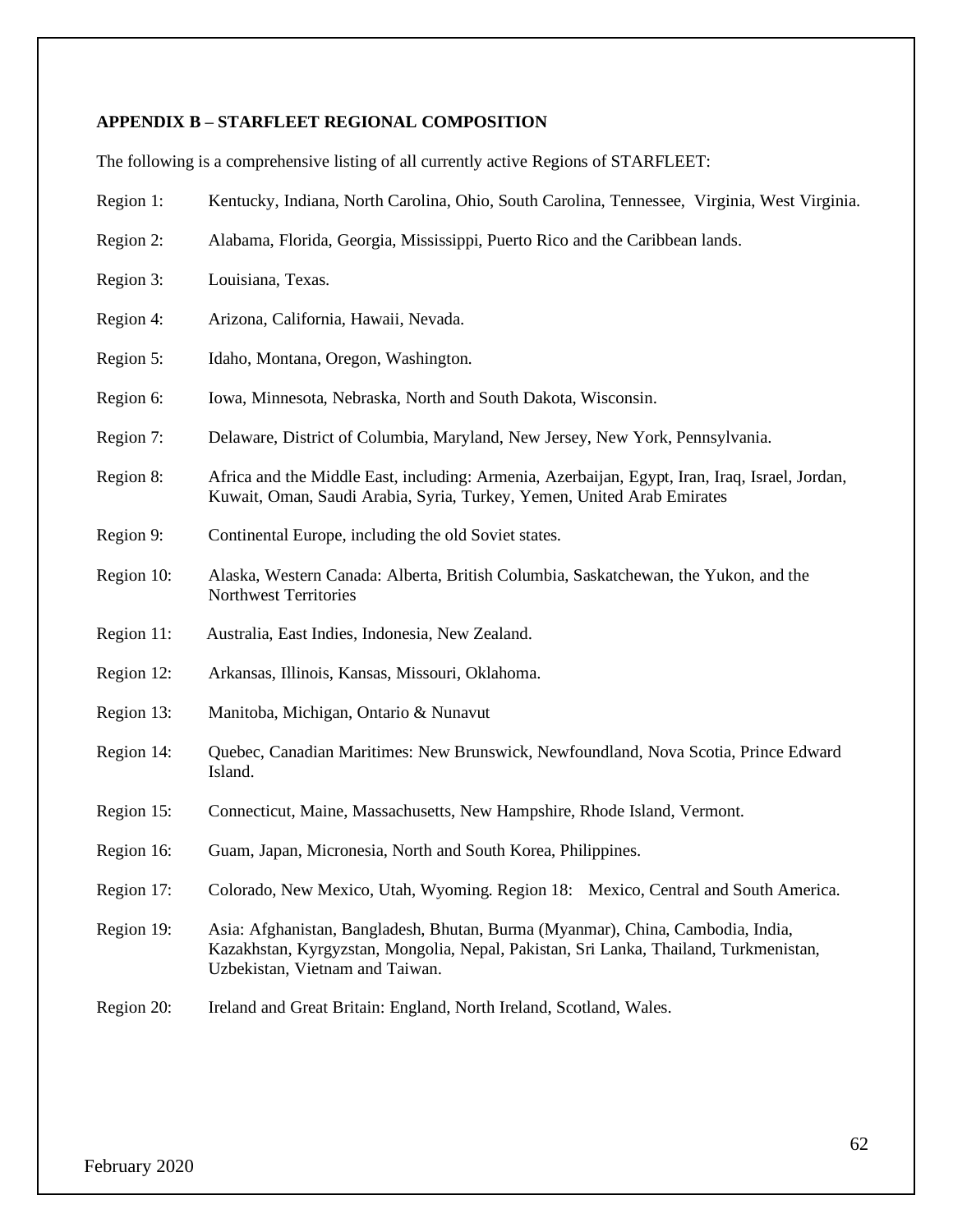## APPENDIX B – STARFLEET REGIONAL COMPOSITION

The following is a comprehensive listing of all currently active Regions of STARFLEET:

Region 1: Kentucky, Indiana, North Carolina, Ohio, South Carolina, Tennessee, Virginia, West Virginia.

Region 2: Alabama, Florida, Georgia, Mississippi, Puerto Rico and the Caribbean lands.

Region 3: Louisiana, Texas.

Region 4: Arizona, California, Hawaii, Nevada.

Region 5: Idaho, Montana, Oregon, Washington.

Region 6: Iowa, Minnesota, Nebraska, North and South Dakota, Wisconsin.

Region 7: Delaware, District of Columbia, Maryland, New Jersey, New York, Pennsylvania.

Region 8: Africa and the Middle East, including: Armenia, Azerbaijan, Egypt, Iran, Iraq, Israel, Jordan, Kuwait, Oman, Saudi Arabia, Syria, Turkey, Yemen, United Arab Emirates

Region 9: Continental Europe, including the old Soviet states.

Region 10: Alaska, Western Canada: Alberta, British Columbia, Saskatchewan, the Yukon, and the Northwest Territories

Region 11: Australia, East Indies, Indonesia, New Zealand.

Region 12: Arkansas, Illinois, Kansas, Missouri, Oklahoma.

Region 13: Manitoba, Michigan, Ontario & Nunavut

Region 14: Quebec, Canadian Maritimes: New Brunswick, Newfoundland, Nova Scotia, Prince Edward Island.

Region 15: Connecticut, Maine, Massachusetts, New Hampshire, Rhode Island, Vermont.

Region 16: Guam, Japan, Micronesia, North and South Korea, Philippines.

Region 17: Colorado, New Mexico, Utah, Wyoming. Region 18: Mexico, Central and South America.

Region 19: Asia: Afghanistan, Bangladesh, Bhutan, Burma (Myanmar), China, Cambodia, India, Kazakhstan, Kyrgyzstan, Mongolia, Nepal, Pakistan, Sri Lanka, Thailand, Turkmenistan, Uzbekistan, Vietnam and Taiwan.

Region 20: Ireland and Great Britain: England, North Ireland, Scotland, Wales.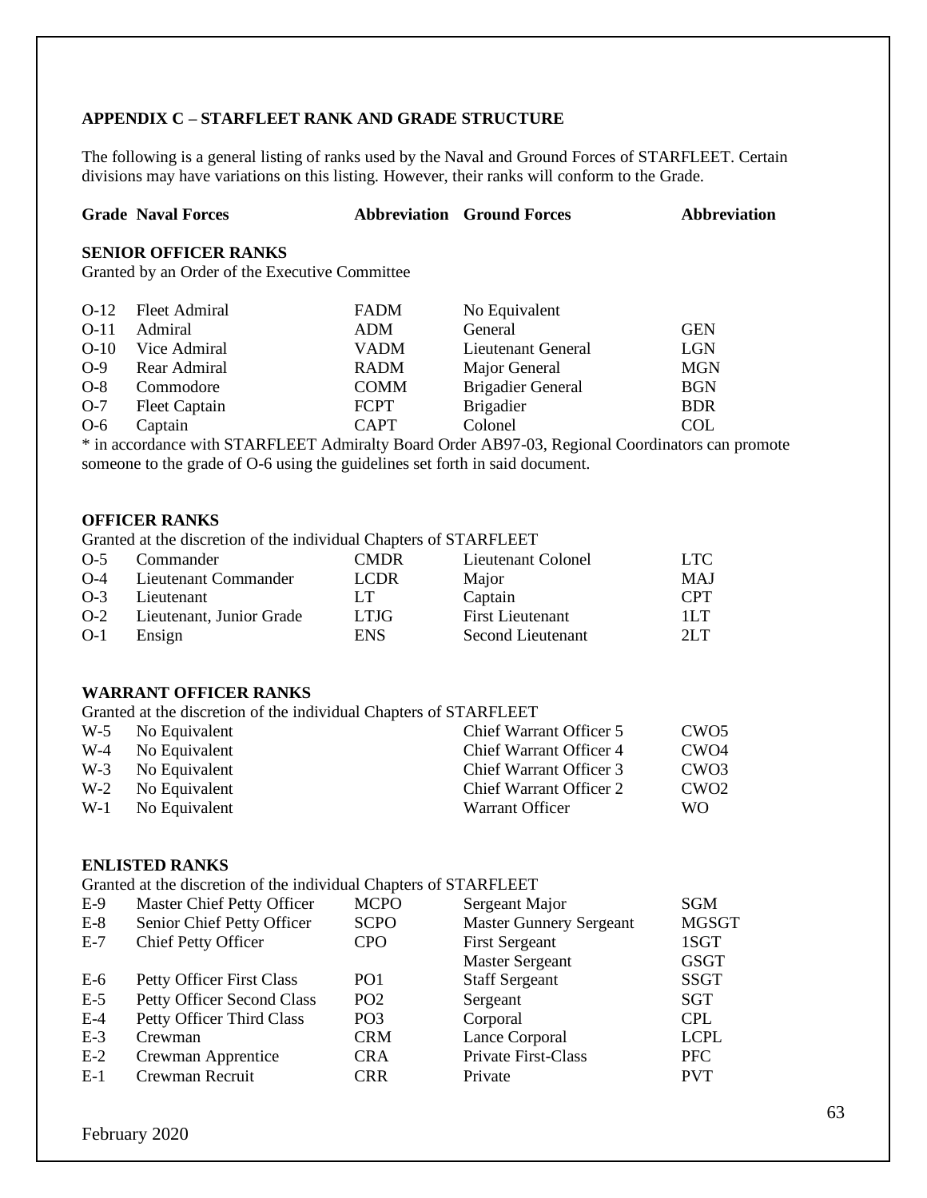## APPENDIX C – STARFLEET RANK AND GRADE STRUCTURE

The following is a general listing of ranks used by the Naval and Ground Forces of STARFLEET. Certain divisions may have variations on this listing. However, their ranks will conform to the Grade.

| Grade | Naval Forces | Abbreviation | Ground Forces | Abbreviation |
|---|---|---|---|---|
| **SENIOR OFFICER RANKS** | | | | |
| Granted by an Order of the Executive Committee | | | | |
| O-12 | Fleet Admiral | FADM | No Equivalent | |
| O-11 | Admiral | ADM | General | GEN |
| O-10 | Vice Admiral | VADM | Lieutenant General | LGN |
| O-9 | Rear Admiral | RADM | Major General | MGN |
| O-8 | Commodore | COMM | Brigadier General | BGN |
| O-7 | Fleet Captain | FCPT | Brigadier | BDR |
| O-6 | Captain | CAPT | Colonel | COL |

* in accordance with STARFLEET Admiralty Board Order AB97-03, Regional Coordinators can promote someone to the grade of O-6 using the guidelines set forth in said document.

| Grade | Naval Forces | Abbreviation | Ground Forces | Abbreviation |
|---|---|---|---|---|
| **OFFICER RANKS** | | | | |
| Granted at the discretion of the individual Chapters of STARFLEET | | | | |
| O-5 | Commander | CMDR | Lieutenant Colonel | LTC |
| O-4 | Lieutenant Commander | LCDR | Major | MAJ |
| O-3 | Lieutenant | LT | Captain | CPT |
| O-2 | Lieutenant, Junior Grade | LTJG | First Lieutenant | 1LT |
| O-1 | Ensign | ENS | Second Lieutenant | 2LT |
| **WARRANT OFFICER RANKS** | | | | |
| Granted at the discretion of the individual Chapters of STARFLEET | | | | |
| W-5 | No Equivalent | | Chief Warrant Officer 5 | CWO5 |
| W-4 | No Equivalent | | Chief Warrant Officer 4 | CWO4 |
| W-3 | No Equivalent | | Chief Warrant Officer 3 | CWO3 |
| W-2 | No Equivalent | | Chief Warrant Officer 2 | CWO2 |
| W-1 | No Equivalent | | Warrant Officer | WO |
| **ENLISTED RANKS** | | | | |
| Granted at the discretion of the individual Chapters of STARFLEET | | | | |
| E-9 | Master Chief Petty Officer | MCPO | Sergeant Major | SGM |
| E-8 | Senior Chief Petty Officer | SCPO | Master Gunnery Sergeant | MGSGT |
| E-7 | Chief Petty Officer | CPO | First Sergeant | 1SGT |
| | | | Master Sergeant | GSGT |
| E-6 | Petty Officer First Class | PO1 | Staff Sergeant | SSGT |
| E-5 | Petty Officer Second Class | PO2 | Sergeant | SGT |
| E-4 | Petty Officer Third Class | PO3 | Corporal | CPL |
| E-3 | Crewman | CRM | Lance Corporal | LCPL |
| E-2 | Crewman Apprentice | CRA | Private First-Class | PFC |
| E-1 | Crewman Recruit | CRR | Private | PVT |

February 2020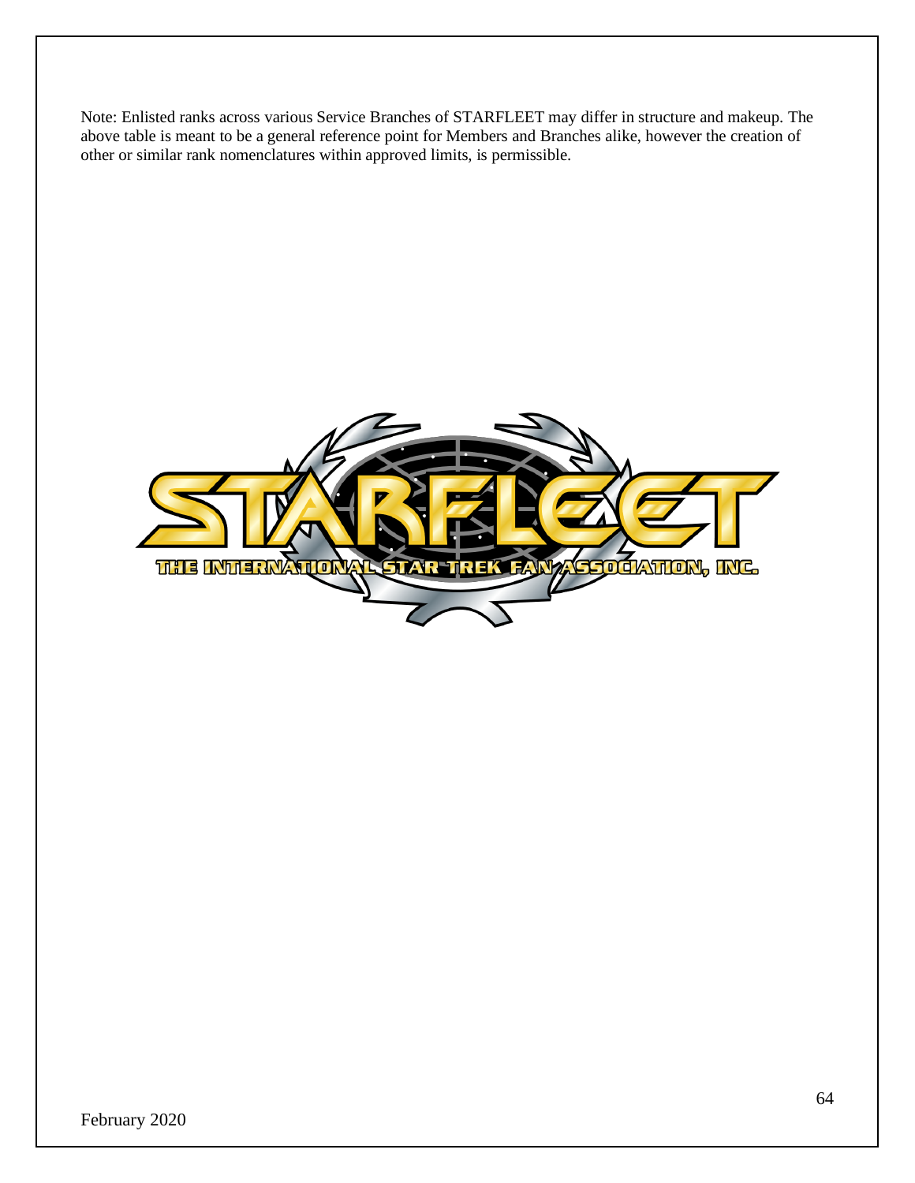Note: Enlisted ranks across various Service Branches of STARFLEET may differ in structure and makeup. The above table is meant to be a general reference point for Members and Branches alike, however the creation of other or similar rank nomenclatures within approved limits, is permissible.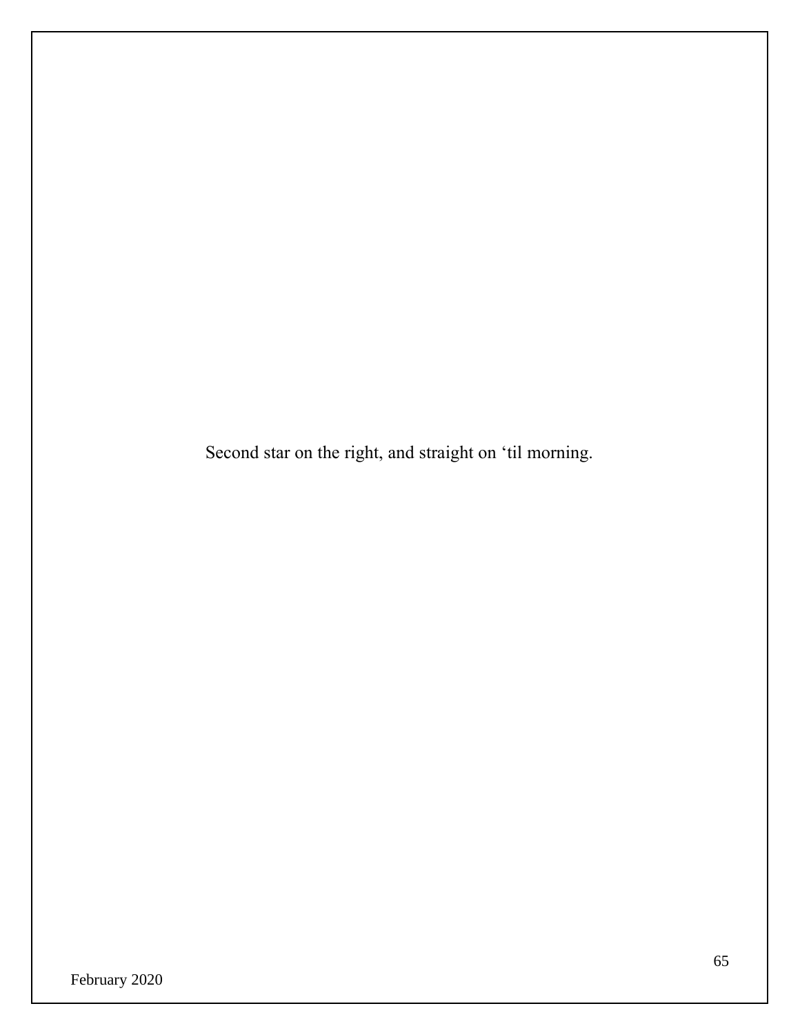Second star on the right, and straight on ‘til morning.